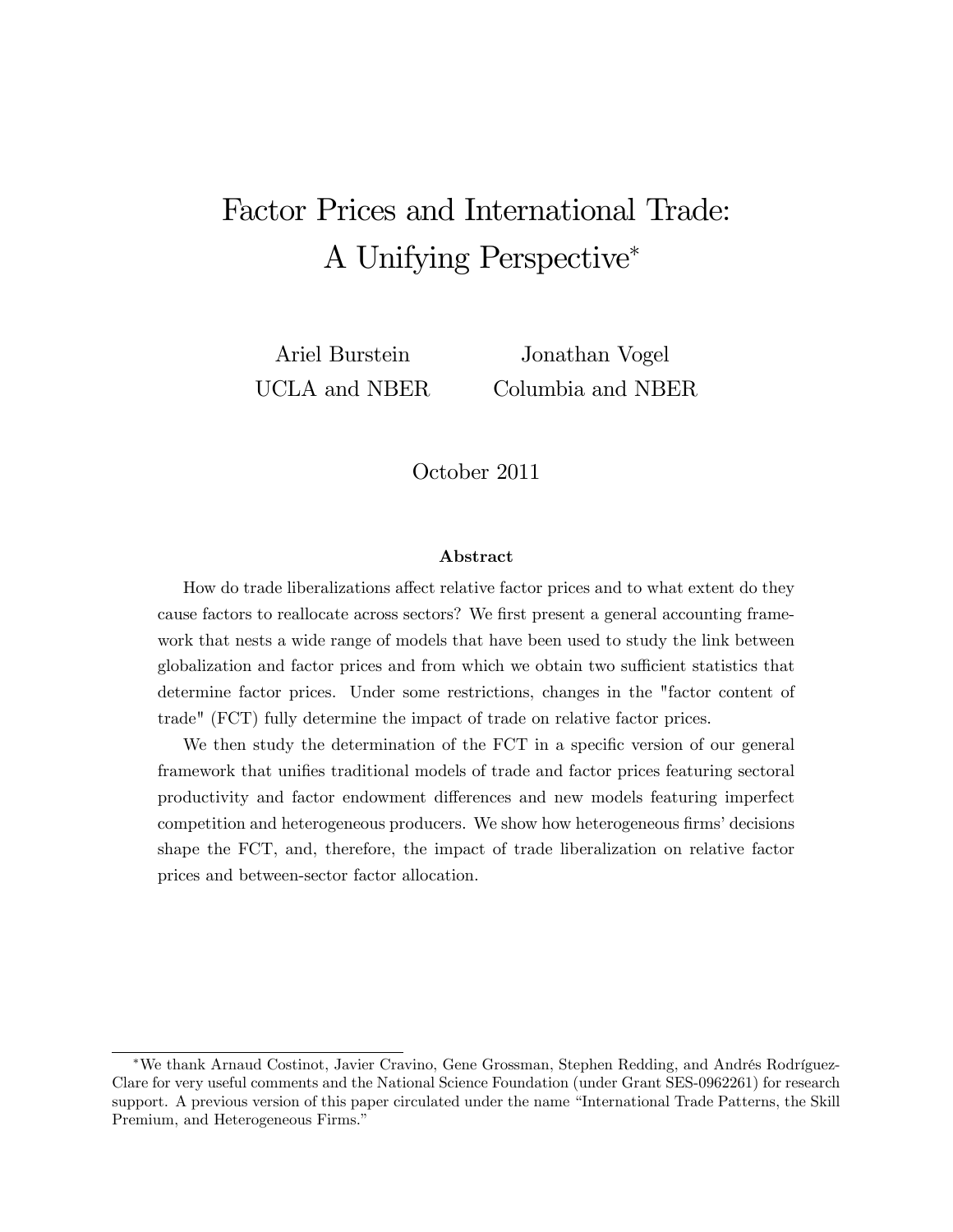# Factor Prices and International Trade: A Unifying Perspective*

Ariel Burstein
UCLA and NBER

Jonathan Vogel
Columbia and NBER

October 2011

### Abstract

How do trade liberalizations affect relative factor prices and to what extent do they cause factors to reallocate across sectors? We first present a general accounting framework that nests a wide range of models that have been used to study the link between globalization and factor prices and from which we obtain two sufficient statistics that determine factor prices. Under some restrictions, changes in the "factor content of trade" (FCT) fully determine the impact of trade on relative factor prices.

We then study the determination of the FCT in a specific version of our general framework that unifies traditional models of trade and factor prices featuring sectoral productivity and factor endowment differences and new models featuring imperfect competition and heterogeneous producers. We show how heterogeneous firms' decisions shape the FCT, and, therefore, the impact of trade liberalization on relative factor prices and between-sector factor allocation.

*We thank Arnaud Costinot, Javier Cravino, Gene Grossman, Stephen Redding, and Andrés Rodríguez-Clare for very useful comments and the National Science Foundation (under Grant SES-0962261) for research support. A previous version of this paper circulated under the name "International Trade Patterns, the Skill Premium, and Heterogeneous Firms."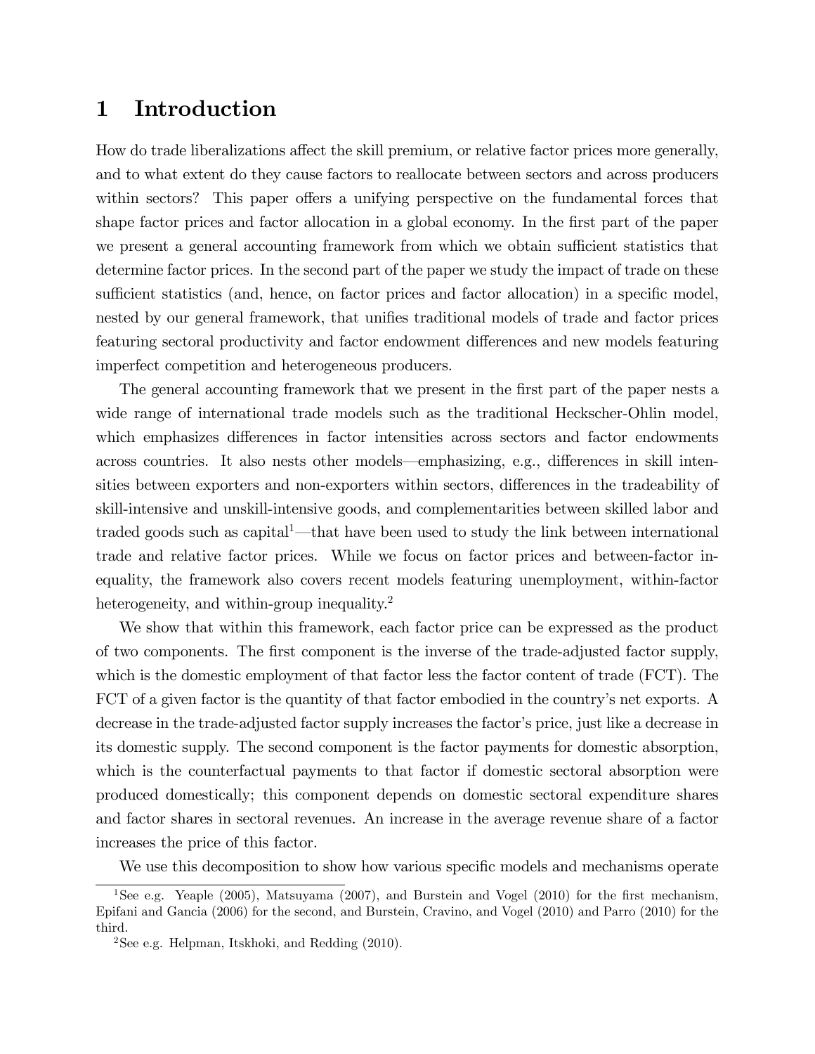# 1 Introduction

How do trade liberalizations affect the skill premium, or relative factor prices more generally, and to what extent do they cause factors to reallocate between sectors and across producers within sectors? This paper offers a unifying perspective on the fundamental forces that shape factor prices and factor allocation in a global economy. In the first part of the paper we present a general accounting framework from which we obtain sufficient statistics that determine factor prices. In the second part of the paper we study the impact of trade on these sufficient statistics (and, hence, on factor prices and factor allocation) in a specific model, nested by our general framework, that unifies traditional models of trade and factor prices featuring sectoral productivity and factor endowment differences and new models featuring imperfect competition and heterogeneous producers.

The general accounting framework that we present in the first part of the paper nests a wide range of international trade models such as the traditional Heckscher-Ohlin model, which emphasizes differences in factor intensities across sectors and factor endowments across countries. It also nests other models—emphasizing, e.g., differences in skill intensities between exporters and non-exporters within sectors, differences in the tradeability of skill-intensive and unskill-intensive goods, and complementarities between skilled labor and traded goods such as capital[1]—that have been used to study the link between international trade and relative factor prices. While we focus on factor prices and between-factor inequality, the framework also covers recent models featuring unemployment, within-factor heterogeneity, and within-group inequality.[2]

We show that within this framework, each factor price can be expressed as the product of two components. The first component is the inverse of the trade-adjusted factor supply, which is the domestic employment of that factor less the factor content of trade (FCT). The FCT of a given factor is the quantity of that factor embodied in the country's net exports. A decrease in the trade-adjusted factor supply increases the factor's price, just like a decrease in its domestic supply. The second component is the factor payments for domestic absorption, which is the counterfactual payments to that factor if domestic sectoral absorption were produced domestically; this component depends on domestic sectoral expenditure shares and factor shares in sectoral revenues. An increase in the average revenue share of a factor increases the price of this factor.

We use this decomposition to show how various specific models and mechanisms operate

[1] See e.g. Yeaple (2005), Matsuyama (2007), and Burstein and Vogel (2010) for the first mechanism, Epifani and Gancia (2006) for the second, and Burstein, Cravino, and Vogel (2010) and Parro (2010) for the third.

[2] See e.g. Helpman, Itskhoki, and Redding (2010).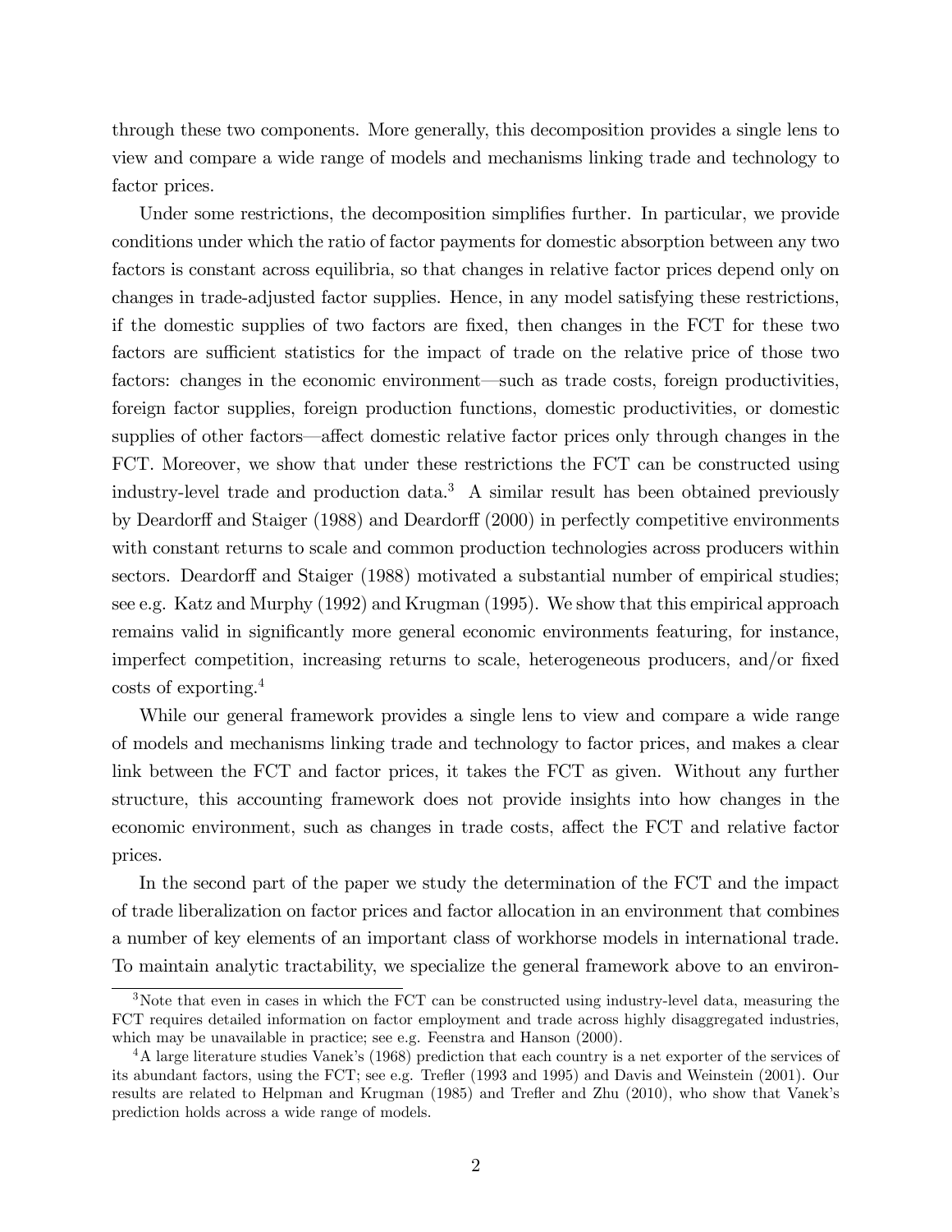through these two components. More generally, this decomposition provides a single lens to view and compare a wide range of models and mechanisms linking trade and technology to factor prices.

Under some restrictions, the decomposition simplifies further. In particular, we provide conditions under which the ratio of factor payments for domestic absorption between any two factors is constant across equilibria, so that changes in relative factor prices depend only on changes in trade-adjusted factor supplies. Hence, in any model satisfying these restrictions, if the domestic supplies of two factors are fixed, then changes in the FCT for these two factors are sufficient statistics for the impact of trade on the relative price of those two factors: changes in the economic environment—such as trade costs, foreign productivities, foreign factor supplies, foreign production functions, domestic productivities, or domestic supplies of other factors—affect domestic relative factor prices only through changes in the FCT. Moreover, we show that under these restrictions the FCT can be constructed using industry-level trade and production data.[3] A similar result has been obtained previously by Deardorff and Staiger (1988) and Deardorff (2000) in perfectly competitive environments with constant returns to scale and common production technologies across producers within sectors. Deardorff and Staiger (1988) motivated a substantial number of empirical studies; see e.g. Katz and Murphy (1992) and Krugman (1995). We show that this empirical approach remains valid in significantly more general economic environments featuring, for instance, imperfect competition, increasing returns to scale, heterogeneous producers, and/or fixed costs of exporting.[4]

While our general framework provides a single lens to view and compare a wide range of models and mechanisms linking trade and technology to factor prices, and makes a clear link between the FCT and factor prices, it takes the FCT as given. Without any further structure, this accounting framework does not provide insights into how changes in the economic environment, such as changes in trade costs, affect the FCT and relative factor prices.

In the second part of the paper we study the determination of the FCT and the impact of trade liberalization on factor prices and factor allocation in an environment that combines a number of key elements of an important class of workhorse models in international trade. To maintain analytic tractability, we specialize the general framework above to an environ-

[3] Note that even in cases in which the FCT can be constructed using industry-level data, measuring the FCT requires detailed information on factor employment and trade across highly disaggregated industries, which may be unavailable in practice; see e.g. Feenstra and Hanson (2000).

[4] A large literature studies Vanek's (1968) prediction that each country is a net exporter of the services of its abundant factors, using the FCT; see e.g. Trefler (1993 and 1995) and Davis and Weinstein (2001). Our results are related to Helpman and Krugman (1985) and Trefler and Zhu (2010), who show that Vanek's prediction holds across a wide range of models.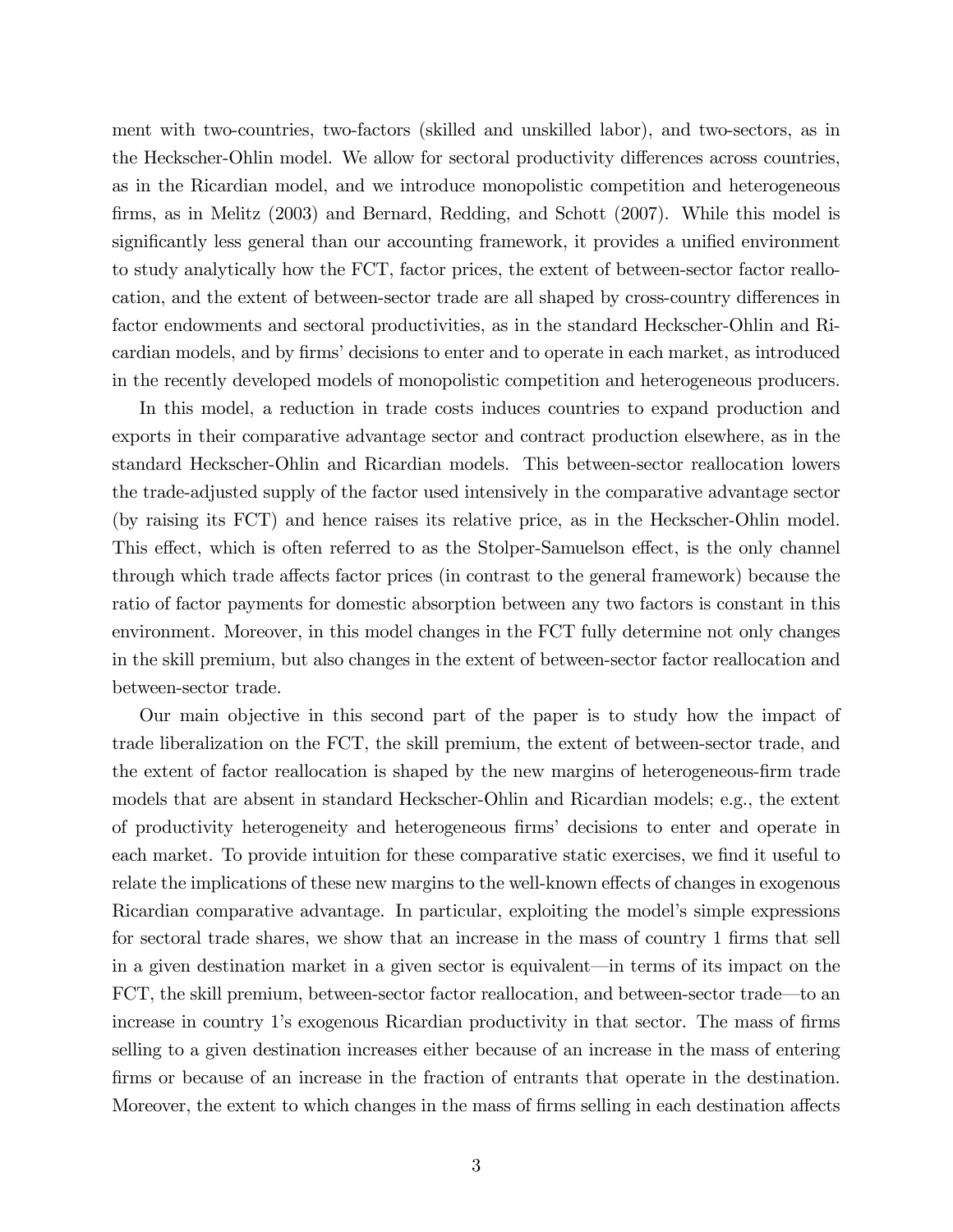ment with two-countries, two-factors (skilled and unskilled labor), and two-sectors, as in the Heckscher-Ohlin model. We allow for sectoral productivity differences across countries, as in the Ricardian model, and we introduce monopolistic competition and heterogeneous firms, as in Melitz (2003) and Bernard, Redding, and Schott (2007). While this model is significantly less general than our accounting framework, it provides a unified environment to study analytically how the FCT, factor prices, the extent of between-sector factor reallocation, and the extent of between-sector trade are all shaped by cross-country differences in factor endowments and sectoral productivities, as in the standard Heckscher-Ohlin and Ricardian models, and by firms' decisions to enter and to operate in each market, as introduced in the recently developed models of monopolistic competition and heterogeneous producers.

In this model, a reduction in trade costs induces countries to expand production and exports in their comparative advantage sector and contract production elsewhere, as in the standard Heckscher-Ohlin and Ricardian models. This between-sector reallocation lowers the trade-adjusted supply of the factor used intensively in the comparative advantage sector (by raising its FCT) and hence raises its relative price, as in the Heckscher-Ohlin model. This effect, which is often referred to as the Stolper-Samuelson effect, is the only channel through which trade affects factor prices (in contrast to the general framework) because the ratio of factor payments for domestic absorption between any two factors is constant in this environment. Moreover, in this model changes in the FCT fully determine not only changes in the skill premium, but also changes in the extent of between-sector factor reallocation and between-sector trade.

Our main objective in this second part of the paper is to study how the impact of trade liberalization on the FCT, the skill premium, the extent of between-sector trade, and the extent of factor reallocation is shaped by the new margins of heterogeneous-firm trade models that are absent in standard Heckscher-Ohlin and Ricardian models; e.g., the extent of productivity heterogeneity and heterogeneous firms' decisions to enter and operate in each market. To provide intuition for these comparative static exercises, we find it useful to relate the implications of these new margins to the well-known effects of changes in exogenous Ricardian comparative advantage. In particular, exploiting the model's simple expressions for sectoral trade shares, we show that an increase in the mass of country 1 firms that sell in a given destination market in a given sector is equivalent—in terms of its impact on the FCT, the skill premium, between-sector factor reallocation, and between-sector trade—to an increase in country 1's exogenous Ricardian productivity in that sector. The mass of firms selling to a given destination increases either because of an increase in the mass of entering firms or because of an increase in the fraction of entrants that operate in the destination. Moreover, the extent to which changes in the mass of firms selling in each destination affects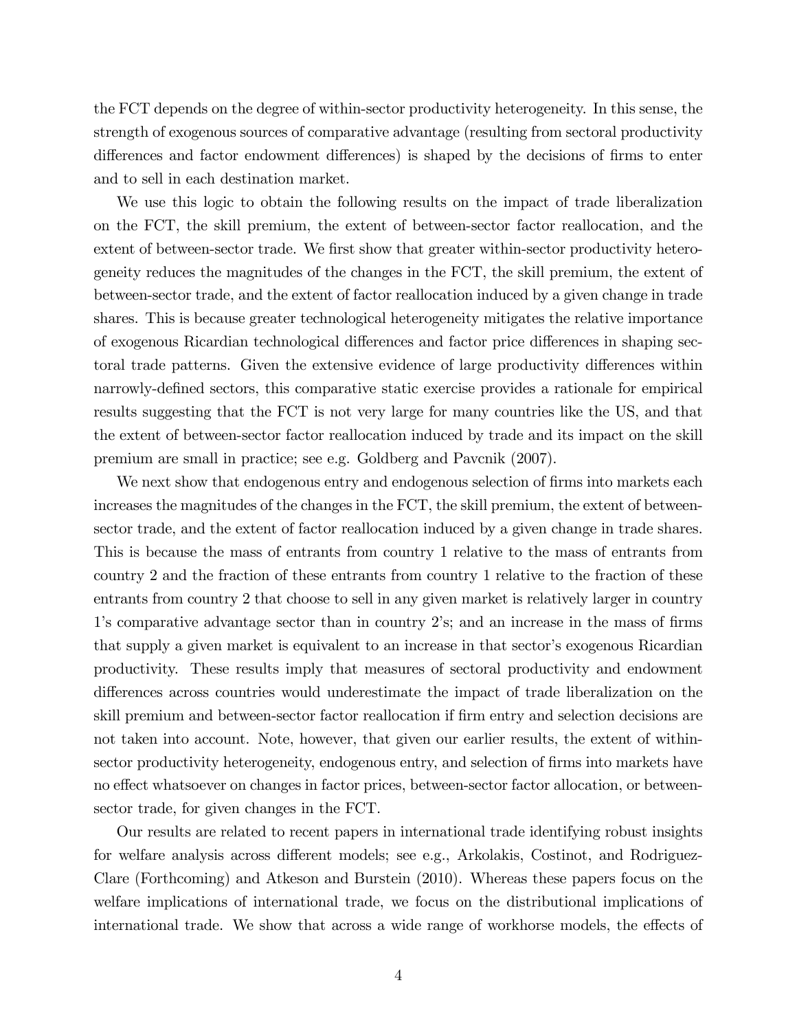the FCT depends on the degree of within-sector productivity heterogeneity. In this sense, the strength of exogenous sources of comparative advantage (resulting from sectoral productivity differences and factor endowment differences) is shaped by the decisions of firms to enter and to sell in each destination market.

We use this logic to obtain the following results on the impact of trade liberalization on the FCT, the skill premium, the extent of between-sector factor reallocation, and the extent of between-sector trade. We first show that greater within-sector productivity heterogeneity reduces the magnitudes of the changes in the FCT, the skill premium, the extent of between-sector trade, and the extent of factor reallocation induced by a given change in trade shares. This is because greater technological heterogeneity mitigates the relative importance of exogenous Ricardian technological differences and factor price differences in shaping sectoral trade patterns. Given the extensive evidence of large productivity differences within narrowly-defined sectors, this comparative static exercise provides a rationale for empirical results suggesting that the FCT is not very large for many countries like the US, and that the extent of between-sector factor reallocation induced by trade and its impact on the skill premium are small in practice; see e.g. Goldberg and Pavcnik (2007).

We next show that endogenous entry and endogenous selection of firms into markets each increases the magnitudes of the changes in the FCT, the skill premium, the extent of between-sector trade, and the extent of factor reallocation induced by a given change in trade shares. This is because the mass of entrants from country 1 relative to the mass of entrants from country 2 and the fraction of these entrants from country 1 relative to the fraction of these entrants from country 2 that choose to sell in any given market is relatively larger in country 1's comparative advantage sector than in country 2's; and an increase in the mass of firms that supply a given market is equivalent to an increase in that sector's exogenous Ricardian productivity. These results imply that measures of sectoral productivity and endowment differences across countries would underestimate the impact of trade liberalization on the skill premium and between-sector factor reallocation if firm entry and selection decisions are not taken into account. Note, however, that given our earlier results, the extent of within-sector productivity heterogeneity, endogenous entry, and selection of firms into markets have no effect whatsoever on changes in factor prices, between-sector factor allocation, or between-sector trade, for given changes in the FCT.

Our results are related to recent papers in international trade identifying robust insights for welfare analysis across different models; see e.g., Arkolakis, Costinot, and Rodriguez-Clare (Forthcoming) and Atkeson and Burstein (2010). Whereas these papers focus on the welfare implications of international trade, we focus on the distributional implications of international trade. We show that across a wide range of workhorse models, the effects of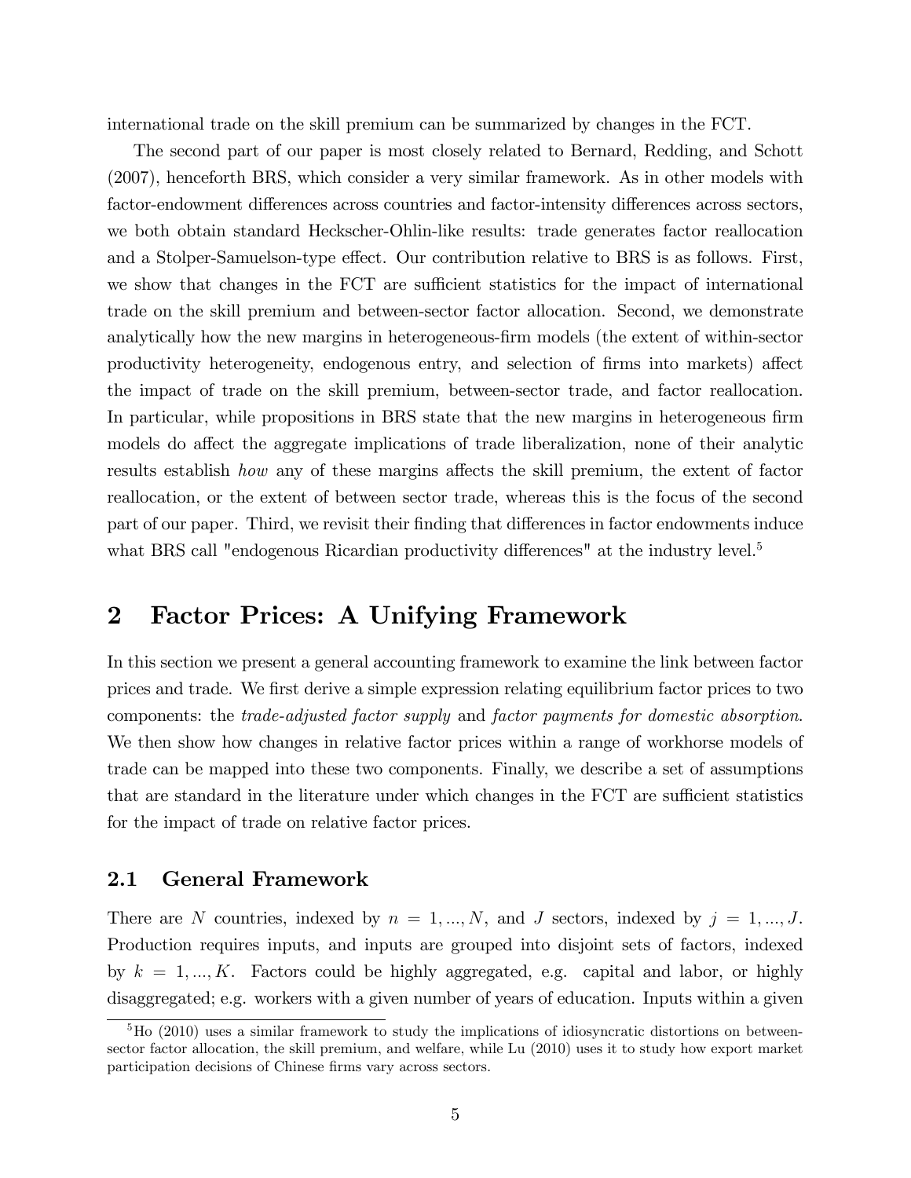international trade on the skill premium can be summarized by changes in the FCT.

The second part of our paper is most closely related to Bernard, Redding, and Schott (2007), henceforth BRS, which consider a very similar framework. As in other models with factor-endowment differences across countries and factor-intensity differences across sectors, we both obtain standard Heckscher-Ohlin-like results: trade generates factor reallocation and a Stolper-Samuelson-type effect. Our contribution relative to BRS is as follows. First, we show that changes in the FCT are sufficient statistics for the impact of international trade on the skill premium and between-sector factor allocation. Second, we demonstrate analytically how the new margins in heterogeneous-firm models (the extent of within-sector productivity heterogeneity, endogenous entry, and selection of firms into markets) affect the impact of trade on the skill premium, between-sector trade, and factor reallocation. In particular, while propositions in BRS state that the new margins in heterogeneous firm models do affect the aggregate implications of trade liberalization, none of their analytic results establish *how* any of these margins affects the skill premium, the extent of factor reallocation, or the extent of between sector trade, whereas this is the focus of the second part of our paper. Third, we revisit their finding that differences in factor endowments induce what BRS call "endogenous Ricardian productivity differences" at the industry level.[5]

# 2 Factor Prices: A Unifying Framework

In this section we present a general accounting framework to examine the link between factor prices and trade. We first derive a simple expression relating equilibrium factor prices to two components: the *trade-adjusted factor supply* and *factor payments for domestic absorption*. We then show how changes in relative factor prices within a range of workhorse models of trade can be mapped into these two components. Finally, we describe a set of assumptions that are standard in the literature under which changes in the FCT are sufficient statistics for the impact of trade on relative factor prices.

## 2.1 General Framework

There are $N$ countries, indexed by $n = 1, ..., N$, and $J$ sectors, indexed by $j = 1, ..., J$. Production requires inputs, and inputs are grouped into disjoint sets of factors, indexed by $k = 1, ..., K$. Factors could be highly aggregated, e.g. capital and labor, or highly disaggregated; e.g. workers with a given number of years of education. Inputs within a given

[5] Ho (2010) uses a similar framework to study the implications of idiosyncratic distortions on between-sector factor allocation, the skill premium, and welfare, while Lu (2010) uses it to study how export market participation decisions of Chinese firms vary across sectors.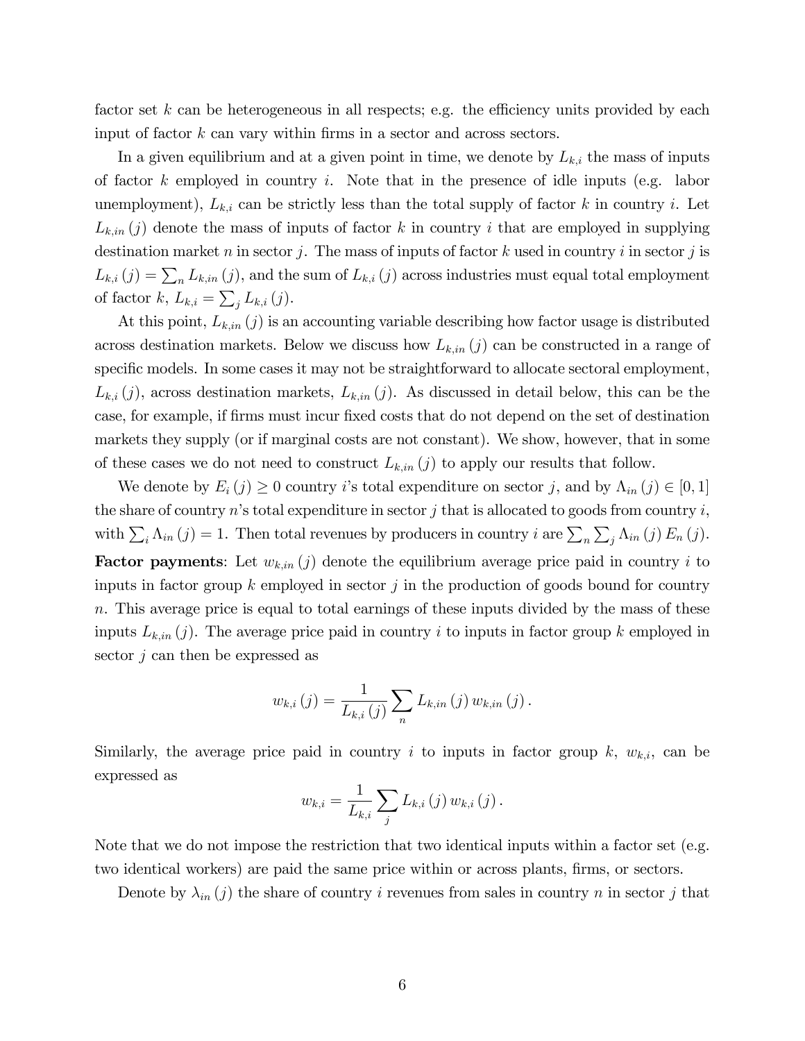factor set $k$ can be heterogeneous in all respects; e.g. the efficiency units provided by each input of factor $k$ can vary within firms in a sector and across sectors.

In a given equilibrium and at a given point in time, we denote by $L_{k,i}$ the mass of inputs of factor $k$ employed in country $i$. Note that in the presence of idle inputs (e.g. labor unemployment), $L_{k,i}$ can be strictly less than the total supply of factor $k$ in country $i$. Let $L_{k,in}(j)$ denote the mass of inputs of factor $k$ in country $i$ that are employed in supplying destination market $n$ in sector $j$. The mass of inputs of factor $k$ used in country $i$ in sector $j$ is $L_{k,i}(j) = \sum_n L_{k,in}(j)$, and the sum of $L_{k,i}(j)$ across industries must equal total employment of factor $k$, $L_{k,i} = \sum_j L_{k,i}(j)$.

At this point, $L_{k,in}(j)$ is an accounting variable describing how factor usage is distributed across destination markets. Below we discuss how $L_{k,in}(j)$ can be constructed in a range of specific models. In some cases it may not be straightforward to allocate sectoral employment, $L_{k,i}(j)$, across destination markets, $L_{k,in}(j)$. As discussed in detail below, this can be the case, for example, if firms must incur fixed costs that do not depend on the set of destination markets they supply (or if marginal costs are not constant). We show, however, that in some of these cases we do not need to construct $L_{k,in}(j)$ to apply our results that follow.

We denote by $E_i(j) \geq 0$ country $i$'s total expenditure on sector $j$, and by $\Lambda_{in}(j) \in [0,1]$ the share of country $n$'s total expenditure in sector $j$ that is allocated to goods from country $i$, with $\sum_i \Lambda_{in}(j) = 1$. Then total revenues by producers in country $i$ are $\sum_n \sum_j \Lambda_{in}(j) E_n(j)$.

**Factor payments**: Let $w_{k,in}(j)$ denote the equilibrium average price paid in country $i$ to inputs in factor group $k$ employed in sector $j$ in the production of goods bound for country $n$. This average price is equal to total earnings of these inputs divided by the mass of these inputs $L_{k,in}(j)$. The average price paid in country $i$ to inputs in factor group $k$ employed in sector $j$ can then be expressed as

$$w_{k,i}(j) = \frac{1}{L_{k,i}(j)} \sum_n L_{k,in}(j) \, w_{k,in}(j) \, .$$

Similarly, the average price paid in country $i$ to inputs in factor group $k$, $w_{k,i}$, can be expressed as

$$w_{k,i} = \frac{1}{L_{k,i}} \sum_j L_{k,i}(j) \, w_{k,i}(j) \, .$$

Note that we do not impose the restriction that two identical inputs within a factor set (e.g. two identical workers) are paid the same price within or across plants, firms, or sectors.

Denote by $\lambda_{in}(j)$ the share of country $i$ revenues from sales in country $n$ in sector $j$ that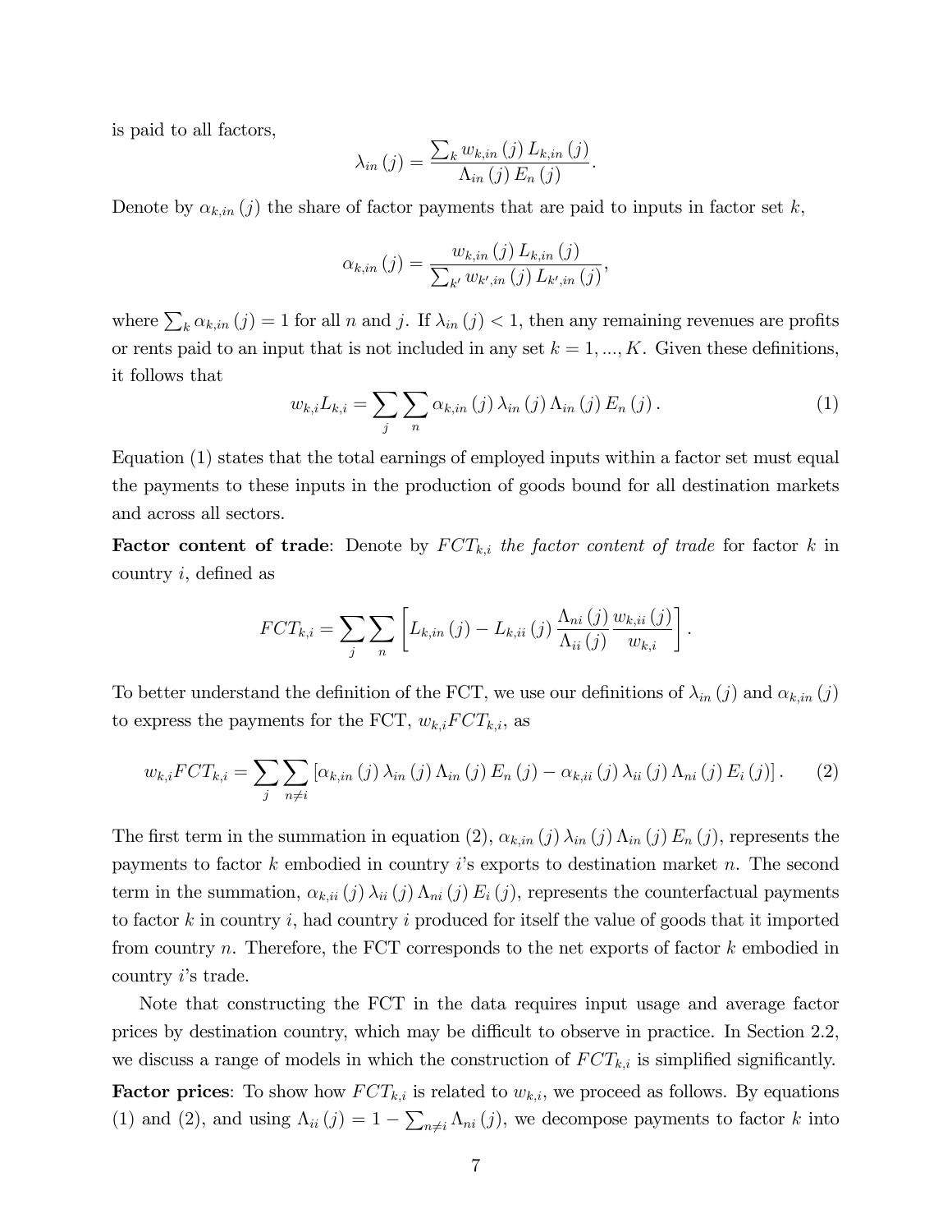is paid to all factors,

$$\lambda_{in}(j) = \frac{\sum_k w_{k,in}(j) L_{k,in}(j)}{\Lambda_{in}(j) E_n(j)}.$$

Denote by $\alpha_{k,in}(j)$ the share of factor payments that are paid to inputs in factor set $k$,

$$\alpha_{k,in}(j) = \frac{w_{k,in}(j) L_{k,in}(j)}{\sum_{k'} w_{k',in}(j) L_{k',in}(j)},$$

where $\sum_k \alpha_{k,in}(j) = 1$ for all $n$ and $j$. If $\lambda_{in}(j) < 1$, then any remaining revenues are profits or rents paid to an input that is not included in any set $k = 1, ..., K$. Given these definitions, it follows that

$$w_{k,i} L_{k,i} = \sum_j \sum_n \alpha_{k,in}(j) \lambda_{in}(j) \Lambda_{in}(j) E_n(j). \quad (1)$$

Equation (1) states that the total earnings of employed inputs within a factor set must equal the payments to these inputs in the production of goods bound for all destination markets and across all sectors.

**Factor content of trade**: Denote by $FCT_{k,i}$ *the factor content of trade* for factor $k$ in country $i$, defined as

$$FCT_{k,i} = \sum_j \sum_n \left[ L_{k,in}(j) - L_{k,ii}(j) \frac{\Lambda_{ni}(j)}{\Lambda_{ii}(j)} \frac{w_{k,ii}(j)}{w_{k,i}} \right].$$

To better understand the definition of the FCT, we use our definitions of $\lambda_{in}(j)$ and $\alpha_{k,in}(j)$ to express the payments for the FCT, $w_{k,i} FCT_{k,i}$, as

$$w_{k,i} FCT_{k,i} = \sum_j \sum_{n \neq i} \left[ \alpha_{k,in}(j) \lambda_{in}(j) \Lambda_{in}(j) E_n(j) - \alpha_{k,ii}(j) \lambda_{ii}(j) \Lambda_{ni}(j) E_i(j) \right]. \quad (2)$$

The first term in the summation in equation (2), $\alpha_{k,in}(j) \lambda_{in}(j) \Lambda_{in}(j) E_n(j)$, represents the payments to factor $k$ embodied in country $i$'s exports to destination market $n$. The second term in the summation, $\alpha_{k,ii}(j) \lambda_{ii}(j) \Lambda_{ni}(j) E_i(j)$, represents the counterfactual payments to factor $k$ in country $i$, had country $i$ produced for itself the value of goods that it imported from country $n$. Therefore, the FCT corresponds to the net exports of factor $k$ embodied in country $i$'s trade.

Note that constructing the FCT in the data requires input usage and average factor prices by destination country, which may be difficult to observe in practice. In Section 2.2, we discuss a range of models in which the construction of $FCT_{k,i}$ is simplified significantly.

**Factor prices**: To show how $FCT_{k,i}$ is related to $w_{k,i}$, we proceed as follows. By equations (1) and (2), and using $\Lambda_{ii}(j) = 1 - \sum_{n \neq i} \Lambda_{ni}(j)$, we decompose payments to factor $k$ into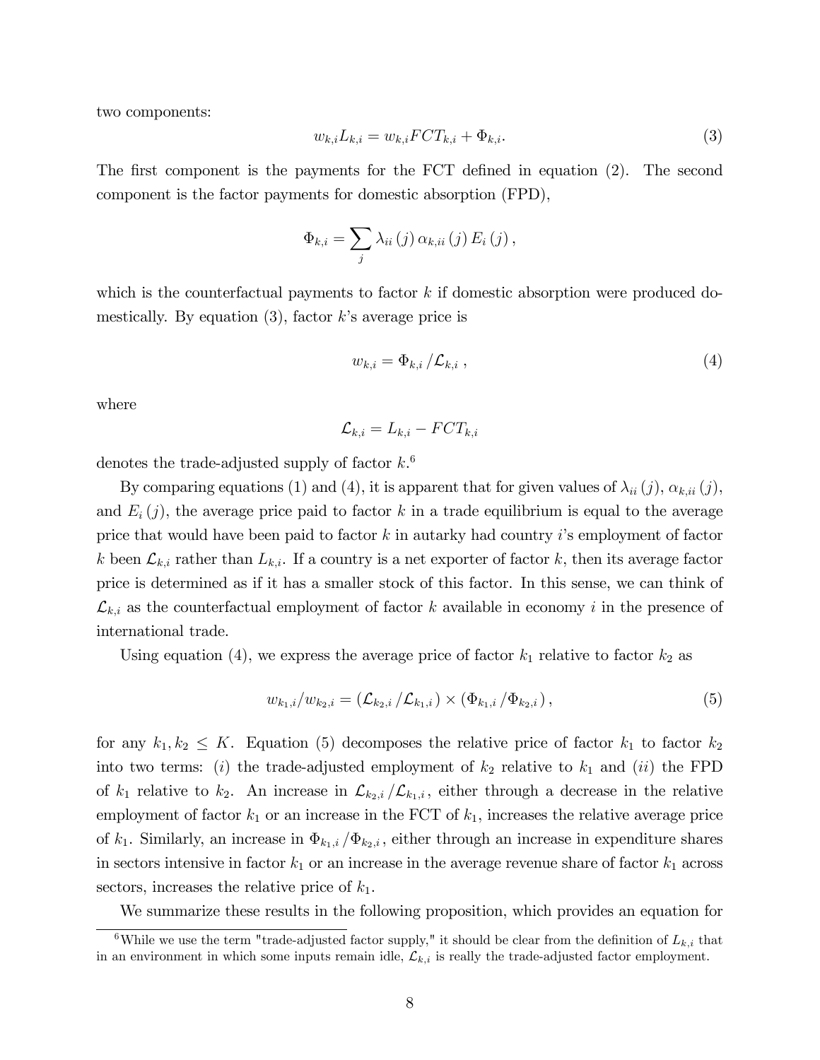two components:

$$w_{k,i}L_{k,i} = w_{k,i}FCT_{k,i} + \Phi_{k,i}. \tag{3}$$

The first component is the payments for the FCT defined in equation (2). The second component is the factor payments for domestic absorption (FPD),

$$\Phi_{k,i} = \sum_{j} \lambda_{ii}(j)\, \alpha_{k,ii}(j)\, E_i(j),$$

which is the counterfactual payments to factor $k$ if domestic absorption were produced domestically. By equation (3), factor $k$'s average price is

$$w_{k,i} = \Phi_{k,i} / \mathcal{L}_{k,i}\,, \tag{4}$$

where

$$\mathcal{L}_{k,i} = L_{k,i} - FCT_{k,i}$$

denotes the trade-adjusted supply of factor $k$.[6]

By comparing equations (1) and (4), it is apparent that for given values of $\lambda_{ii}(j)$, $\alpha_{k,ii}(j)$, and $E_i(j)$, the average price paid to factor $k$ in a trade equilibrium is equal to the average price that would have been paid to factor $k$ in autarky had country $i$'s employment of factor $k$ been $\mathcal{L}_{k,i}$ rather than $L_{k,i}$. If a country is a net exporter of factor $k$, then its average factor price is determined as if it has a smaller stock of this factor. In this sense, we can think of $\mathcal{L}_{k,i}$ as the counterfactual employment of factor $k$ available in economy $i$ in the presence of international trade.

Using equation (4), we express the average price of factor $k_1$ relative to factor $k_2$ as

$$w_{k_1,i}/w_{k_2,i} = (\mathcal{L}_{k_2,i}/\mathcal{L}_{k_1,i}) \times (\Phi_{k_1,i}/\Phi_{k_2,i}), \tag{5}$$

for any $k_1, k_2 \leq K$. Equation (5) decomposes the relative price of factor $k_1$ to factor $k_2$ into two terms: $(i)$ the trade-adjusted employment of $k_2$ relative to $k_1$ and $(ii)$ the FPD of $k_1$ relative to $k_2$. An increase in $\mathcal{L}_{k_2,i}/\mathcal{L}_{k_1,i}$, either through a decrease in the relative employment of factor $k_1$ or an increase in the FCT of $k_1$, increases the relative average price of $k_1$. Similarly, an increase in $\Phi_{k_1,i}/\Phi_{k_2,i}$, either through an increase in expenditure shares in sectors intensive in factor $k_1$ or an increase in the average revenue share of factor $k_1$ across sectors, increases the relative price of $k_1$.

We summarize these results in the following proposition, which provides an equation for

[6] While we use the term "trade-adjusted factor supply," it should be clear from the definition of $L_{k,i}$ that in an environment in which some inputs remain idle, $\mathcal{L}_{k,i}$ is really the trade-adjusted factor employment.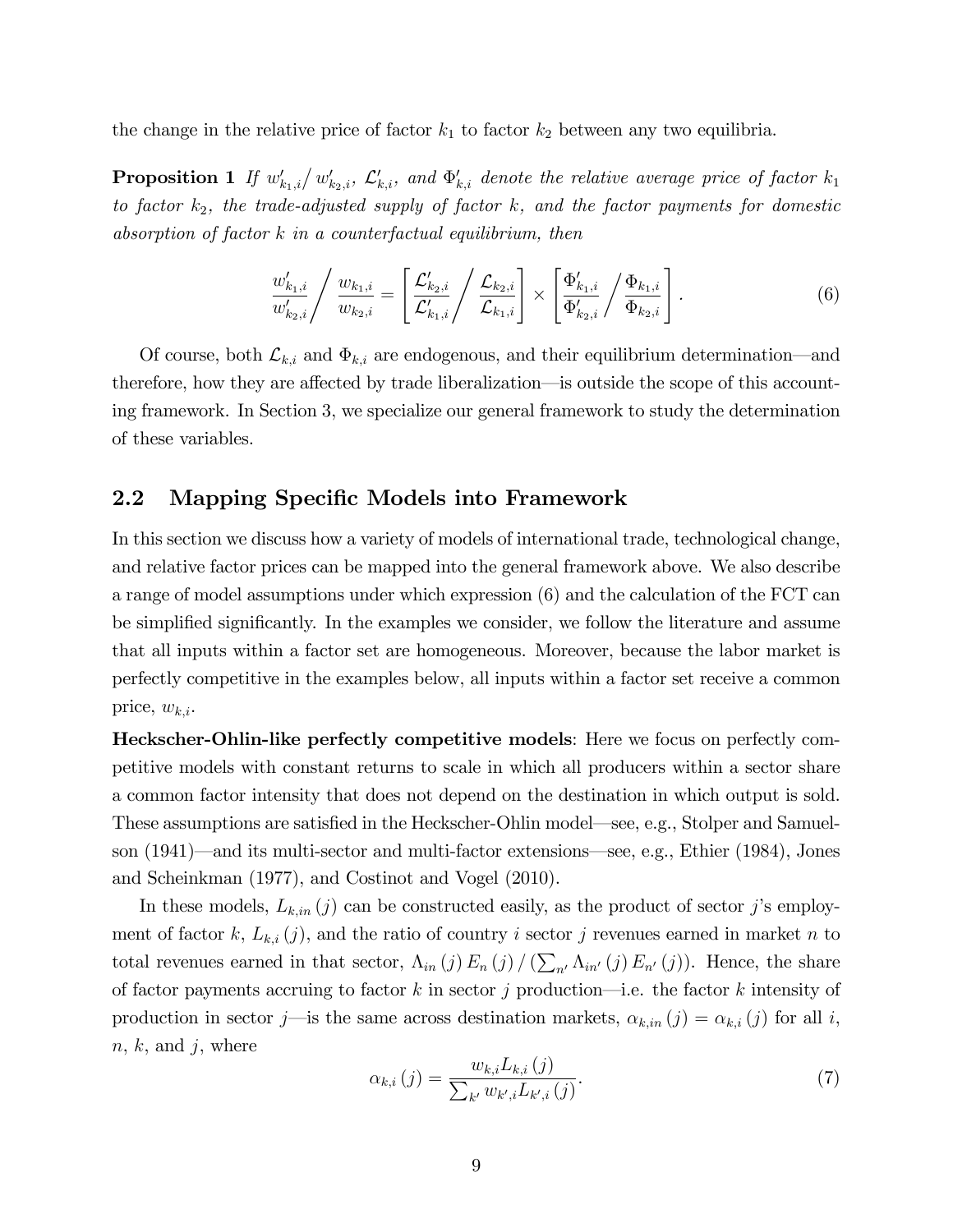the change in the relative price of factor $k_1$ to factor $k_2$ between any two equilibria.

**Proposition 1** *If $w'_{k_1,i}/\, w'_{k_2,i}$, $\mathcal{L}'_{k,i}$, and $\Phi'_{k,i}$ denote the relative average price of factor $k_1$ to factor $k_2$, the trade-adjusted supply of factor $k$, and the factor payments for domestic absorption of factor $k$ in a counterfactual equilibrium, then*

$$\frac{w'_{k_1,i}}{w'_{k_2,i}} \Bigg/ \frac{w_{k_1,i}}{w_{k_2,i}} = \left[ \frac{\mathcal{L}'_{k_2,i}}{\mathcal{L}'_{k_1,i}} \Bigg/ \frac{\mathcal{L}_{k_2,i}}{\mathcal{L}_{k_1,i}} \right] \times \left[ \frac{\Phi'_{k_1,i}}{\Phi'_{k_2,i}} \Bigg/ \frac{\Phi_{k_1,i}}{\Phi_{k_2,i}} \right]. \tag{6}$$

Of course, both $\mathcal{L}_{k,i}$ and $\Phi_{k,i}$ are endogenous, and their equilibrium determination—and therefore, how they are affected by trade liberalization—is outside the scope of this accounting framework. In Section 3, we specialize our general framework to study the determination of these variables.

## 2.2 Mapping Specific Models into Framework

In this section we discuss how a variety of models of international trade, technological change, and relative factor prices can be mapped into the general framework above. We also describe a range of model assumptions under which expression (6) and the calculation of the FCT can be simplified significantly. In the examples we consider, we follow the literature and assume that all inputs within a factor set are homogeneous. Moreover, because the labor market is perfectly competitive in the examples below, all inputs within a factor set receive a common price, $w_{k,i}$.

**Heckscher-Ohlin-like perfectly competitive models**: Here we focus on perfectly competitive models with constant returns to scale in which all producers within a sector share a common factor intensity that does not depend on the destination in which output is sold. These assumptions are satisfied in the Heckscher-Ohlin model—see, e.g., Stolper and Samuelson (1941)—and its multi-sector and multi-factor extensions—see, e.g., Ethier (1984), Jones and Scheinkman (1977), and Costinot and Vogel (2010).

In these models, $L_{k,in}(j)$ can be constructed easily, as the product of sector $j$'s employment of factor $k$, $L_{k,i}(j)$, and the ratio of country $i$ sector $j$ revenues earned in market $n$ to total revenues earned in that sector, $\Lambda_{in}(j) E_n(j) / (\sum_{n'} \Lambda_{in'}(j) E_{n'}(j))$. Hence, the share of factor payments accruing to factor $k$ in sector $j$ production—i.e. the factor $k$ intensity of production in sector $j$—is the same across destination markets, $\alpha_{k,in}(j) = \alpha_{k,i}(j)$ for all $i$, $n$, $k$, and $j$, where

$$\alpha_{k,i}(j) = \frac{w_{k,i} L_{k,i}(j)}{\sum_{k'} w_{k',i} L_{k',i}(j)}. \tag{7}$$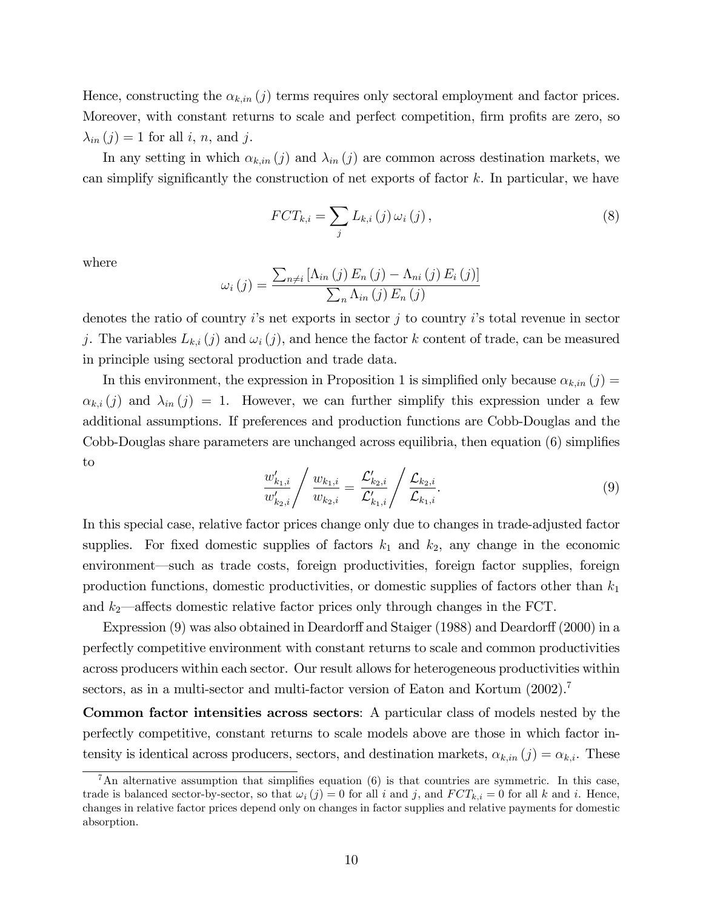Hence, constructing the $\alpha_{k,in}(j)$ terms requires only sectoral employment and factor prices. Moreover, with constant returns to scale and perfect competition, firm profits are zero, so $\lambda_{in}(j) = 1$ for all $i$, $n$, and $j$.

In any setting in which $\alpha_{k,in}(j)$ and $\lambda_{in}(j)$ are common across destination markets, we can simplify significantly the construction of net exports of factor $k$. In particular, we have

$$FCT_{k,i} = \sum_{j} L_{k,i}(j)\, \omega_i(j), \tag{8}$$

where

$$\omega_i(j) = \frac{\sum_{n \neq i} \left[\Lambda_{in}(j) E_n(j) - \Lambda_{ni}(j) E_i(j)\right]}{\sum_n \Lambda_{in}(j) E_n(j)}$$

denotes the ratio of country $i$'s net exports in sector $j$ to country $i$'s total revenue in sector $j$. The variables $L_{k,i}(j)$ and $\omega_i(j)$, and hence the factor $k$ content of trade, can be measured in principle using sectoral production and trade data.

In this environment, the expression in Proposition 1 is simplified only because $\alpha_{k,in}(j) = \alpha_{k,i}(j)$ and $\lambda_{in}(j) = 1$. However, we can further simplify this expression under a few additional assumptions. If preferences and production functions are Cobb-Douglas and the Cobb-Douglas share parameters are unchanged across equilibria, then equation (6) simplifies to

$$\frac{w'_{k_1,i}}{w'_{k_2,i}} \Bigg/ \frac{w_{k_1,i}}{w_{k_2,i}} = \frac{\mathcal{L}'_{k_2,i}}{\mathcal{L}'_{k_1,i}} \Bigg/ \frac{\mathcal{L}_{k_2,i}}{\mathcal{L}_{k_1,i}}. \tag{9}$$

In this special case, relative factor prices change only due to changes in trade-adjusted factor supplies. For fixed domestic supplies of factors $k_1$ and $k_2$, any change in the economic environment—such as trade costs, foreign productivities, foreign factor supplies, foreign production functions, domestic productivities, or domestic supplies of factors other than $k_1$ and $k_2$—affects domestic relative factor prices only through changes in the FCT.

Expression (9) was also obtained in Deardorff and Staiger (1988) and Deardorff (2000) in a perfectly competitive environment with constant returns to scale and common productivities across producers within each sector. Our result allows for heterogeneous productivities within sectors, as in a multi-sector and multi-factor version of Eaton and Kortum (2002).[7]

**Common factor intensities across sectors**: A particular class of models nested by the perfectly competitive, constant returns to scale models above are those in which factor intensity is identical across producers, sectors, and destination markets, $\alpha_{k,in}(j) = \alpha_{k,i}$. These

[7] An alternative assumption that simplifies equation (6) is that countries are symmetric. In this case, trade is balanced sector-by-sector, so that $\omega_i(j) = 0$ for all $i$ and $j$, and $FCT_{k,i} = 0$ for all $k$ and $i$. Hence, changes in relative factor prices depend only on changes in factor supplies and relative payments for domestic absorption.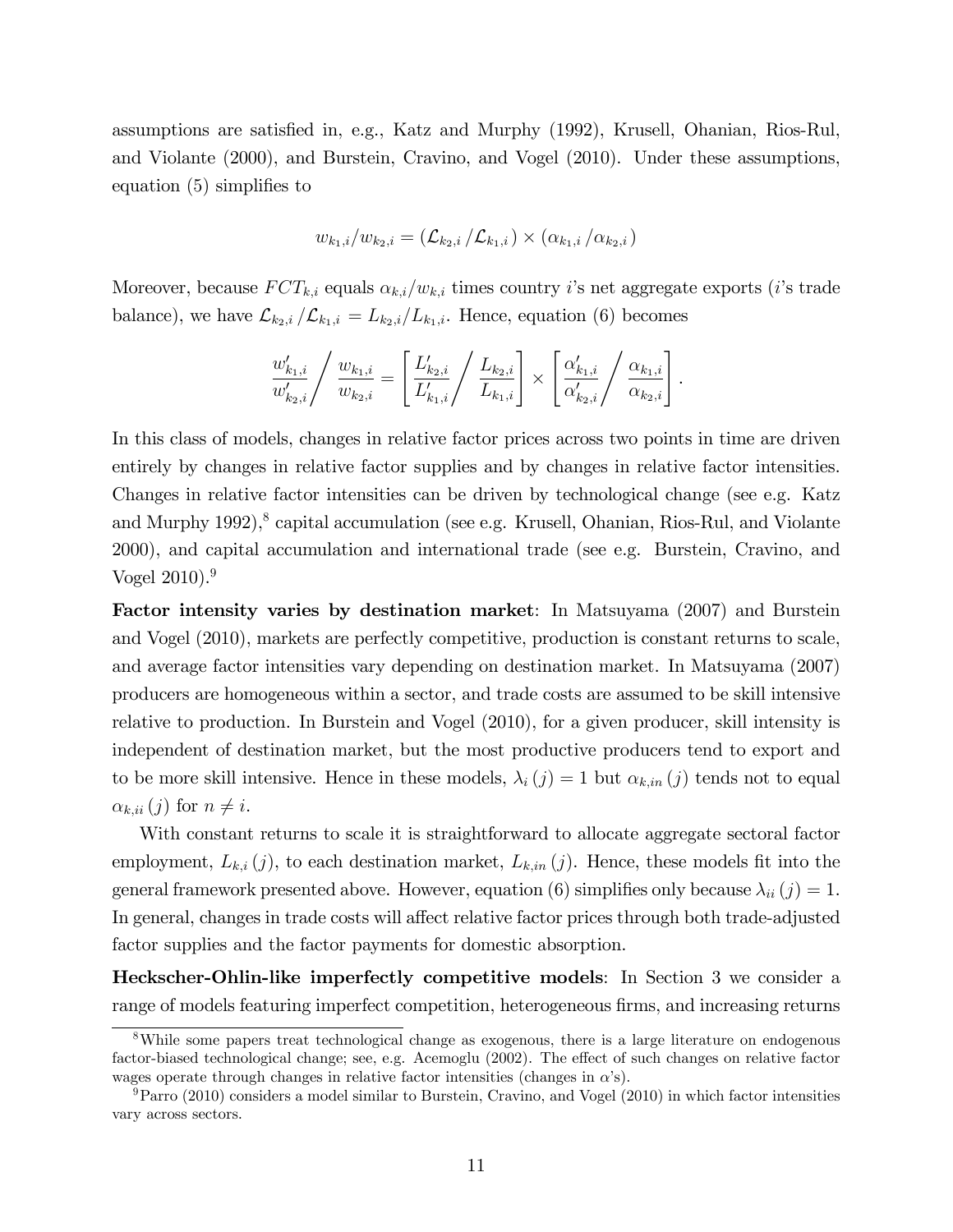assumptions are satisfied in, e.g., Katz and Murphy (1992), Krusell, Ohanian, Rios-Rul, and Violante (2000), and Burstein, Cravino, and Vogel (2010). Under these assumptions, equation (5) simplifies to

$$w_{k_1,i}/w_{k_2,i} = (\mathcal{L}_{k_2,i}/\mathcal{L}_{k_1,i}) \times (\alpha_{k_1,i}/\alpha_{k_2,i})$$

Moreover, because $FCT_{k,i}$ equals $\alpha_{k,i}/w_{k,i}$ times country $i$'s net aggregate exports ($i$'s trade balance), we have $\mathcal{L}_{k_2,i}/\mathcal{L}_{k_1,i} = L_{k_2,i}/L_{k_1,i}$. Hence, equation (6) becomes

$$\frac{w'_{k_1,i}}{w'_{k_2,i}} \Big/ \frac{w_{k_1,i}}{w_{k_2,i}} = \left[\frac{L'_{k_2,i}}{L'_{k_1,i}} \Big/ \frac{L_{k_2,i}}{L_{k_1,i}}\right] \times \left[\frac{\alpha'_{k_1,i}}{\alpha'_{k_2,i}} \Big/ \frac{\alpha_{k_1,i}}{\alpha_{k_2,i}}\right].$$

In this class of models, changes in relative factor prices across two points in time are driven entirely by changes in relative factor supplies and by changes in relative factor intensities. Changes in relative factor intensities can be driven by technological change (see e.g. Katz and Murphy 1992),[8] capital accumulation (see e.g. Krusell, Ohanian, Rios-Rul, and Violante 2000), and capital accumulation and international trade (see e.g. Burstein, Cravino, and Vogel 2010).[9]

**Factor intensity varies by destination market**: In Matsuyama (2007) and Burstein and Vogel (2010), markets are perfectly competitive, production is constant returns to scale, and average factor intensities vary depending on destination market. In Matsuyama (2007) producers are homogeneous within a sector, and trade costs are assumed to be skill intensive relative to production. In Burstein and Vogel (2010), for a given producer, skill intensity is independent of destination market, but the most productive producers tend to export and to be more skill intensive. Hence in these models, $\lambda_i(j) = 1$ but $\alpha_{k,in}(j)$ tends not to equal $\alpha_{k,ii}(j)$ for $n \neq i$.

With constant returns to scale it is straightforward to allocate aggregate sectoral factor employment, $L_{k,i}(j)$, to each destination market, $L_{k,in}(j)$. Hence, these models fit into the general framework presented above. However, equation (6) simplifies only because $\lambda_{ii}(j) = 1$. In general, changes in trade costs will affect relative factor prices through both trade-adjusted factor supplies and the factor payments for domestic absorption.

**Heckscher-Ohlin-like imperfectly competitive models**: In Section 3 we consider a range of models featuring imperfect competition, heterogeneous firms, and increasing returns

[8] While some papers treat technological change as exogenous, there is a large literature on endogenous factor-biased technological change; see, e.g. Acemoglu (2002). The effect of such changes on relative factor wages operate through changes in relative factor intensities (changes in $\alpha$'s).

[9] Parro (2010) considers a model similar to Burstein, Cravino, and Vogel (2010) in which factor intensities vary across sectors.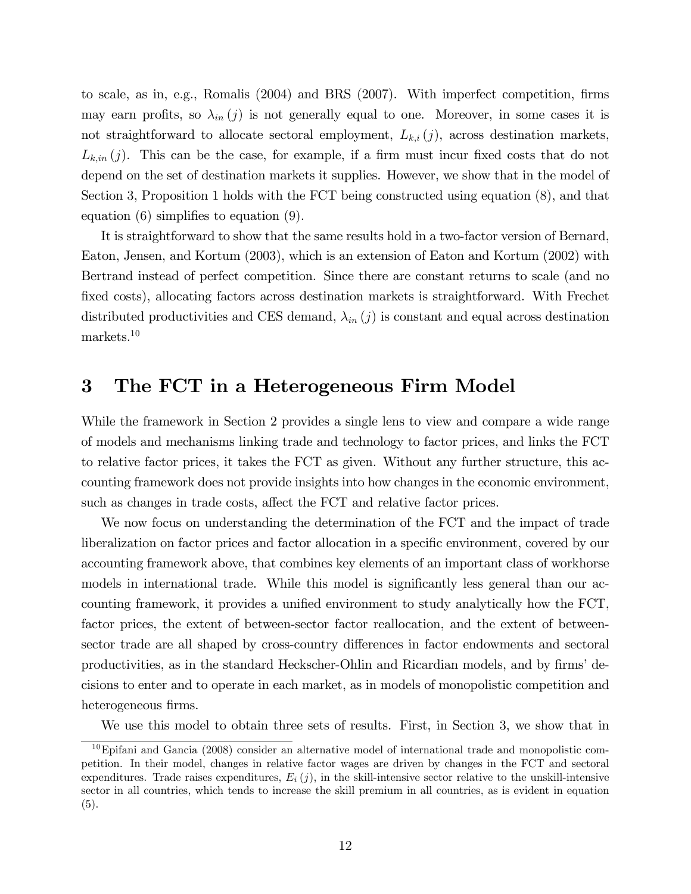to scale, as in, e.g., Romalis (2004) and BRS (2007). With imperfect competition, firms may earn profits, so $\lambda_{in}(j)$ is not generally equal to one. Moreover, in some cases it is not straightforward to allocate sectoral employment, $L_{k,i}(j)$, across destination markets, $L_{k,in}(j)$. This can be the case, for example, if a firm must incur fixed costs that do not depend on the set of destination markets it supplies. However, we show that in the model of Section 3, Proposition 1 holds with the FCT being constructed using equation (8), and that equation (6) simplifies to equation (9).

It is straightforward to show that the same results hold in a two-factor version of Bernard, Eaton, Jensen, and Kortum (2003), which is an extension of Eaton and Kortum (2002) with Bertrand instead of perfect competition. Since there are constant returns to scale (and no fixed costs), allocating factors across destination markets is straightforward. With Frechet distributed productivities and CES demand, $\lambda_{in}(j)$ is constant and equal across destination markets.[10]

# 3 The FCT in a Heterogeneous Firm Model

While the framework in Section 2 provides a single lens to view and compare a wide range of models and mechanisms linking trade and technology to factor prices, and links the FCT to relative factor prices, it takes the FCT as given. Without any further structure, this accounting framework does not provide insights into how changes in the economic environment, such as changes in trade costs, affect the FCT and relative factor prices.

We now focus on understanding the determination of the FCT and the impact of trade liberalization on factor prices and factor allocation in a specific environment, covered by our accounting framework above, that combines key elements of an important class of workhorse models in international trade. While this model is significantly less general than our accounting framework, it provides a unified environment to study analytically how the FCT, factor prices, the extent of between-sector factor reallocation, and the extent of between-sector trade are all shaped by cross-country differences in factor endowments and sectoral productivities, as in the standard Heckscher-Ohlin and Ricardian models, and by firms' decisions to enter and to operate in each market, as in models of monopolistic competition and heterogeneous firms.

We use this model to obtain three sets of results. First, in Section 3, we show that in

[10] Epifani and Gancia (2008) consider an alternative model of international trade and monopolistic competition. In their model, changes in relative factor wages are driven by changes in the FCT and sectoral expenditures. Trade raises expenditures, $E_i(j)$, in the skill-intensive sector relative to the unskill-intensive sector in all countries, which tends to increase the skill premium in all countries, as is evident in equation (5).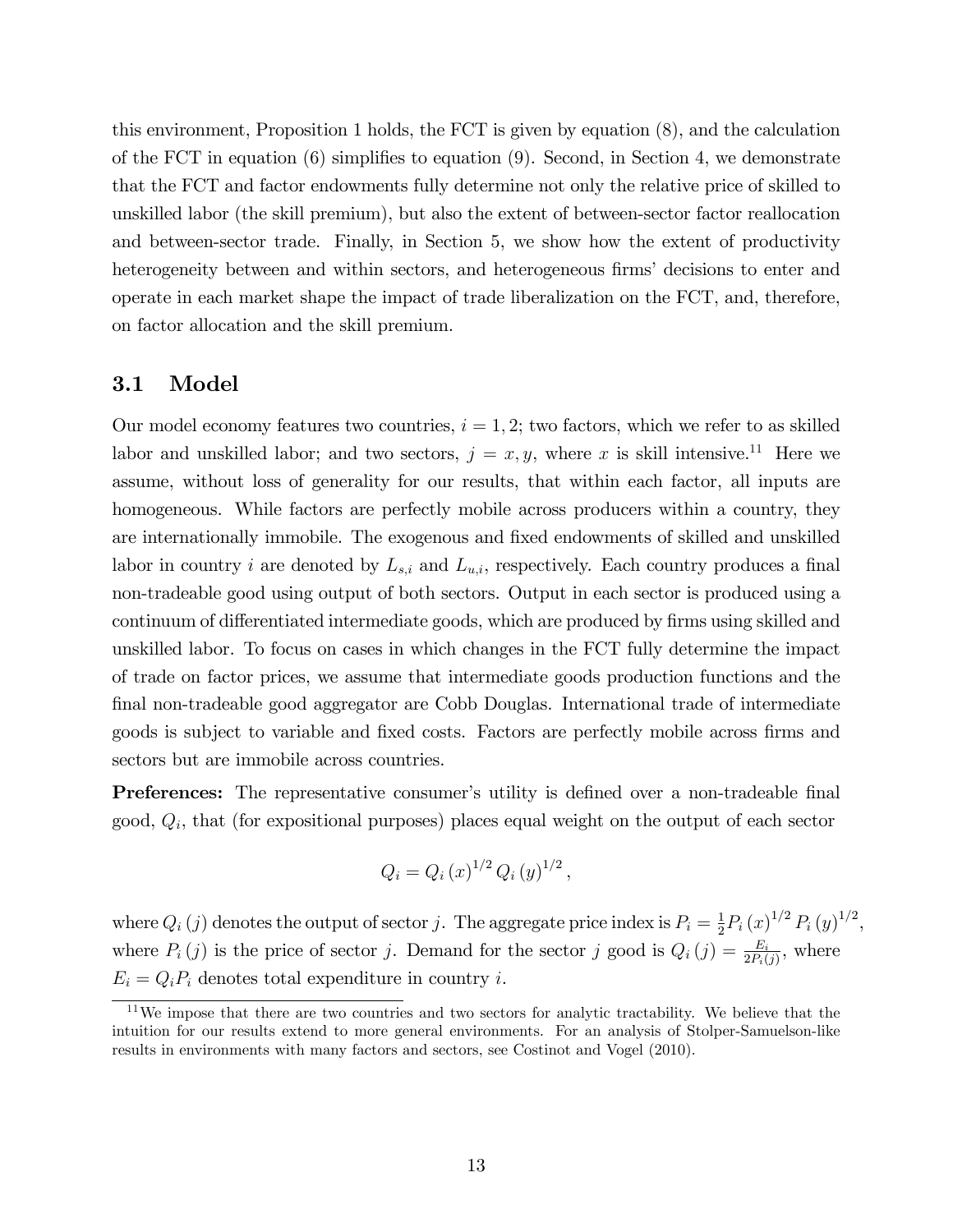this environment, Proposition 1 holds, the FCT is given by equation (8), and the calculation of the FCT in equation (6) simplifies to equation (9). Second, in Section 4, we demonstrate that the FCT and factor endowments fully determine not only the relative price of skilled to unskilled labor (the skill premium), but also the extent of between-sector factor reallocation and between-sector trade. Finally, in Section 5, we show how the extent of productivity heterogeneity between and within sectors, and heterogeneous firms' decisions to enter and operate in each market shape the impact of trade liberalization on the FCT, and, therefore, on factor allocation and the skill premium.

## 3.1 Model

Our model economy features two countries, $i = 1, 2$; two factors, which we refer to as skilled labor and unskilled labor; and two sectors, $j = x, y$, where $x$ is skill intensive.[11] Here we assume, without loss of generality for our results, that within each factor, all inputs are homogeneous. While factors are perfectly mobile across producers within a country, they are internationally immobile. The exogenous and fixed endowments of skilled and unskilled labor in country $i$ are denoted by $L_{s,i}$ and $L_{u,i}$, respectively. Each country produces a final non-tradeable good using output of both sectors. Output in each sector is produced using a continuum of differentiated intermediate goods, which are produced by firms using skilled and unskilled labor. To focus on cases in which changes in the FCT fully determine the impact of trade on factor prices, we assume that intermediate goods production functions and the final non-tradeable good aggregator are Cobb Douglas. International trade of intermediate goods is subject to variable and fixed costs. Factors are perfectly mobile across firms and sectors but are immobile across countries.

**Preferences:** The representative consumer's utility is defined over a non-tradeable final good, $Q_i$, that (for expositional purposes) places equal weight on the output of each sector

$$Q_i = Q_i(x)^{1/2} Q_i(y)^{1/2},$$

where $Q_i(j)$ denotes the output of sector $j$. The aggregate price index is $P_i = \frac{1}{2} P_i(x)^{1/2} P_i(y)^{1/2}$, where $P_i(j)$ is the price of sector $j$. Demand for the sector $j$ good is $Q_i(j) = \frac{E_i}{2P_i(j)}$, where $E_i = Q_i P_i$ denotes total expenditure in country $i$.

[11]We impose that there are two countries and two sectors for analytic tractability. We believe that the intuition for our results extend to more general environments. For an analysis of Stolper-Samuelson-like results in environments with many factors and sectors, see Costinot and Vogel (2010).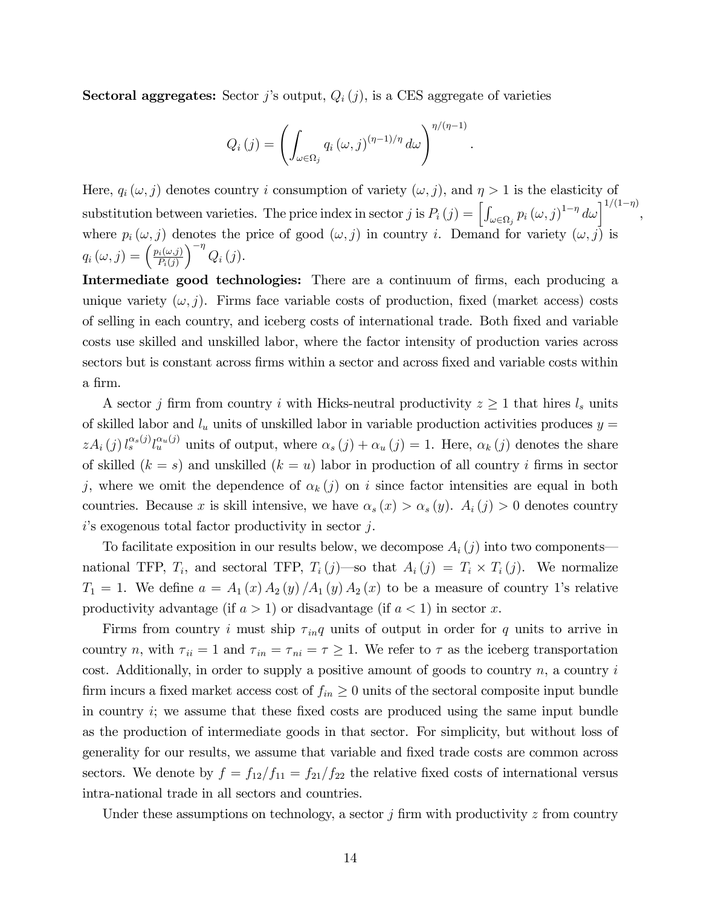**Sectoral aggregates:** Sector $j$'s output, $Q_i(j)$, is a CES aggregate of varieties

$$Q_i(j) = \left( \int_{\omega \in \Omega_j} q_i(\omega, j)^{(\eta-1)/\eta} \, d\omega \right)^{\eta/(\eta-1)}.$$

Here, $q_i(\omega, j)$ denotes country $i$ consumption of variety $(\omega, j)$, and $\eta > 1$ is the elasticity of substitution between varieties. The price index in sector $j$ is $P_i(j) = \left[ \int_{\omega \in \Omega_j} p_i(\omega, j)^{1-\eta} \, d\omega \right]^{1/(1-\eta)}$, where $p_i(\omega, j)$ denotes the price of good $(\omega, j)$ in country $i$. Demand for variety $(\omega, j)$ is $q_i(\omega, j) = \left( \frac{p_i(\omega, j)}{P_i(j)} \right)^{-\eta} Q_i(j)$.

**Intermediate good technologies:** There are a continuum of firms, each producing a unique variety $(\omega, j)$. Firms face variable costs of production, fixed (market access) costs of selling in each country, and iceberg costs of international trade. Both fixed and variable costs use skilled and unskilled labor, where the factor intensity of production varies across sectors but is constant across firms within a sector and across fixed and variable costs within a firm.

A sector $j$ firm from country $i$ with Hicks-neutral productivity $z \geq 1$ that hires $l_s$ units of skilled labor and $l_u$ units of unskilled labor in variable production activities produces $y = zA_i(j) \, l_s^{\alpha_s(j)} l_u^{\alpha_u(j)}$ units of output, where $\alpha_s(j) + \alpha_u(j) = 1$. Here, $\alpha_k(j)$ denotes the share of skilled ($k = s$) and unskilled ($k = u$) labor in production of all country $i$ firms in sector $j$, where we omit the dependence of $\alpha_k(j)$ on $i$ since factor intensities are equal in both countries. Because $x$ is skill intensive, we have $\alpha_s(x) > \alpha_s(y)$. $A_i(j) > 0$ denotes country $i$'s exogenous total factor productivity in sector $j$.

To facilitate exposition in our results below, we decompose $A_i(j)$ into two components—national TFP, $T_i$, and sectoral TFP, $T_i(j)$—so that $A_i(j) = T_i \times T_i(j)$. We normalize $T_1 = 1$. We define $a = A_1(x) A_2(y) / A_1(y) A_2(x)$ to be a measure of country 1's relative productivity advantage (if $a > 1$) or disadvantage (if $a < 1$) in sector $x$.

Firms from country $i$ must ship $\tau_{in} q$ units of output in order for $q$ units to arrive in country $n$, with $\tau_{ii} = 1$ and $\tau_{in} = \tau_{ni} = \tau \geq 1$. We refer to $\tau$ as the iceberg transportation cost. Additionally, in order to supply a positive amount of goods to country $n$, a country $i$ firm incurs a fixed market access cost of $f_{in} \geq 0$ units of the sectoral composite input bundle in country $i$; we assume that these fixed costs are produced using the same input bundle as the production of intermediate goods in that sector. For simplicity, but without loss of generality for our results, we assume that variable and fixed trade costs are common across sectors. We denote by $f = f_{12}/f_{11} = f_{21}/f_{22}$ the relative fixed costs of international versus intra-national trade in all sectors and countries.

Under these assumptions on technology, a sector $j$ firm with productivity $z$ from country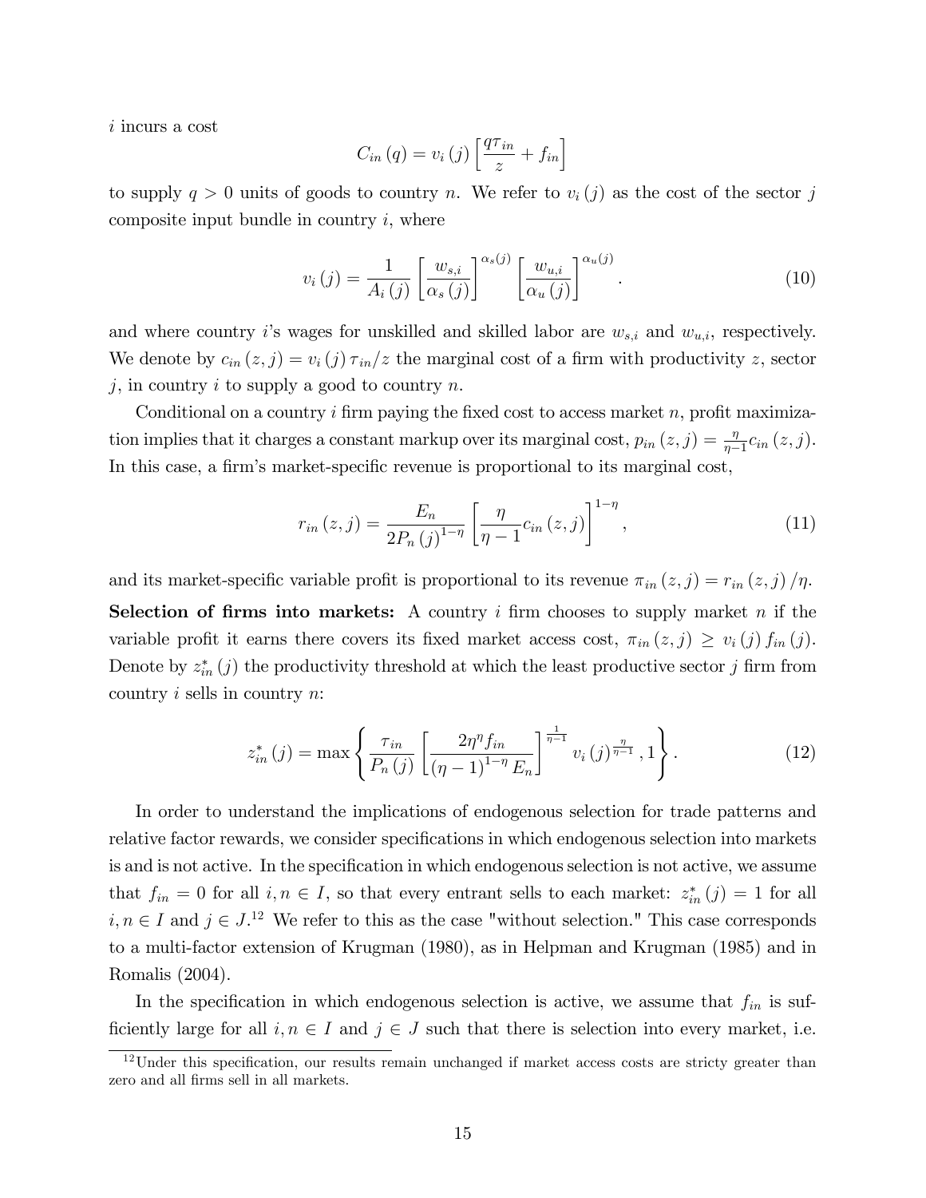$i$ incurs a cost

$$C_{in}(q) = v_i(j)\left[\frac{q\tau_{in}}{z} + f_{in}\right]$$

to supply $q > 0$ units of goods to country $n$. We refer to $v_i(j)$ as the cost of the sector $j$ composite input bundle in country $i$, where

$$v_i(j) = \frac{1}{A_i(j)}\left[\frac{w_{s,i}}{\alpha_s(j)}\right]^{\alpha_s(j)}\left[\frac{w_{u,i}}{\alpha_u(j)}\right]^{\alpha_u(j)}. \tag{10}$$

and where country $i$'s wages for unskilled and skilled labor are $w_{s,i}$ and $w_{u,i}$, respectively. We denote by $c_{in}(z,j) = v_i(j)\tau_{in}/z$ the marginal cost of a firm with productivity $z$, sector $j$, in country $i$ to supply a good to country $n$.

Conditional on a country $i$ firm paying the fixed cost to access market $n$, profit maximization implies that it charges a constant markup over its marginal cost, $p_{in}(z,j) = \frac{\eta}{\eta-1}c_{in}(z,j)$. In this case, a firm's market-specific revenue is proportional to its marginal cost,

$$r_{in}(z,j) = \frac{E_n}{2P_n(j)^{1-\eta}}\left[\frac{\eta}{\eta-1}c_{in}(z,j)\right]^{1-\eta}, \tag{11}$$

and its market-specific variable profit is proportional to its revenue $\pi_{in}(z,j) = r_{in}(z,j)/\eta$.

**Selection of firms into markets:** A country $i$ firm chooses to supply market $n$ if the variable profit it earns there covers its fixed market access cost, $\pi_{in}(z,j) \geq v_i(j)f_{in}(j)$. Denote by $z^*_{in}(j)$ the productivity threshold at which the least productive sector $j$ firm from country $i$ sells in country $n$:

$$z^*_{in}(j) = \max\left\{\frac{\tau_{in}}{P_n(j)}\left[\frac{2\eta^\eta f_{in}}{(\eta-1)^{1-\eta}E_n}\right]^{\frac{1}{\eta-1}} v_i(j)^{\frac{\eta}{\eta-1}}, 1\right\}. \tag{12}$$

In order to understand the implications of endogenous selection for trade patterns and relative factor rewards, we consider specifications in which endogenous selection into markets is and is not active. In the specification in which endogenous selection is not active, we assume that $f_{in} = 0$ for all $i, n \in I$, so that every entrant sells to each market: $z^*_{in}(j) = 1$ for all $i, n \in I$ and $j \in J$.[12] We refer to this as the case "without selection." This case corresponds to a multi-factor extension of Krugman (1980), as in Helpman and Krugman (1985) and in Romalis (2004).

In the specification in which endogenous selection is active, we assume that $f_{in}$ is sufficiently large for all $i, n \in I$ and $j \in J$ such that there is selection into every market, i.e.

[12] Under this specification, our results remain unchanged if market access costs are stricty greater than zero and all firms sell in all markets.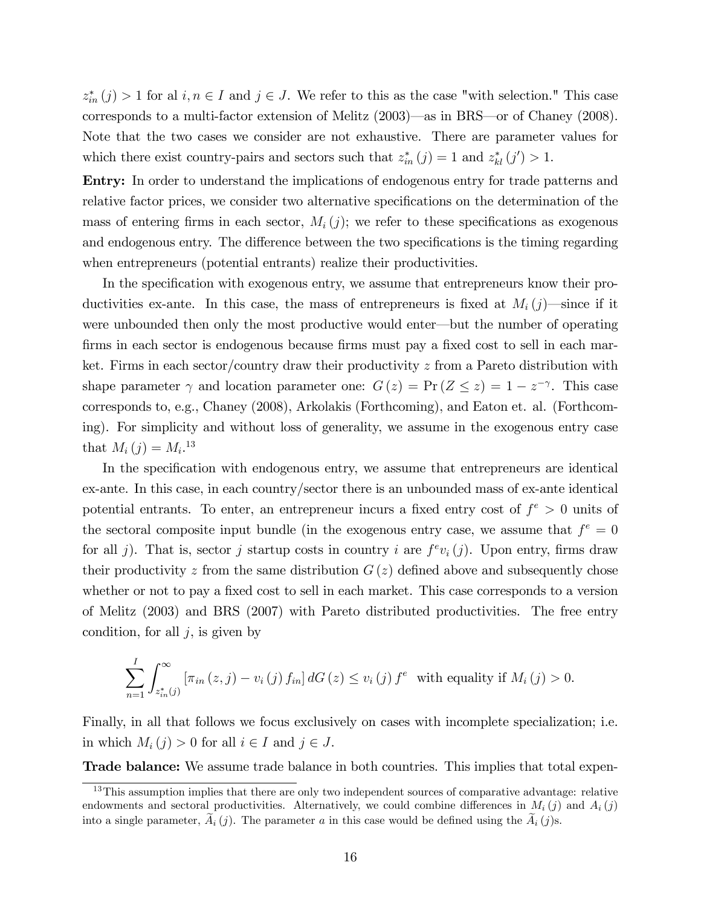$z_{in}^{*}(j) > 1$ for al $i, n \in I$ and $j \in J$. We refer to this as the case "with selection." This case corresponds to a multi-factor extension of Melitz (2003)—as in BRS—or of Chaney (2008). Note that the two cases we consider are not exhaustive. There are parameter values for which there exist country-pairs and sectors such that $z_{in}^{*}(j) = 1$ and $z_{kl}^{*}(j') > 1$.

**Entry:** In order to understand the implications of endogenous entry for trade patterns and relative factor prices, we consider two alternative specifications on the determination of the mass of entering firms in each sector, $M_i(j)$; we refer to these specifications as exogenous and endogenous entry. The difference between the two specifications is the timing regarding when entrepreneurs (potential entrants) realize their productivities.

In the specification with exogenous entry, we assume that entrepreneurs know their productivities ex-ante. In this case, the mass of entrepreneurs is fixed at $M_i(j)$—since if it were unbounded then only the most productive would enter—but the number of operating firms in each sector is endogenous because firms must pay a fixed cost to sell in each market. Firms in each sector/country draw their productivity $z$ from a Pareto distribution with shape parameter $\gamma$ and location parameter one: $G(z) = \Pr(Z \leq z) = 1 - z^{-\gamma}$. This case corresponds to, e.g., Chaney (2008), Arkolakis (Forthcoming), and Eaton et. al. (Forthcoming). For simplicity and without loss of generality, we assume in the exogenous entry case that $M_i(j) = M_i$.[13]

In the specification with endogenous entry, we assume that entrepreneurs are identical ex-ante. In this case, in each country/sector there is an unbounded mass of ex-ante identical potential entrants. To enter, an entrepreneur incurs a fixed entry cost of $f^e > 0$ units of the sectoral composite input bundle (in the exogenous entry case, we assume that $f^e = 0$ for all $j$). That is, sector $j$ startup costs in country $i$ are $f^e v_i(j)$. Upon entry, firms draw their productivity $z$ from the same distribution $G(z)$ defined above and subsequently chose whether or not to pay a fixed cost to sell in each market. This case corresponds to a version of Melitz (2003) and BRS (2007) with Pareto distributed productivities. The free entry condition, for all $j$, is given by

$$\sum_{n=1}^{I} \int_{z_{in}^{*}(j)}^{\infty} \left[\pi_{in}(z, j) - v_i(j) f_{in}\right] dG(z) \leq v_i(j) f^e \text{ with equality if } M_i(j) > 0.$$

Finally, in all that follows we focus exclusively on cases with incomplete specialization; i.e. in which $M_i(j) > 0$ for all $i \in I$ and $j \in J$.

**Trade balance:** We assume trade balance in both countries. This implies that total expen-

[13] This assumption implies that there are only two independent sources of comparative advantage: relative endowments and sectoral productivities. Alternatively, we could combine differences in $M_i(j)$ and $A_i(j)$ into a single parameter, $\widetilde{A}_i(j)$. The parameter $a$ in this case would be defined using the $\widetilde{A}_i(j)$s.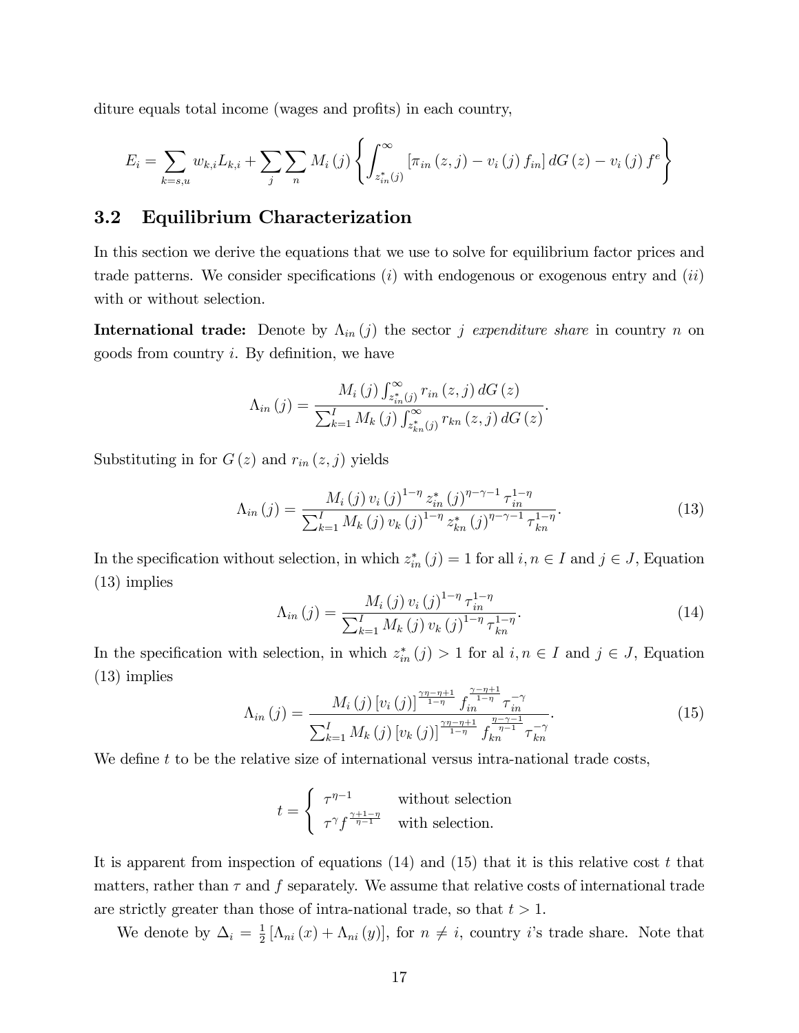diture equals total income (wages and profits) in each country,

$$E_i = \sum_{k=s,u} w_{k,i} L_{k,i} + \sum_j \sum_n M_i(j) \left\{ \int_{z_{in}^*(j)}^{\infty} \left[ \pi_{in}(z,j) - v_i(j) f_{in} \right] dG(z) - v_i(j) f^e \right\}$$

## 3.2 Equilibrium Characterization

In this section we derive the equations that we use to solve for equilibrium factor prices and trade patterns. We consider specifications $(i)$ with endogenous or exogenous entry and $(ii)$ with or without selection.

**International trade:** Denote by $\Lambda_{in}(j)$ the sector $j$ *expenditure share* in country $n$ on goods from country $i$. By definition, we have

$$\Lambda_{in}(j) = \frac{M_i(j) \int_{z_{in}^*(j)}^{\infty} r_{in}(z,j)\, dG(z)}{\sum_{k=1}^{I} M_k(j) \int_{z_{kn}^*(j)}^{\infty} r_{kn}(z,j)\, dG(z)}.$$

Substituting in for $G(z)$ and $r_{in}(z,j)$ yields

$$\Lambda_{in}(j) = \frac{M_i(j)\, v_i(j)^{1-\eta}\, z_{in}^*(j)^{\eta-\gamma-1}\, \tau_{in}^{1-\eta}}{\sum_{k=1}^{I} M_k(j)\, v_k(j)^{1-\eta}\, z_{kn}^*(j)^{\eta-\gamma-1}\, \tau_{kn}^{1-\eta}}. \tag{13}$$

In the specification without selection, in which $z_{in}^*(j) = 1$ for all $i, n \in I$ and $j \in J$, Equation (13) implies

$$\Lambda_{in}(j) = \frac{M_i(j)\, v_i(j)^{1-\eta}\, \tau_{in}^{1-\eta}}{\sum_{k=1}^{I} M_k(j)\, v_k(j)^{1-\eta}\, \tau_{kn}^{1-\eta}}. \tag{14}$$

In the specification with selection, in which $z_{in}^*(j) > 1$ for al $i, n \in I$ and $j \in J$, Equation (13) implies

$$\Lambda_{in}(j) = \frac{M_i(j)\, [v_i(j)]^{\frac{\gamma\eta-\eta+1}{1-\eta}}\, f_{in}^{\frac{\gamma-\eta+1}{1-\eta}}\, \tau_{in}^{-\gamma}}{\sum_{k=1}^{I} M_k(j)\, [v_k(j)]^{\frac{\gamma\eta-\eta+1}{1-\eta}}\, f_{kn}^{\frac{\eta-\gamma-1}{\eta-1}}\, \tau_{kn}^{-\gamma}}. \tag{15}$$

We define $t$ to be the relative size of international versus intra-national trade costs,

$$t = \begin{cases} \tau^{\eta-1} & \text{without selection} \\ \tau^{\gamma} f^{\frac{\gamma+1-\eta}{\eta-1}} & \text{with selection.} \end{cases}$$

It is apparent from inspection of equations (14) and (15) that it is this relative cost $t$ that matters, rather than $\tau$ and $f$ separately. We assume that relative costs of international trade are strictly greater than those of intra-national trade, so that $t > 1$.

We denote by $\Delta_i = \frac{1}{2}\left[\Lambda_{ni}(x) + \Lambda_{ni}(y)\right]$, for $n \neq i$, country $i$'s trade share. Note that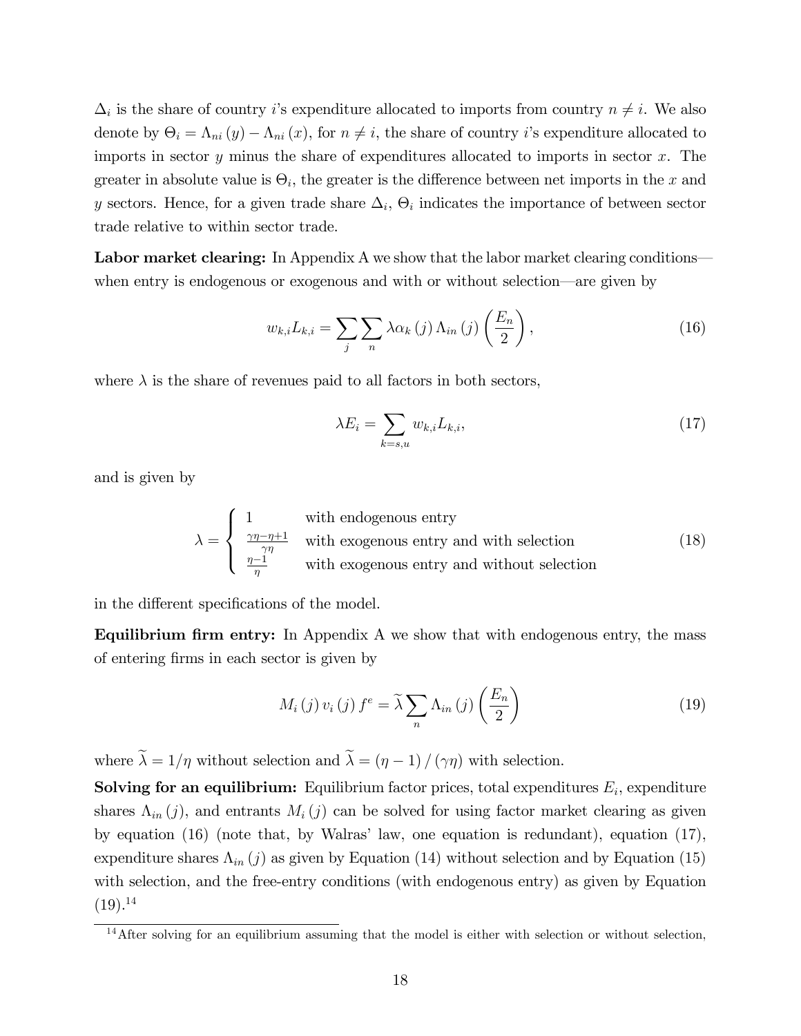$\Delta_i$ is the share of country $i$'s expenditure allocated to imports from country $n \neq i$. We also denote by $\Theta_i = \Lambda_{ni}(y) - \Lambda_{ni}(x)$, for $n \neq i$, the share of country $i$'s expenditure allocated to imports in sector $y$ minus the share of expenditures allocated to imports in sector $x$. The greater in absolute value is $\Theta_i$, the greater is the difference between net imports in the $x$ and $y$ sectors. Hence, for a given trade share $\Delta_i$, $\Theta_i$ indicates the importance of between sector trade relative to within sector trade.

**Labor market clearing:** In Appendix A we show that the labor market clearing conditions—when entry is endogenous or exogenous and with or without selection—are given by

$$w_{k,i}L_{k,i} = \sum_j \sum_n \lambda \alpha_k(j) \Lambda_{in}(j) \left(\frac{E_n}{2}\right), \tag{16}$$

where $\lambda$ is the share of revenues paid to all factors in both sectors,

$$\lambda E_i = \sum_{k=s,u} w_{k,i}L_{k,i}, \tag{17}$$

and is given by

$$\lambda = \begin{cases} 1 & \text{with endogenous entry} \\ \frac{\gamma\eta - \eta + 1}{\gamma\eta} & \text{with exogenous entry and with selection} \\ \frac{\eta - 1}{\eta} & \text{with exogenous entry and without selection} \end{cases} \tag{18}$$

in the different specifications of the model.

**Equilibrium firm entry:** In Appendix A we show that with endogenous entry, the mass of entering firms in each sector is given by

$$M_i(j)\, v_i(j)\, f^e = \widetilde{\lambda} \sum_n \Lambda_{in}(j) \left(\frac{E_n}{2}\right) \tag{19}$$

where $\widetilde{\lambda} = 1/\eta$ without selection and $\widetilde{\lambda} = (\eta - 1)/(\gamma\eta)$ with selection.

**Solving for an equilibrium:** Equilibrium factor prices, total expenditures $E_i$, expenditure shares $\Lambda_{in}(j)$, and entrants $M_i(j)$ can be solved for using factor market clearing as given by equation (16) (note that, by Walras' law, one equation is redundant), equation (17), expenditure shares $\Lambda_{in}(j)$ as given by Equation (14) without selection and by Equation (15) with selection, and the free-entry conditions (with endogenous entry) as given by Equation (19).[14]

[14] After solving for an equilibrium assuming that the model is either with selection or without selection,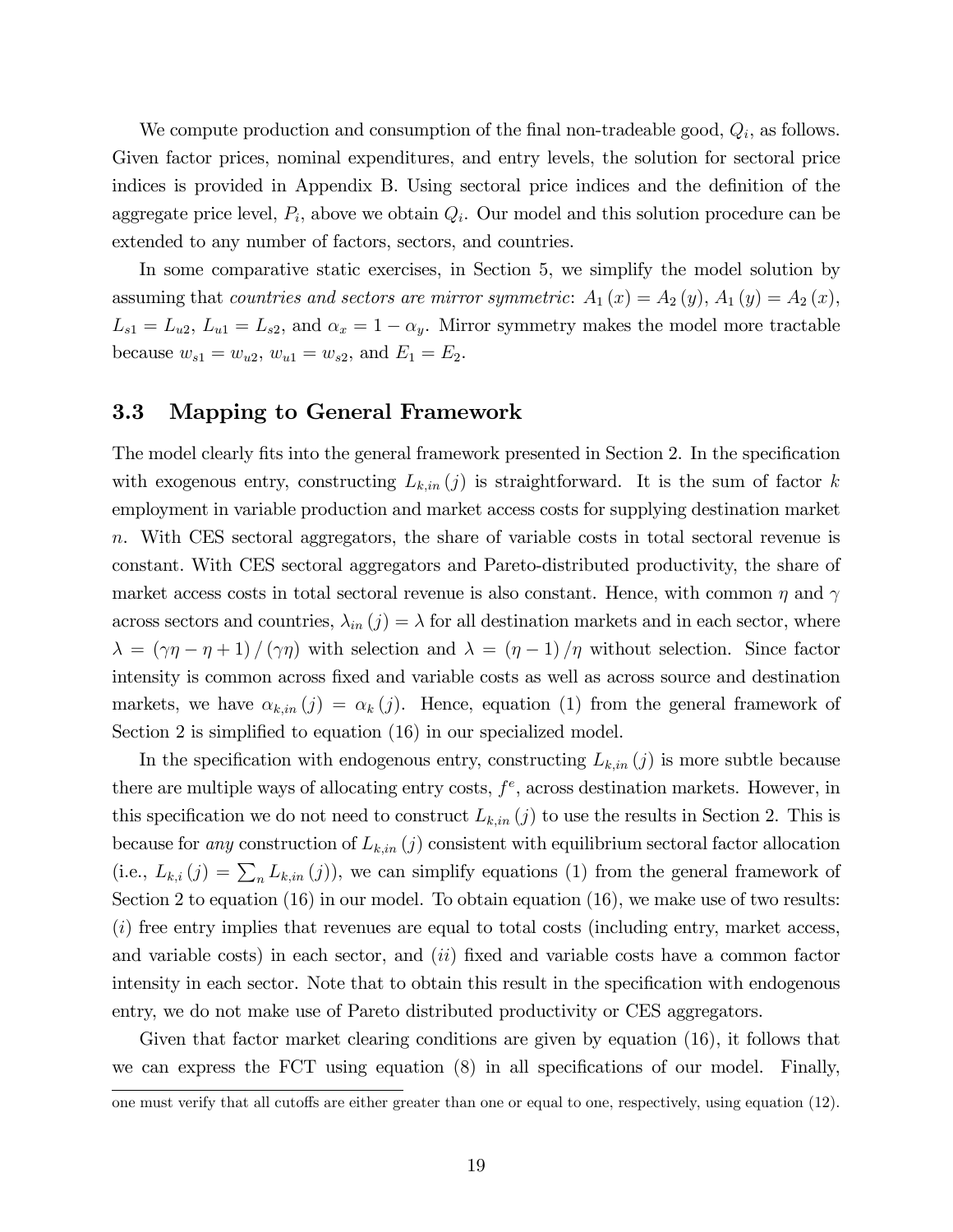We compute production and consumption of the final non-tradeable good, $Q_i$, as follows. Given factor prices, nominal expenditures, and entry levels, the solution for sectoral price indices is provided in Appendix B. Using sectoral price indices and the definition of the aggregate price level, $P_i$, above we obtain $Q_i$. Our model and this solution procedure can be extended to any number of factors, sectors, and countries.

In some comparative static exercises, in Section 5, we simplify the model solution by assuming that *countries and sectors are mirror symmetric*: $A_1(x) = A_2(y)$, $A_1(y) = A_2(x)$, $L_{s1} = L_{u2}$, $L_{u1} = L_{s2}$, and $\alpha_x = 1 - \alpha_y$. Mirror symmetry makes the model more tractable because $w_{s1} = w_{u2}$, $w_{u1} = w_{s2}$, and $E_1 = E_2$.

### 3.3 Mapping to General Framework

The model clearly fits into the general framework presented in Section 2. In the specification with exogenous entry, constructing $L_{k,in}(j)$ is straightforward. It is the sum of factor $k$ employment in variable production and market access costs for supplying destination market $n$. With CES sectoral aggregators, the share of variable costs in total sectoral revenue is constant. With CES sectoral aggregators and Pareto-distributed productivity, the share of market access costs in total sectoral revenue is also constant. Hence, with common $\eta$ and $\gamma$ across sectors and countries, $\lambda_{in}(j) = \lambda$ for all destination markets and in each sector, where $\lambda = (\gamma\eta - \eta + 1)/(\gamma\eta)$ with selection and $\lambda = (\eta - 1)/\eta$ without selection. Since factor intensity is common across fixed and variable costs as well as across source and destination markets, we have $\alpha_{k,in}(j) = \alpha_k(j)$. Hence, equation (1) from the general framework of Section 2 is simplified to equation (16) in our specialized model.

In the specification with endogenous entry, constructing $L_{k,in}(j)$ is more subtle because there are multiple ways of allocating entry costs, $f^e$, across destination markets. However, in this specification we do not need to construct $L_{k,in}(j)$ to use the results in Section 2. This is because for *any* construction of $L_{k,in}(j)$ consistent with equilibrium sectoral factor allocation (i.e., $L_{k,i}(j) = \sum_n L_{k,in}(j)$), we can simplify equations (1) from the general framework of Section 2 to equation (16) in our model. To obtain equation (16), we make use of two results: (*i*) free entry implies that revenues are equal to total costs (including entry, market access, and variable costs) in each sector, and (*ii*) fixed and variable costs have a common factor intensity in each sector. Note that to obtain this result in the specification with endogenous entry, we do not make use of Pareto distributed productivity or CES aggregators.

Given that factor market clearing conditions are given by equation (16), it follows that we can express the FCT using equation (8) in all specifications of our model. Finally,

one must verify that all cutoffs are either greater than one or equal to one, respectively, using equation (12).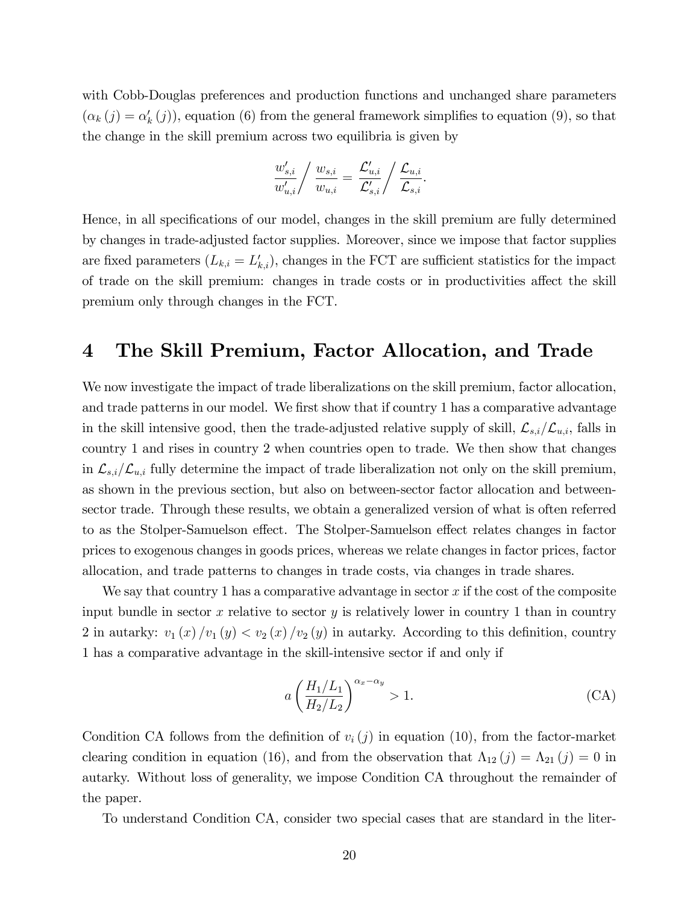with Cobb-Douglas preferences and production functions and unchanged share parameters ($\alpha_k(j) = \alpha'_k(j)$), equation (6) from the general framework simplifies to equation (9), so that the change in the skill premium across two equilibria is given by

$$\frac{w'_{s,i}}{w'_{u,i}} \Big/ \frac{w_{s,i}}{w_{u,i}} = \frac{\mathcal{L}'_{u,i}}{\mathcal{L}'_{s,i}} \Big/ \frac{\mathcal{L}_{u,i}}{\mathcal{L}_{s,i}}.$$

Hence, in all specifications of our model, changes in the skill premium are fully determined by changes in trade-adjusted factor supplies. Moreover, since we impose that factor supplies are fixed parameters ($L_{k,i} = L'_{k,i}$), changes in the FCT are sufficient statistics for the impact of trade on the skill premium: changes in trade costs or in productivities affect the skill premium only through changes in the FCT.

# 4 The Skill Premium, Factor Allocation, and Trade

We now investigate the impact of trade liberalizations on the skill premium, factor allocation, and trade patterns in our model. We first show that if country 1 has a comparative advantage in the skill intensive good, then the trade-adjusted relative supply of skill, $\mathcal{L}_{s,i}/\mathcal{L}_{u,i}$, falls in country 1 and rises in country 2 when countries open to trade. We then show that changes in $\mathcal{L}_{s,i}/\mathcal{L}_{u,i}$ fully determine the impact of trade liberalization not only on the skill premium, as shown in the previous section, but also on between-sector factor allocation and between-sector trade. Through these results, we obtain a generalized version of what is often referred to as the Stolper-Samuelson effect. The Stolper-Samuelson effect relates changes in factor prices to exogenous changes in goods prices, whereas we relate changes in factor prices, factor allocation, and trade patterns to changes in trade costs, via changes in trade shares.

We say that country 1 has a comparative advantage in sector $x$ if the cost of the composite input bundle in sector $x$ relative to sector $y$ is relatively lower in country 1 than in country 2 in autarky: $v_1(x)/v_1(y) < v_2(x)/v_2(y)$ in autarky. According to this definition, country 1 has a comparative advantage in the skill-intensive sector if and only if

$$a\left(\frac{H_1/L_1}{H_2/L_2}\right)^{\alpha_x - \alpha_y} > 1. \tag{CA}$$

Condition CA follows from the definition of $v_i(j)$ in equation (10), from the factor-market clearing condition in equation (16), and from the observation that $\Lambda_{12}(j) = \Lambda_{21}(j) = 0$ in autarky. Without loss of generality, we impose Condition CA throughout the remainder of the paper.

To understand Condition CA, consider two special cases that are standard in the liter-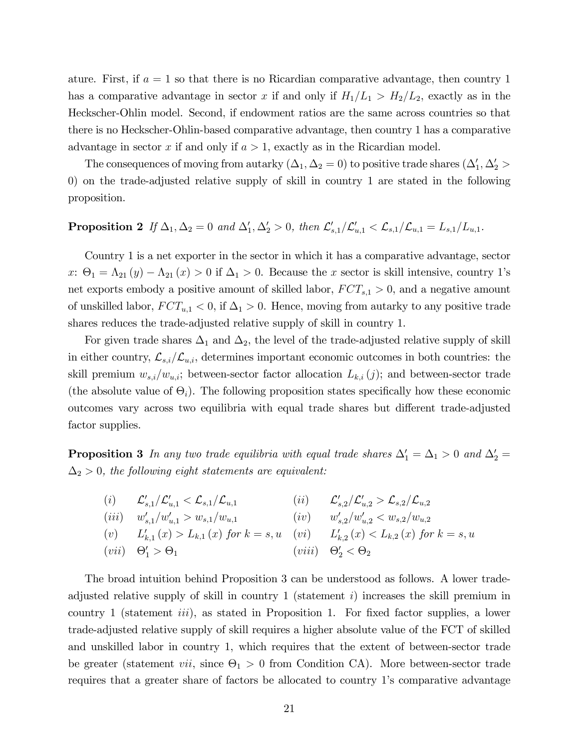ature. First, if $a = 1$ so that there is no Ricardian comparative advantage, then country 1 has a comparative advantage in sector $x$ if and only if $H_1/L_1 > H_2/L_2$, exactly as in the Heckscher-Ohlin model. Second, if endowment ratios are the same across countries so that there is no Heckscher-Ohlin-based comparative advantage, then country 1 has a comparative advantage in sector $x$ if and only if $a > 1$, exactly as in the Ricardian model.

The consequences of moving from autarky ($\Delta_1, \Delta_2 = 0$) to positive trade shares ($\Delta_1', \Delta_2' > 0$) on the trade-adjusted relative supply of skill in country 1 are stated in the following proposition.

**Proposition 2** *If $\Delta_1, \Delta_2 = 0$ and $\Delta_1', \Delta_2' > 0$, then $\mathcal{L}_{s,1}'/\mathcal{L}_{u,1}' < \mathcal{L}_{s,1}/\mathcal{L}_{u,1} = L_{s,1}/L_{u,1}$.*

Country 1 is a net exporter in the sector in which it has a comparative advantage, sector $x$: $\Theta_1 = \Lambda_{21}(y) - \Lambda_{21}(x) > 0$ if $\Delta_1 > 0$. Because the $x$ sector is skill intensive, country 1's net exports embody a positive amount of skilled labor, $FCT_{s,1} > 0$, and a negative amount of unskilled labor, $FCT_{u,1} < 0$, if $\Delta_1 > 0$. Hence, moving from autarky to any positive trade shares reduces the trade-adjusted relative supply of skill in country 1.

For given trade shares $\Delta_1$ and $\Delta_2$, the level of the trade-adjusted relative supply of skill in either country, $\mathcal{L}_{s,i}/\mathcal{L}_{u,i}$, determines important economic outcomes in both countries: the skill premium $w_{s,i}/w_{u,i}$; between-sector factor allocation $L_{k,i}(j)$; and between-sector trade (the absolute value of $\Theta_i$). The following proposition states specifically how these economic outcomes vary across two equilibria with equal trade shares but different trade-adjusted factor supplies.

**Proposition 3** *In any two trade equilibria with equal trade shares $\Delta_1' = \Delta_1 > 0$ and $\Delta_2' = \Delta_2 > 0$, the following eight statements are equivalent:*

| | | | |
|---|---|---|---|
| $(i)$ | $\mathcal{L}_{s,1}'/\mathcal{L}_{u,1}' < \mathcal{L}_{s,1}/\mathcal{L}_{u,1}$ | $(ii)$ | $\mathcal{L}_{s,2}'/\mathcal{L}_{u,2}' > \mathcal{L}_{s,2}/\mathcal{L}_{u,2}$ |
| $(iii)$ | $w_{s,1}'/w_{u,1}' > w_{s,1}/w_{u,1}$ | $(iv)$ | $w_{s,2}'/w_{u,2}' < w_{s,2}/w_{u,2}$ |
| $(v)$ | $L_{k,1}'(x) > L_{k,1}(x)$ *for* $k = s, u$ | $(vi)$ | $L_{k,2}'(x) < L_{k,2}(x)$ *for* $k = s, u$ |
| $(vii)$ | $\Theta_1' > \Theta_1$ | $(viii)$ | $\Theta_2' < \Theta_2$ |

The broad intuition behind Proposition 3 can be understood as follows. A lower trade-adjusted relative supply of skill in country 1 (statement $i$) increases the skill premium in country 1 (statement $iii$), as stated in Proposition 1. For fixed factor supplies, a lower trade-adjusted relative supply of skill requires a higher absolute value of the FCT of skilled and unskilled labor in country 1, which requires that the extent of between-sector trade be greater (statement $vii$, since $\Theta_1 > 0$ from Condition CA). More between-sector trade requires that a greater share of factors be allocated to country 1's comparative advantage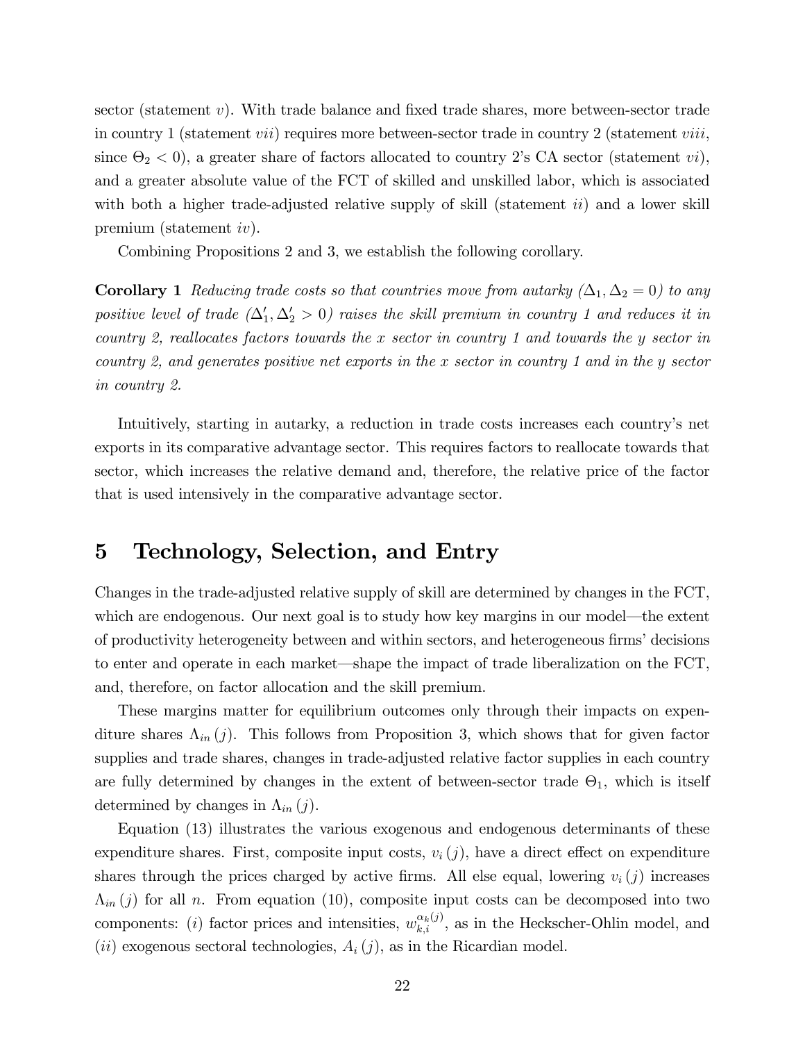sector (statement *v*). With trade balance and fixed trade shares, more between-sector trade in country 1 (statement *vii*) requires more between-sector trade in country 2 (statement *viii*, since $\Theta_2 < 0$), a greater share of factors allocated to country 2's CA sector (statement *vi*), and a greater absolute value of the FCT of skilled and unskilled labor, which is associated with both a higher trade-adjusted relative supply of skill (statement *ii*) and a lower skill premium (statement *iv*).

Combining Propositions 2 and 3, we establish the following corollary.

**Corollary 1** *Reducing trade costs so that countries move from autarky ($\Delta_1, \Delta_2 = 0$) to any positive level of trade ($\Delta_1', \Delta_2' > 0$) raises the skill premium in country 1 and reduces it in country 2, reallocates factors towards the x sector in country 1 and towards the y sector in country 2, and generates positive net exports in the x sector in country 1 and in the y sector in country 2.*

Intuitively, starting in autarky, a reduction in trade costs increases each country's net exports in its comparative advantage sector. This requires factors to reallocate towards that sector, which increases the relative demand and, therefore, the relative price of the factor that is used intensively in the comparative advantage sector.

# 5 Technology, Selection, and Entry

Changes in the trade-adjusted relative supply of skill are determined by changes in the FCT, which are endogenous. Our next goal is to study how key margins in our model—the extent of productivity heterogeneity between and within sectors, and heterogeneous firms' decisions to enter and operate in each market—shape the impact of trade liberalization on the FCT, and, therefore, on factor allocation and the skill premium.

These margins matter for equilibrium outcomes only through their impacts on expenditure shares $\Lambda_{in}(j)$. This follows from Proposition 3, which shows that for given factor supplies and trade shares, changes in trade-adjusted relative factor supplies in each country are fully determined by changes in the extent of between-sector trade $\Theta_1$, which is itself determined by changes in $\Lambda_{in}(j)$.

Equation (13) illustrates the various exogenous and endogenous determinants of these expenditure shares. First, composite input costs, $v_i(j)$, have a direct effect on expenditure shares through the prices charged by active firms. All else equal, lowering $v_i(j)$ increases $\Lambda_{in}(j)$ for all $n$. From equation (10), composite input costs can be decomposed into two components: (*i*) factor prices and intensities, $w_{k,i}^{\alpha_k(j)}$, as in the Heckscher-Ohlin model, and (*ii*) exogenous sectoral technologies, $A_i(j)$, as in the Ricardian model.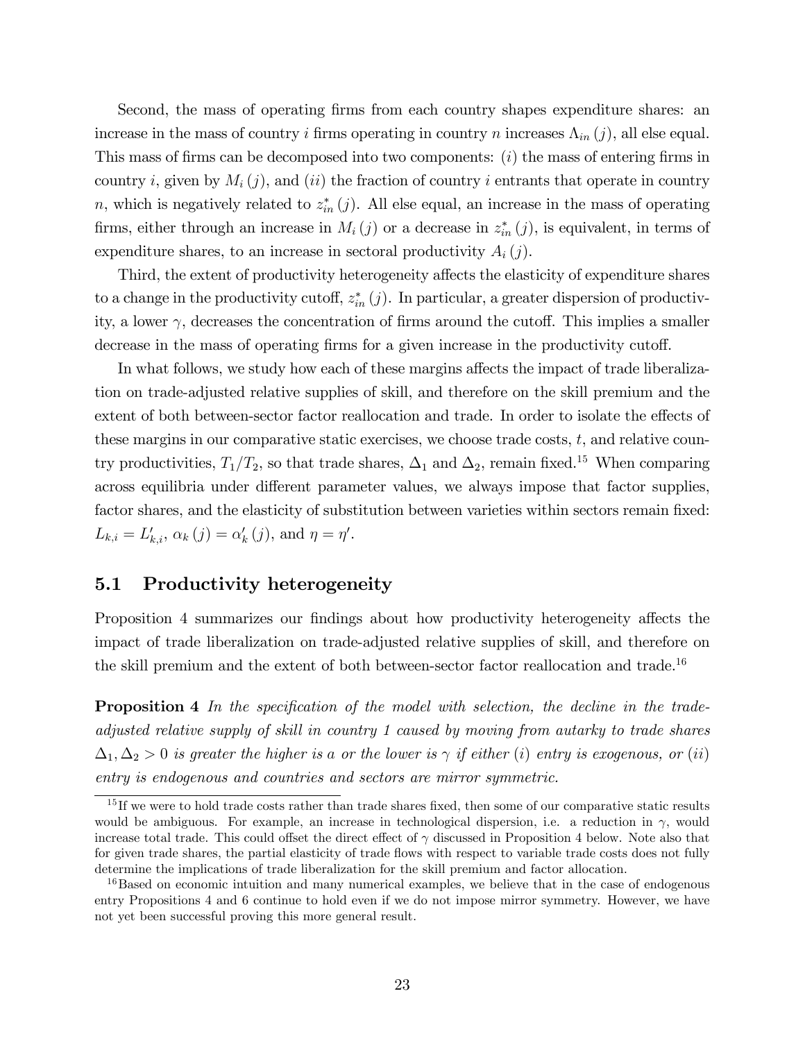Second, the mass of operating firms from each country shapes expenditure shares: an increase in the mass of country $i$ firms operating in country $n$ increases $\Lambda_{in}(j)$, all else equal. This mass of firms can be decomposed into two components: $(i)$ the mass of entering firms in country $i$, given by $M_i(j)$, and $(ii)$ the fraction of country $i$ entrants that operate in country $n$, which is negatively related to $z_{in}^*(j)$. All else equal, an increase in the mass of operating firms, either through an increase in $M_i(j)$ or a decrease in $z_{in}^*(j)$, is equivalent, in terms of expenditure shares, to an increase in sectoral productivity $A_i(j)$.

Third, the extent of productivity heterogeneity affects the elasticity of expenditure shares to a change in the productivity cutoff, $z_{in}^*(j)$. In particular, a greater dispersion of productivity, a lower $\gamma$, decreases the concentration of firms around the cutoff. This implies a smaller decrease in the mass of operating firms for a given increase in the productivity cutoff.

In what follows, we study how each of these margins affects the impact of trade liberalization on trade-adjusted relative supplies of skill, and therefore on the skill premium and the extent of both between-sector factor reallocation and trade. In order to isolate the effects of these margins in our comparative static exercises, we choose trade costs, $t$, and relative country productivities, $T_1/T_2$, so that trade shares, $\Delta_1$ and $\Delta_2$, remain fixed.[15] When comparing across equilibria under different parameter values, we always impose that factor supplies, factor shares, and the elasticity of substitution between varieties within sectors remain fixed: $L_{k,i} = L'_{k,i}$, $\alpha_k(j) = \alpha'_k(j)$, and $\eta = \eta'$.

## 5.1 Productivity heterogeneity

Proposition 4 summarizes our findings about how productivity heterogeneity affects the impact of trade liberalization on trade-adjusted relative supplies of skill, and therefore on the skill premium and the extent of both between-sector factor reallocation and trade.[16]

**Proposition 4** *In the specification of the model with selection, the decline in the trade-adjusted relative supply of skill in country 1 caused by moving from autarky to trade shares $\Delta_1, \Delta_2 > 0$ is greater the higher is $a$ or the lower is $\gamma$ if either $(i)$ entry is exogenous, or $(ii)$ entry is endogenous and countries and sectors are mirror symmetric.*

---

[15] If we were to hold trade costs rather than trade shares fixed, then some of our comparative static results would be ambiguous. For example, an increase in technological dispersion, i.e. a reduction in $\gamma$, would increase total trade. This could offset the direct effect of $\gamma$ discussed in Proposition 4 below. Note also that for given trade shares, the partial elasticity of trade flows with respect to variable trade costs does not fully determine the implications of trade liberalization for the skill premium and factor allocation.

[16] Based on economic intuition and many numerical examples, we believe that in the case of endogenous entry Propositions 4 and 6 continue to hold even if we do not impose mirror symmetry. However, we have not yet been successful proving this more general result.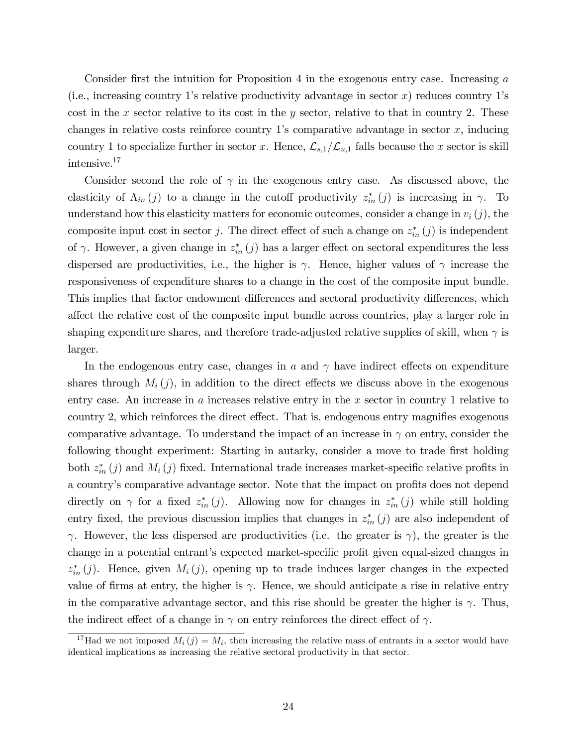Consider first the intuition for Proposition 4 in the exogenous entry case. Increasing $a$ (i.e., increasing country 1's relative productivity advantage in sector $x$) reduces country 1's cost in the $x$ sector relative to its cost in the $y$ sector, relative to that in country 2. These changes in relative costs reinforce country 1's comparative advantage in sector $x$, inducing country 1 to specialize further in sector $x$. Hence, $\mathcal{L}_{s,1}/\mathcal{L}_{u,1}$ falls because the $x$ sector is skill intensive.[17]

Consider second the role of $\gamma$ in the exogenous entry case. As discussed above, the elasticity of $\Lambda_{in}(j)$ to a change in the cutoff productivity $z_{in}^*(j)$ is increasing in $\gamma$. To understand how this elasticity matters for economic outcomes, consider a change in $v_i(j)$, the composite input cost in sector $j$. The direct effect of such a change on $z_{in}^*(j)$ is independent of $\gamma$. However, a given change in $z_{in}^*(j)$ has a larger effect on sectoral expenditures the less dispersed are productivities, i.e., the higher is $\gamma$. Hence, higher values of $\gamma$ increase the responsiveness of expenditure shares to a change in the cost of the composite input bundle. This implies that factor endowment differences and sectoral productivity differences, which affect the relative cost of the composite input bundle across countries, play a larger role in shaping expenditure shares, and therefore trade-adjusted relative supplies of skill, when $\gamma$ is larger.

In the endogenous entry case, changes in $a$ and $\gamma$ have indirect effects on expenditure shares through $M_i(j)$, in addition to the direct effects we discuss above in the exogenous entry case. An increase in $a$ increases relative entry in the $x$ sector in country 1 relative to country 2, which reinforces the direct effect. That is, endogenous entry magnifies exogenous comparative advantage. To understand the impact of an increase in $\gamma$ on entry, consider the following thought experiment: Starting in autarky, consider a move to trade first holding both $z_{in}^*(j)$ and $M_i(j)$ fixed. International trade increases market-specific relative profits in a country's comparative advantage sector. Note that the impact on profits does not depend directly on $\gamma$ for a fixed $z_{in}^*(j)$. Allowing now for changes in $z_{in}^*(j)$ while still holding entry fixed, the previous discussion implies that changes in $z_{in}^*(j)$ are also independent of $\gamma$. However, the less dispersed are productivities (i.e. the greater is $\gamma$), the greater is the change in a potential entrant's expected market-specific profit given equal-sized changes in $z_{in}^*(j)$. Hence, given $M_i(j)$, opening up to trade induces larger changes in the expected value of firms at entry, the higher is $\gamma$. Hence, we should anticipate a rise in relative entry in the comparative advantage sector, and this rise should be greater the higher is $\gamma$. Thus, the indirect effect of a change in $\gamma$ on entry reinforces the direct effect of $\gamma$.

[17] Had we not imposed $M_i(j) = M_i$, then increasing the relative mass of entrants in a sector would have identical implications as increasing the relative sectoral productivity in that sector.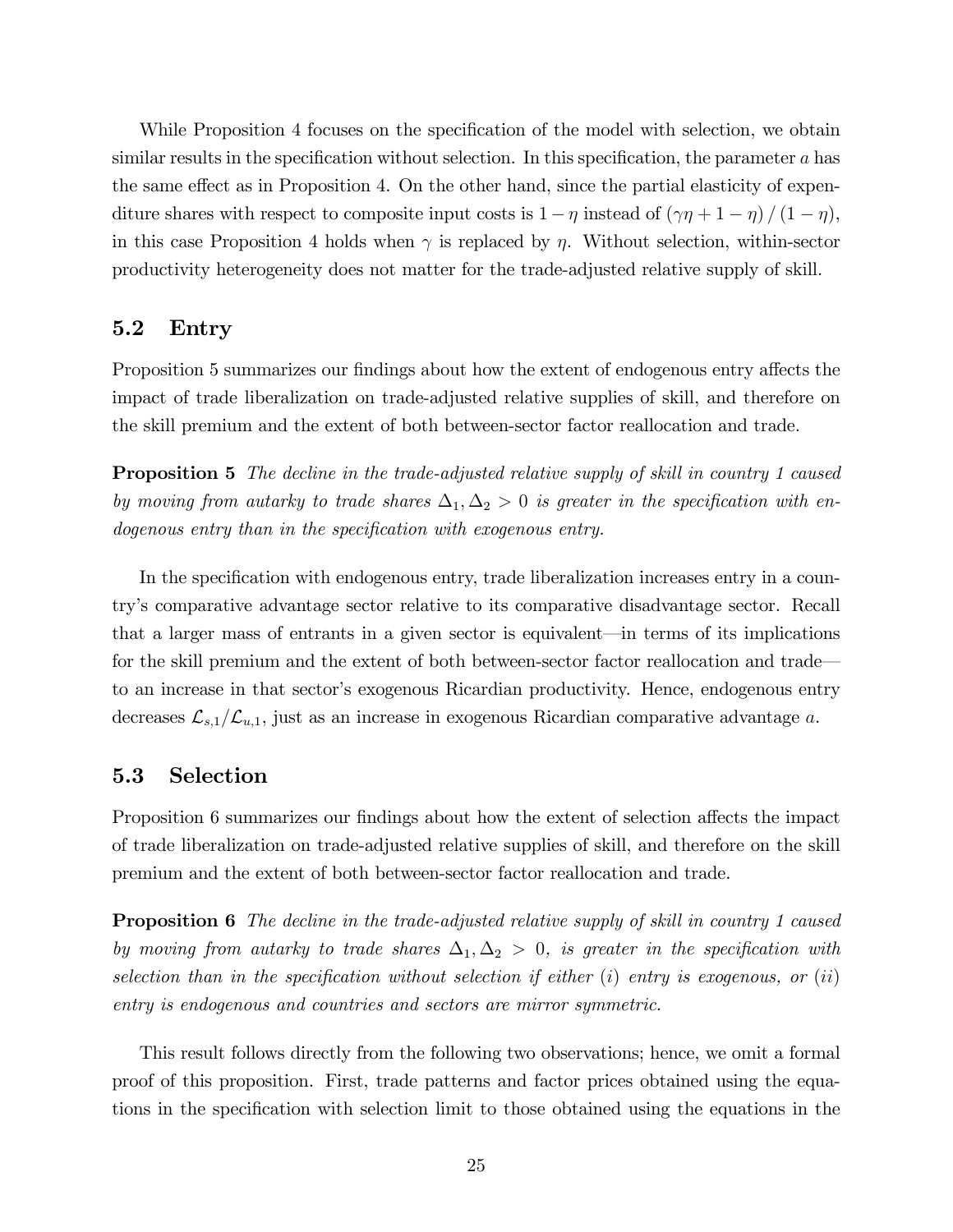While Proposition 4 focuses on the specification of the model with selection, we obtain similar results in the specification without selection. In this specification, the parameter $a$ has the same effect as in Proposition 4. On the other hand, since the partial elasticity of expenditure shares with respect to composite input costs is $1-\eta$ instead of $(\gamma\eta + 1 - \eta)/(1-\eta)$, in this case Proposition 4 holds when $\gamma$ is replaced by $\eta$. Without selection, within-sector productivity heterogeneity does not matter for the trade-adjusted relative supply of skill.

## 5.2 Entry

Proposition 5 summarizes our findings about how the extent of endogenous entry affects the impact of trade liberalization on trade-adjusted relative supplies of skill, and therefore on the skill premium and the extent of both between-sector factor reallocation and trade.

**Proposition 5** *The decline in the trade-adjusted relative supply of skill in country 1 caused by moving from autarky to trade shares $\Delta_1, \Delta_2 > 0$ is greater in the specification with endogenous entry than in the specification with exogenous entry.*

In the specification with endogenous entry, trade liberalization increases entry in a country's comparative advantage sector relative to its comparative disadvantage sector. Recall that a larger mass of entrants in a given sector is equivalent—in terms of its implications for the skill premium and the extent of both between-sector factor reallocation and trade—to an increase in that sector's exogenous Ricardian productivity. Hence, endogenous entry decreases $\mathcal{L}_{s,1}/\mathcal{L}_{u,1}$, just as an increase in exogenous Ricardian comparative advantage $a$.

## 5.3 Selection

Proposition 6 summarizes our findings about how the extent of selection affects the impact of trade liberalization on trade-adjusted relative supplies of skill, and therefore on the skill premium and the extent of both between-sector factor reallocation and trade.

**Proposition 6** *The decline in the trade-adjusted relative supply of skill in country 1 caused by moving from autarky to trade shares $\Delta_1, \Delta_2 > 0$, is greater in the specification with selection than in the specification without selection if either $(i)$ entry is exogenous, or $(ii)$ entry is endogenous and countries and sectors are mirror symmetric.*

This result follows directly from the following two observations; hence, we omit a formal proof of this proposition. First, trade patterns and factor prices obtained using the equations in the specification with selection limit to those obtained using the equations in the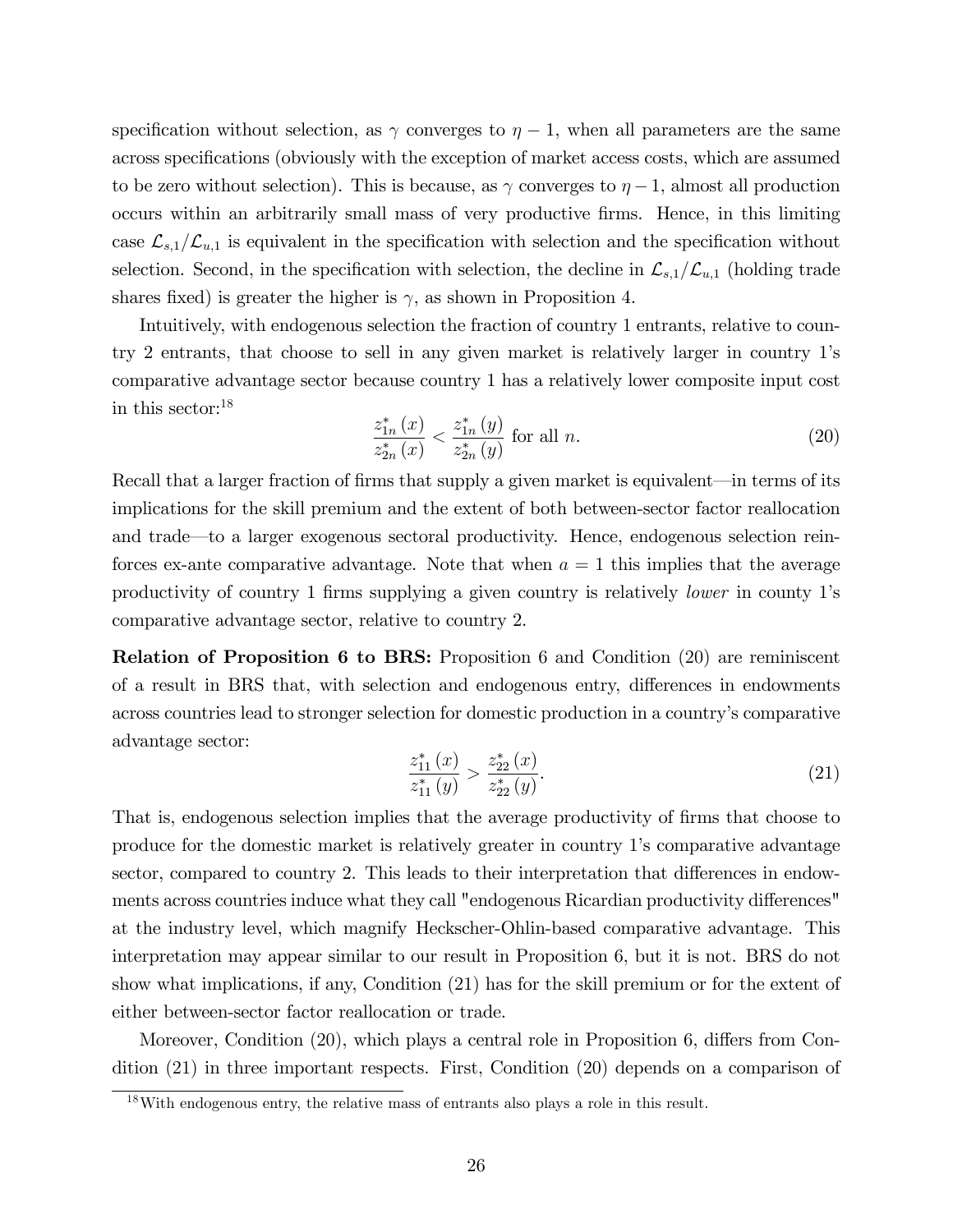specification without selection, as $\gamma$ converges to $\eta - 1$, when all parameters are the same across specifications (obviously with the exception of market access costs, which are assumed to be zero without selection). This is because, as $\gamma$ converges to $\eta - 1$, almost all production occurs within an arbitrarily small mass of very productive firms. Hence, in this limiting case $\mathcal{L}_{s,1}/\mathcal{L}_{u,1}$ is equivalent in the specification with selection and the specification without selection. Second, in the specification with selection, the decline in $\mathcal{L}_{s,1}/\mathcal{L}_{u,1}$ (holding trade shares fixed) is greater the higher is $\gamma$, as shown in Proposition 4.

Intuitively, with endogenous selection the fraction of country 1 entrants, relative to country 2 entrants, that choose to sell in any given market is relatively larger in country 1's comparative advantage sector because country 1 has a relatively lower composite input cost in this sector:[18]

$$\frac{z_{1n}^{*}(x)}{z_{2n}^{*}(x)} < \frac{z_{1n}^{*}(y)}{z_{2n}^{*}(y)} \text{ for all } n. \tag{20}$$

Recall that a larger fraction of firms that supply a given market is equivalent—in terms of its implications for the skill premium and the extent of both between-sector factor reallocation and trade—to a larger exogenous sectoral productivity. Hence, endogenous selection reinforces ex-ante comparative advantage. Note that when $a = 1$ this implies that the average productivity of country 1 firms supplying a given country is relatively *lower* in county 1's comparative advantage sector, relative to country 2.

**Relation of Proposition 6 to BRS:** Proposition 6 and Condition (20) are reminiscent of a result in BRS that, with selection and endogenous entry, differences in endowments across countries lead to stronger selection for domestic production in a country's comparative advantage sector:

$$\frac{z_{11}^{*}(x)}{z_{11}^{*}(y)} > \frac{z_{22}^{*}(x)}{z_{22}^{*}(y)}. \tag{21}$$

That is, endogenous selection implies that the average productivity of firms that choose to produce for the domestic market is relatively greater in country 1's comparative advantage sector, compared to country 2. This leads to their interpretation that differences in endowments across countries induce what they call "endogenous Ricardian productivity differences" at the industry level, which magnify Heckscher-Ohlin-based comparative advantage. This interpretation may appear similar to our result in Proposition 6, but it is not. BRS do not show what implications, if any, Condition (21) has for the skill premium or for the extent of either between-sector factor reallocation or trade.

Moreover, Condition (20), which plays a central role in Proposition 6, differs from Condition (21) in three important respects. First, Condition (20) depends on a comparison of

[18] With endogenous entry, the relative mass of entrants also plays a role in this result.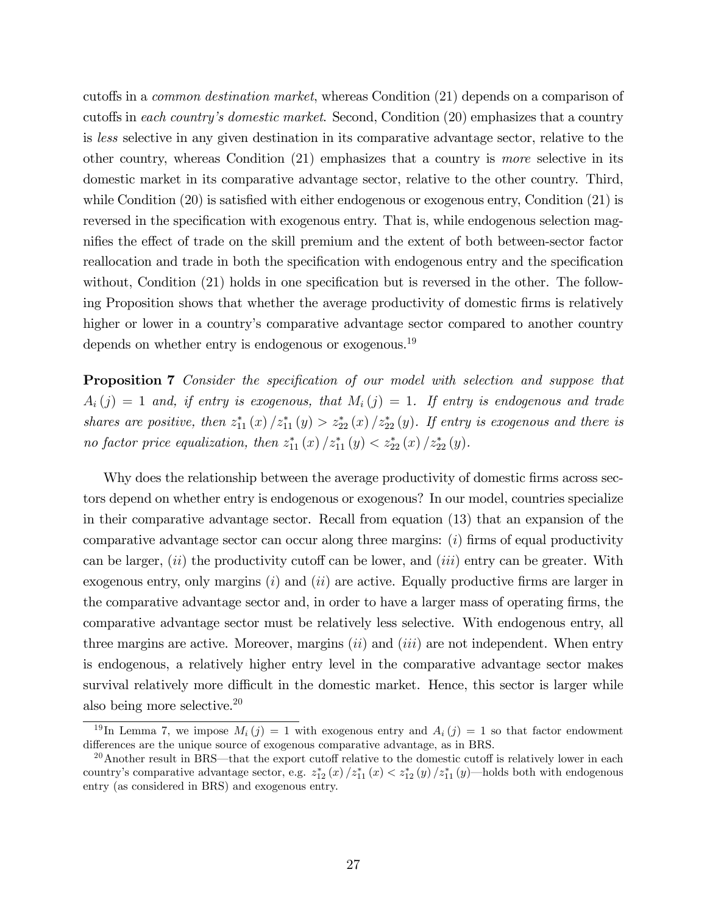cutoffs in a *common destination market*, whereas Condition (21) depends on a comparison of cutoffs in *each country's domestic market*. Second, Condition (20) emphasizes that a country is *less* selective in any given destination in its comparative advantage sector, relative to the other country, whereas Condition (21) emphasizes that a country is *more* selective in its domestic market in its comparative advantage sector, relative to the other country. Third, while Condition (20) is satisfied with either endogenous or exogenous entry, Condition (21) is reversed in the specification with exogenous entry. That is, while endogenous selection magnifies the effect of trade on the skill premium and the extent of both between-sector factor reallocation and trade in both the specification with endogenous entry and the specification without, Condition (21) holds in one specification but is reversed in the other. The following Proposition shows that whether the average productivity of domestic firms is relatively higher or lower in a country's comparative advantage sector compared to another country depends on whether entry is endogenous or exogenous.[19]

**Proposition 7** *Consider the specification of our model with selection and suppose that $A_i(j) = 1$ and, if entry is exogenous, that $M_i(j) = 1$. If entry is endogenous and trade shares are positive, then $z^*_{11}(x)/z^*_{11}(y) > z^*_{22}(x)/z^*_{22}(y)$. If entry is exogenous and there is no factor price equalization, then $z^*_{11}(x)/z^*_{11}(y) < z^*_{22}(x)/z^*_{22}(y)$.*

Why does the relationship between the average productivity of domestic firms across sectors depend on whether entry is endogenous or exogenous? In our model, countries specialize in their comparative advantage sector. Recall from equation (13) that an expansion of the comparative advantage sector can occur along three margins: (*i*) firms of equal productivity can be larger, (*ii*) the productivity cutoff can be lower, and (*iii*) entry can be greater. With exogenous entry, only margins (*i*) and (*ii*) are active. Equally productive firms are larger in the comparative advantage sector and, in order to have a larger mass of operating firms, the comparative advantage sector must be relatively less selective. With endogenous entry, all three margins are active. Moreover, margins (*ii*) and (*iii*) are not independent. When entry is endogenous, a relatively higher entry level in the comparative advantage sector makes survival relatively more difficult in the domestic market. Hence, this sector is larger while also being more selective.[20]

[19] In Lemma 7, we impose $M_i(j) = 1$ with exogenous entry and $A_i(j) = 1$ so that factor endowment differences are the unique source of exogenous comparative advantage, as in BRS.

[20] Another result in BRS—that the export cutoff relative to the domestic cutoff is relatively lower in each country's comparative advantage sector, e.g. $z^*_{12}(x)/z^*_{11}(x) < z^*_{12}(y)/z^*_{11}(y)$—holds both with endogenous entry (as considered in BRS) and exogenous entry.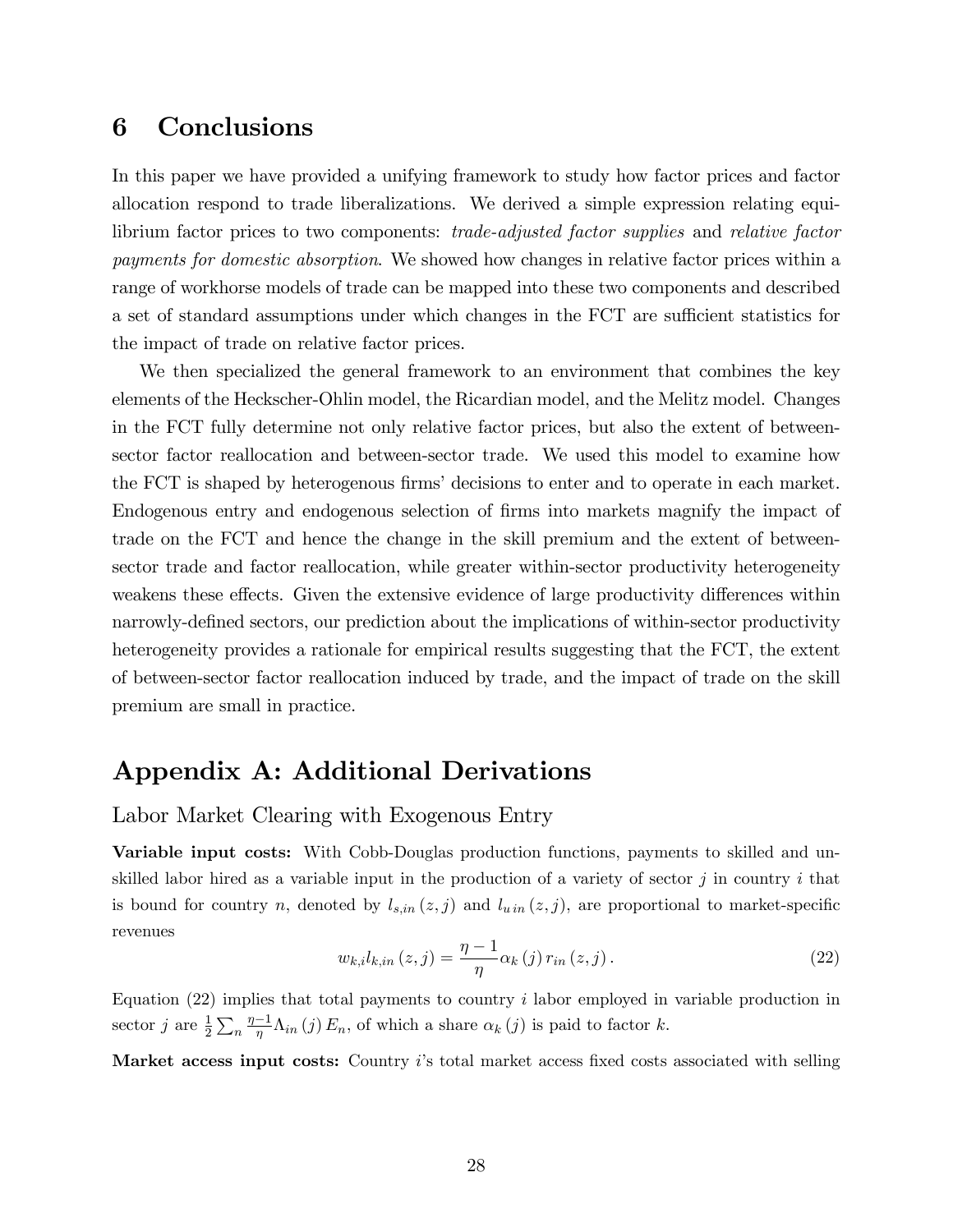# 6 Conclusions

In this paper we have provided a unifying framework to study how factor prices and factor allocation respond to trade liberalizations. We derived a simple expression relating equilibrium factor prices to two components: *trade-adjusted factor supplies* and *relative factor payments for domestic absorption*. We showed how changes in relative factor prices within a range of workhorse models of trade can be mapped into these two components and described a set of standard assumptions under which changes in the FCT are sufficient statistics for the impact of trade on relative factor prices.

We then specialized the general framework to an environment that combines the key elements of the Heckscher-Ohlin model, the Ricardian model, and the Melitz model. Changes in the FCT fully determine not only relative factor prices, but also the extent of between-sector factor reallocation and between-sector trade. We used this model to examine how the FCT is shaped by heterogenous firms' decisions to enter and to operate in each market. Endogenous entry and endogenous selection of firms into markets magnify the impact of trade on the FCT and hence the change in the skill premium and the extent of between-sector trade and factor reallocation, while greater within-sector productivity heterogeneity weakens these effects. Given the extensive evidence of large productivity differences within narrowly-defined sectors, our prediction about the implications of within-sector productivity heterogeneity provides a rationale for empirical results suggesting that the FCT, the extent of between-sector factor reallocation induced by trade, and the impact of trade on the skill premium are small in practice.

# Appendix A: Additional Derivations

## Labor Market Clearing with Exogenous Entry

**Variable input costs:** With Cobb-Douglas production functions, payments to skilled and unskilled labor hired as a variable input in the production of a variety of sector $j$ in country $i$ that is bound for country $n$, denoted by $l_{s,in}(z,j)$ and $l_{u\,in}(z,j)$, are proportional to market-specific revenues

$$w_{k,i} l_{k,in}(z,j) = \frac{\eta - 1}{\eta} \alpha_k(j) \, r_{in}(z,j) \,. \tag{22}$$

Equation (22) implies that total payments to country $i$ labor employed in variable production in sector $j$ are $\frac{1}{2}\sum_n \frac{\eta-1}{\eta} \Lambda_{in}(j) E_n$, of which a share $\alpha_k(j)$ is paid to factor $k$.

**Market access input costs:** Country $i$'s total market access fixed costs associated with selling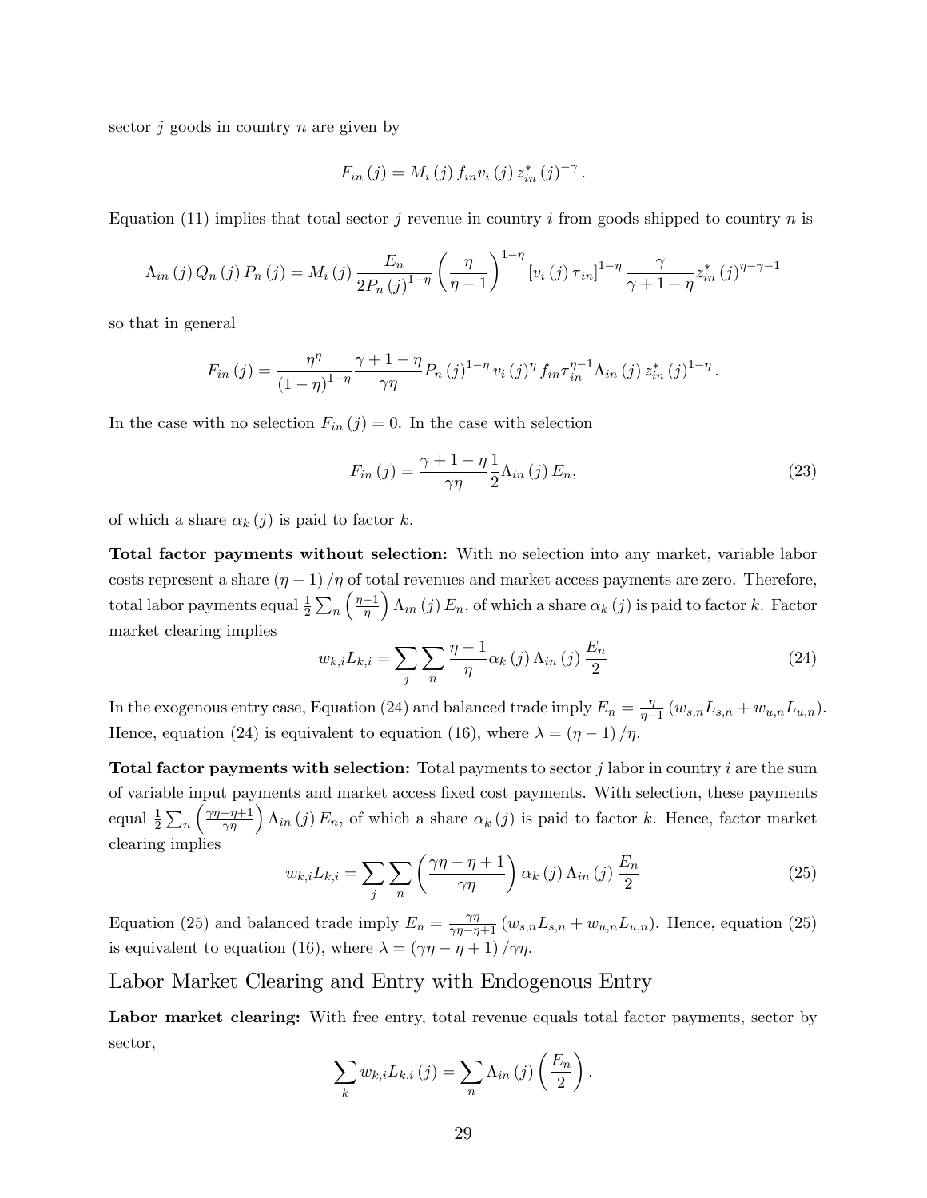sector $j$ goods in country $n$ are given by

$$F_{in}(j) = M_i(j) f_{in} v_i(j) z_{in}^*(j)^{-\gamma}.$$

Equation (11) implies that total sector $j$ revenue in country $i$ from goods shipped to country $n$ is

$$\Lambda_{in}(j) Q_n(j) P_n(j) = M_i(j) \frac{E_n}{2P_n(j)^{1-\eta}} \left(\frac{\eta}{\eta-1}\right)^{1-\eta} [v_i(j)\tau_{in}]^{1-\eta} \frac{\gamma}{\gamma+1-\eta} z_{in}^*(j)^{\eta-\gamma-1}$$

so that in general

$$F_{in}(j) = \frac{\eta^\eta}{(1-\eta)^{1-\eta}} \frac{\gamma+1-\eta}{\gamma\eta} P_n(j)^{1-\eta} v_i(j)^\eta f_{in} \tau_{in}^{\eta-1} \Lambda_{in}(j) z_{in}^*(j)^{1-\eta}.$$

In the case with no selection $F_{in}(j) = 0$. In the case with selection

$$F_{in}(j) = \frac{\gamma+1-\eta}{\gamma\eta} \frac{1}{2} \Lambda_{in}(j) E_n, \tag{23}$$

of which a share $\alpha_k(j)$ is paid to factor $k$.

**Total factor payments without selection:** With no selection into any market, variable labor costs represent a share $(\eta-1)/\eta$ of total revenues and market access payments are zero. Therefore, total labor payments equal $\frac{1}{2}\sum_n \left(\frac{\eta-1}{\eta}\right) \Lambda_{in}(j) E_n$, of which a share $\alpha_k(j)$ is paid to factor $k$. Factor market clearing implies

$$w_{k,i} L_{k,i} = \sum_j \sum_n \frac{\eta-1}{\eta} \alpha_k(j) \Lambda_{in}(j) \frac{E_n}{2} \tag{24}$$

In the exogenous entry case, Equation (24) and balanced trade imply $E_n = \frac{\eta}{\eta-1}(w_{s,n}L_{s,n} + w_{u,n}L_{u,n})$. Hence, equation (24) is equivalent to equation (16), where $\lambda = (\eta-1)/\eta$.

**Total factor payments with selection:** Total payments to sector $j$ labor in country $i$ are the sum of variable input payments and market access fixed cost payments. With selection, these payments equal $\frac{1}{2}\sum_n \left(\frac{\gamma\eta-\eta+1}{\gamma\eta}\right) \Lambda_{in}(j) E_n$, of which a share $\alpha_k(j)$ is paid to factor $k$. Hence, factor market clearing implies

$$w_{k,i} L_{k,i} = \sum_j \sum_n \left(\frac{\gamma\eta-\eta+1}{\gamma\eta}\right) \alpha_k(j) \Lambda_{in}(j) \frac{E_n}{2} \tag{25}$$

Equation (25) and balanced trade imply $E_n = \frac{\gamma\eta}{\gamma\eta-\eta+1}(w_{s,n}L_{s,n} + w_{u,n}L_{u,n})$. Hence, equation (25) is equivalent to equation (16), where $\lambda = (\gamma\eta-\eta+1)/\gamma\eta$.

## Labor Market Clearing and Entry with Endogenous Entry

**Labor market clearing:** With free entry, total revenue equals total factor payments, sector by sector,

$$\sum_k w_{k,i} L_{k,i}(j) = \sum_n \Lambda_{in}(j) \left(\frac{E_n}{2}\right).$$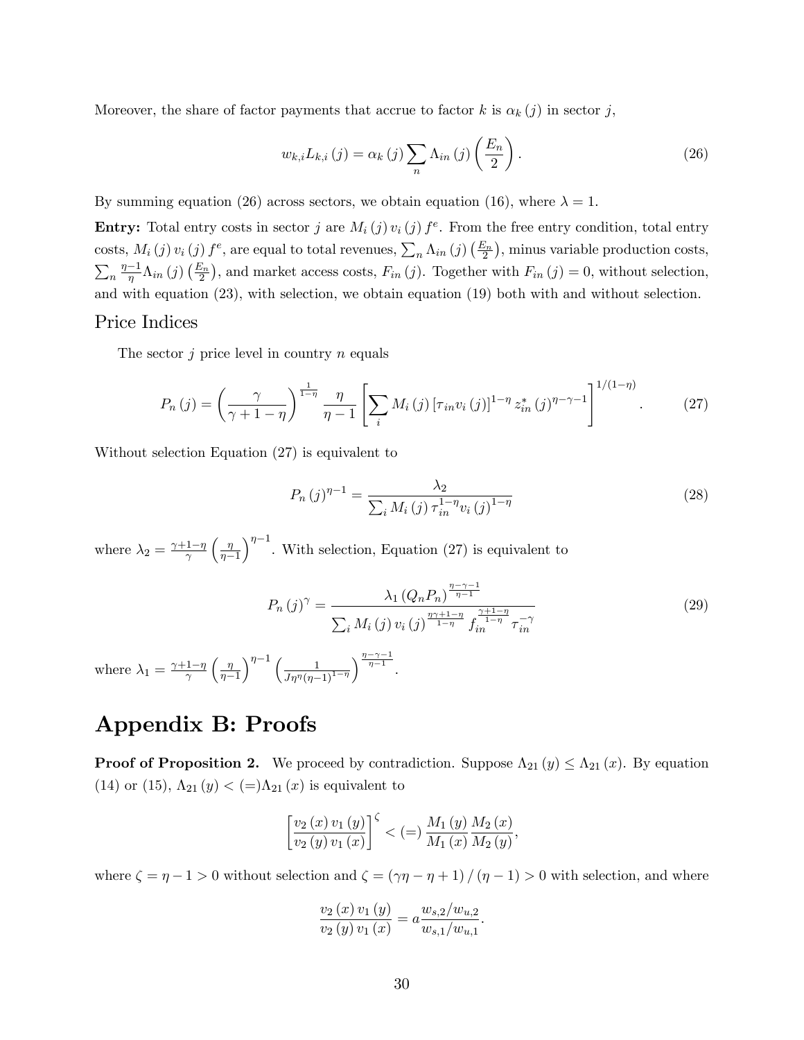Moreover, the share of factor payments that accrue to factor $k$ is $\alpha_k(j)$ in sector $j$,

$$w_{k,i} L_{k,i}(j) = \alpha_k(j) \sum_n \Lambda_{in}(j) \left( \frac{E_n}{2} \right). \tag{26}$$

By summing equation (26) across sectors, we obtain equation (16), where $\lambda = 1$.

**Entry:** Total entry costs in sector $j$ are $M_i(j) v_i(j) f^e$. From the free entry condition, total entry costs, $M_i(j) v_i(j) f^e$, are equal to total revenues, $\sum_n \Lambda_{in}(j) \left(\frac{E_n}{2}\right)$, minus variable production costs, $\sum_n \frac{\eta-1}{\eta} \Lambda_{in}(j) \left(\frac{E_n}{2}\right)$, and market access costs, $F_{in}(j)$. Together with $F_{in}(j) = 0$, without selection, and with equation (23), with selection, we obtain equation (19) both with and without selection.

## Price Indices

The sector $j$ price level in country $n$ equals

$$P_n(j) = \left( \frac{\gamma}{\gamma + 1 - \eta} \right)^{\frac{1}{1-\eta}} \frac{\eta}{\eta - 1} \left[ \sum_i M_i(j) \left[ \tau_{in} v_i(j) \right]^{1-\eta} z_{in}^*(j)^{\eta-\gamma-1} \right]^{1/(1-\eta)}. \tag{27}$$

Without selection Equation (27) is equivalent to

$$P_n(j)^{\eta-1} = \frac{\lambda_2}{\sum_i M_i(j) \tau_{in}^{1-\eta} v_i(j)^{1-\eta}} \tag{28}$$

where $\lambda_2 = \frac{\gamma+1-\eta}{\gamma} \left( \frac{\eta}{\eta-1} \right)^{\eta-1}$. With selection, Equation (27) is equivalent to

$$P_n(j)^{\gamma} = \frac{\lambda_1 \left( Q_n P_n \right)^{\frac{\eta-\gamma-1}{\eta-1}}}{\sum_i M_i(j) v_i(j)^{\frac{\eta\gamma+1-\eta}{1-\eta}} f_{in}^{\frac{\gamma+1-\eta}{1-\eta}} \tau_{in}^{-\gamma}} \tag{29}$$

where $\lambda_1 = \frac{\gamma+1-\eta}{\gamma} \left( \frac{\eta}{\eta-1} \right)^{\eta-1} \left( \frac{1}{J\eta^{\eta}(\eta-1)^{1-\eta}} \right)^{\frac{\eta-\gamma-1}{\eta-1}}$.

# Appendix B: Proofs

**Proof of Proposition 2.** We proceed by contradiction. Suppose $\Lambda_{21}(y) \leq \Lambda_{21}(x)$. By equation (14) or (15), $\Lambda_{21}(y) < (=) \Lambda_{21}(x)$ is equivalent to

$$\left[ \frac{v_2(x) v_1(y)}{v_2(y) v_1(x)} \right]^{\zeta} < (=) \frac{M_1(y)}{M_1(x)} \frac{M_2(x)}{M_2(y)},$$

where $\zeta = \eta - 1 > 0$ without selection and $\zeta = (\gamma\eta - \eta + 1)/(\eta - 1) > 0$ with selection, and where

$$\frac{v_2(x) v_1(y)}{v_2(y) v_1(x)} = a \frac{w_{s,2}/w_{u,2}}{w_{s,1}/w_{u,1}}.$$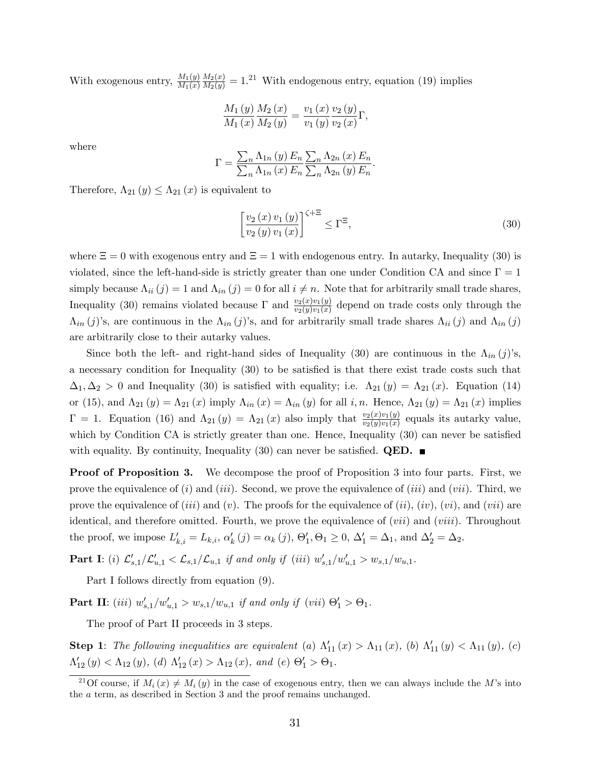With exogenous entry, $\frac{M_1(y)}{M_1(x)}\frac{M_2(x)}{M_2(y)} = 1$.[21] With endogenous entry, equation (19) implies

$$\frac{M_1(y)}{M_1(x)}\frac{M_2(x)}{M_2(y)} = \frac{v_1(x)}{v_1(y)}\frac{v_2(y)}{v_2(x)}\Gamma,$$

where

$$\Gamma = \frac{\sum_n \Lambda_{1n}(y) E_n}{\sum_n \Lambda_{1n}(x) E_n}\frac{\sum_n \Lambda_{2n}(x) E_n}{\sum_n \Lambda_{2n}(y) E_n}.$$

Therefore, $\Lambda_{21}(y) \leq \Lambda_{21}(x)$ is equivalent to

$$\left[\frac{v_2(x)\, v_1(y)}{v_2(y)\, v_1(x)}\right]^{\zeta+\Xi} \leq \Gamma^{\Xi}, \tag{30}$$

where $\Xi = 0$ with exogenous entry and $\Xi = 1$ with endogenous entry. In autarky, Inequality (30) is violated, since the left-hand-side is strictly greater than one under Condition CA and since $\Gamma = 1$ simply because $\Lambda_{ii}(j) = 1$ and $\Lambda_{in}(j) = 0$ for all $i \neq n$. Note that for arbitrarily small trade shares, Inequality (30) remains violated because $\Gamma$ and $\frac{v_2(x)v_1(y)}{v_2(y)v_1(x)}$ depend on trade costs only through the $\Lambda_{in}(j)$'s, are continuous in the $\Lambda_{in}(j)$'s, and for arbitrarily small trade shares $\Lambda_{ii}(j)$ and $\Lambda_{in}(j)$ are arbitrarily close to their autarky values.

Since both the left- and right-hand sides of Inequality (30) are continuous in the $\Lambda_{in}(j)$'s, a necessary condition for Inequality (30) to be satisfied is that there exist trade costs such that $\Delta_1, \Delta_2 > 0$ and Inequality (30) is satisfied with equality; i.e. $\Lambda_{21}(y) = \Lambda_{21}(x)$. Equation (14) or (15), and $\Lambda_{21}(y) = \Lambda_{21}(x)$ imply $\Lambda_{in}(x) = \Lambda_{in}(y)$ for all $i, n$. Hence, $\Lambda_{21}(y) = \Lambda_{21}(x)$ implies $\Gamma = 1$. Equation (16) and $\Lambda_{21}(y) = \Lambda_{21}(x)$ also imply that $\frac{v_2(x)v_1(y)}{v_2(y)v_1(x)}$ equals its autarky value, which by Condition CA is strictly greater than one. Hence, Inequality (30) can never be satisfied with equality. By continuity, Inequality (30) can never be satisfied. **QED.** ■

**Proof of Proposition 3.** We decompose the proof of Proposition 3 into four parts. First, we prove the equivalence of $(i)$ and $(iii)$. Second, we prove the equivalence of $(iii)$ and $(vii)$. Third, we prove the equivalence of $(iii)$ and $(v)$. The proofs for the equivalence of $(ii)$, $(iv)$, $(vi)$, and $(vii)$ are identical, and therefore omitted. Fourth, we prove the equivalence of $(vii)$ and $(viii)$. Throughout the proof, we impose $L'_{k,i} = L_{k,i}$, $\alpha'_k(j) = \alpha_k(j)$, $\Theta'_1, \Theta_1 \geq 0$, $\Delta'_1 = \Delta_1$, and $\Delta'_2 = \Delta_2$.

**Part I**: *(i)* $\mathcal{L}'_{s,1}/\mathcal{L}'_{u,1} < \mathcal{L}_{s,1}/\mathcal{L}_{u,1}$ *if and only if (iii)* $w'_{s,1}/w'_{u,1} > w_{s,1}/w_{u,1}$.

Part I follows directly from equation (9).

**Part II**: *(iii)* $w'_{s,1}/w'_{u,1} > w_{s,1}/w_{u,1}$ *if and only if (vii)* $\Theta'_1 > \Theta_1$.

The proof of Part II proceeds in 3 steps.

**Step 1**: *The following inequalities are equivalent (a)* $\Lambda'_{11}(x) > \Lambda_{11}(x)$, *(b)* $\Lambda'_{11}(y) < \Lambda_{11}(y)$, *(c)* $\Lambda'_{12}(y) < \Lambda_{12}(y)$, *(d)* $\Lambda'_{12}(x) > \Lambda_{12}(x)$, *and (e)* $\Theta'_1 > \Theta_1$.

[21] Of course, if $M_i(x) \neq M_i(y)$ in the case of exogenous entry, then we can always include the $M$'s into the $a$ term, as described in Section 3 and the proof remains unchanged.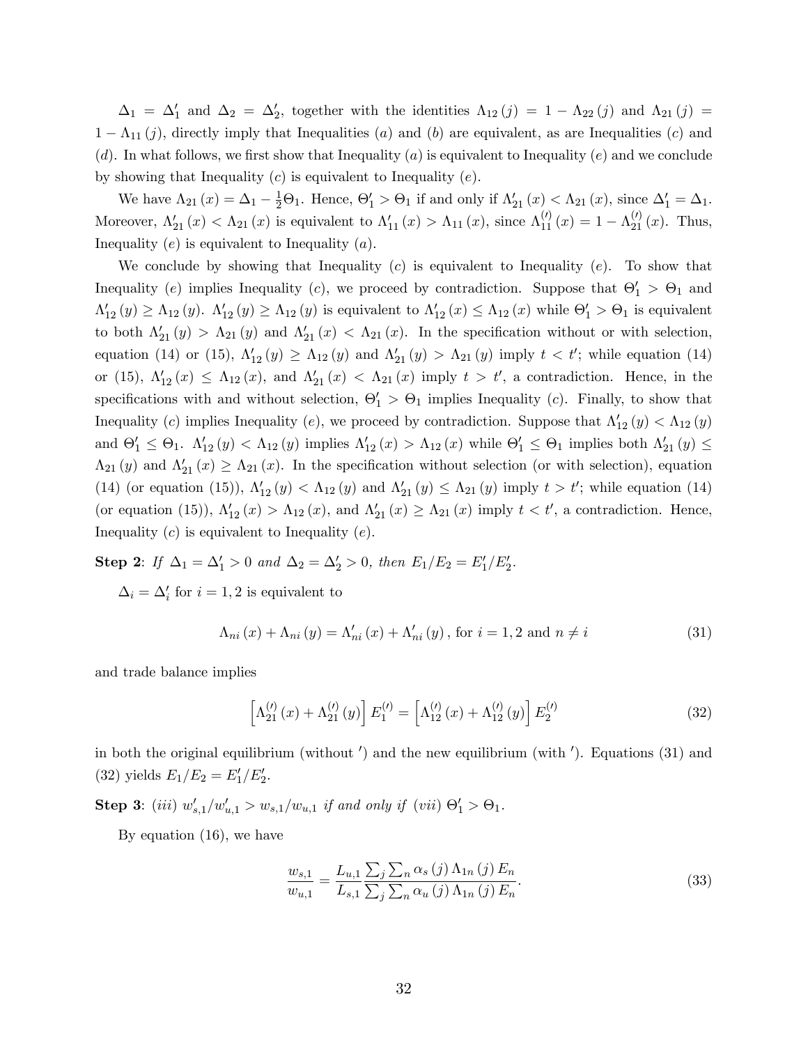$\Delta_1 = \Delta'_1$ and $\Delta_2 = \Delta'_2$, together with the identities $\Lambda_{12}(j) = 1 - \Lambda_{22}(j)$ and $\Lambda_{21}(j) = 1 - \Lambda_{11}(j)$, directly imply that Inequalities $(a)$ and $(b)$ are equivalent, as are Inequalities $(c)$ and $(d)$. In what follows, we first show that Inequality $(a)$ is equivalent to Inequality $(e)$ and we conclude by showing that Inequality $(c)$ is equivalent to Inequality $(e)$.

We have $\Lambda_{21}(x) = \Delta_1 - \frac{1}{2}\Theta_1$. Hence, $\Theta'_1 > \Theta_1$ if and only if $\Lambda'_{21}(x) < \Lambda_{21}(x)$, since $\Delta'_1 = \Delta_1$. Moreover, $\Lambda'_{21}(x) < \Lambda_{21}(x)$ is equivalent to $\Lambda'_{11}(x) > \Lambda_{11}(x)$, since $\Lambda^{(\prime)}_{11}(x) = 1 - \Lambda^{(\prime)}_{21}(x)$. Thus, Inequality $(e)$ is equivalent to Inequality $(a)$.

We conclude by showing that Inequality $(c)$ is equivalent to Inequality $(e)$. To show that Inequality $(e)$ implies Inequality $(c)$, we proceed by contradiction. Suppose that $\Theta'_1 > \Theta_1$ and $\Lambda'_{12}(y) \geq \Lambda_{12}(y)$. $\Lambda'_{12}(y) \geq \Lambda_{12}(y)$ is equivalent to $\Lambda'_{12}(x) \leq \Lambda_{12}(x)$ while $\Theta'_1 > \Theta_1$ is equivalent to both $\Lambda'_{21}(y) > \Lambda_{21}(y)$ and $\Lambda'_{21}(x) < \Lambda_{21}(x)$. In the specification without or with selection, equation (14) or (15), $\Lambda'_{12}(y) \geq \Lambda_{12}(y)$ and $\Lambda'_{21}(y) > \Lambda_{21}(y)$ imply $t < t'$; while equation (14) or (15), $\Lambda'_{12}(x) \leq \Lambda_{12}(x)$, and $\Lambda'_{21}(x) < \Lambda_{21}(x)$ imply $t > t'$, a contradiction. Hence, in the specifications with and without selection, $\Theta'_1 > \Theta_1$ implies Inequality $(c)$. Finally, to show that Inequality $(c)$ implies Inequality $(e)$, we proceed by contradiction. Suppose that $\Lambda'_{12}(y) < \Lambda_{12}(y)$ and $\Theta'_1 \leq \Theta_1$. $\Lambda'_{12}(y) < \Lambda_{12}(y)$ implies $\Lambda'_{12}(x) > \Lambda_{12}(x)$ while $\Theta'_1 \leq \Theta_1$ implies both $\Lambda'_{21}(y) \leq \Lambda_{21}(y)$ and $\Lambda'_{21}(x) \geq \Lambda_{21}(x)$. In the specification without selection (or with selection), equation (14) (or equation (15)), $\Lambda'_{12}(y) < \Lambda_{12}(y)$ and $\Lambda'_{21}(y) \leq \Lambda_{21}(y)$ imply $t > t'$; while equation (14) (or equation (15)), $\Lambda'_{12}(x) > \Lambda_{12}(x)$, and $\Lambda'_{21}(x) \geq \Lambda_{21}(x)$ imply $t < t'$, a contradiction. Hence, Inequality $(c)$ is equivalent to Inequality $(e)$.

**Step 2**: *If* $\Delta_1 = \Delta'_1 > 0$ *and* $\Delta_2 = \Delta'_2 > 0$, *then* $E_1/E_2 = E'_1/E'_2$.

$\Delta_i = \Delta'_i$ for $i = 1, 2$ is equivalent to

$$\Lambda_{ni}(x) + \Lambda_{ni}(y) = \Lambda'_{ni}(x) + \Lambda'_{ni}(y), \text{ for } i = 1, 2 \text{ and } n \neq i \tag{31}$$

and trade balance implies

$$\left[\Lambda^{(\prime)}_{21}(x) + \Lambda^{(\prime)}_{21}(y)\right] E^{(\prime)}_1 = \left[\Lambda^{(\prime)}_{12}(x) + \Lambda^{(\prime)}_{12}(y)\right] E^{(\prime)}_2 \tag{32}$$

in both the original equilibrium (without $'$) and the new equilibrium (with $'$). Equations (31) and (32) yields $E_1/E_2 = E'_1/E'_2$.

**Step 3**: $(iii)$ $w'_{s,1}/w'_{u,1} > w_{s,1}/w_{u,1}$ *if and only if* $(vii)$ $\Theta'_1 > \Theta_1$.

By equation (16), we have

$$\frac{w_{s,1}}{w_{u,1}} = \frac{L_{u,1}}{L_{s,1}} \frac{\sum_j \sum_n \alpha_s(j) \Lambda_{1n}(j) E_n}{\sum_j \sum_n \alpha_u(j) \Lambda_{1n}(j) E_n}. \tag{33}$$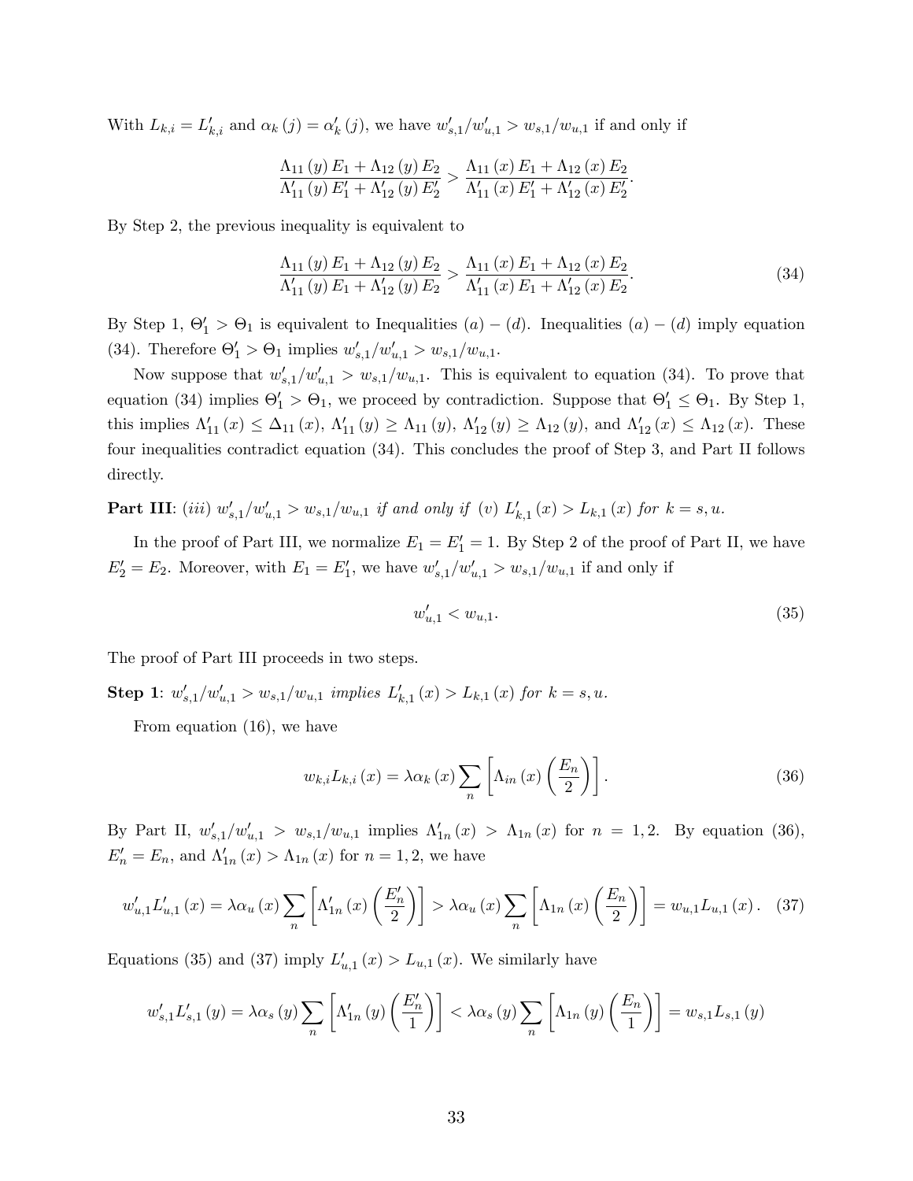With $L_{k,i} = L'_{k,i}$ and $\alpha_k(j) = \alpha'_k(j)$, we have $w'_{s,1}/w'_{u,1} > w_{s,1}/w_{u,1}$ if and only if

$$\frac{\Lambda_{11}(y) E_1 + \Lambda_{12}(y) E_2}{\Lambda'_{11}(y) E'_1 + \Lambda'_{12}(y) E'_2} > \frac{\Lambda_{11}(x) E_1 + \Lambda_{12}(x) E_2}{\Lambda'_{11}(x) E'_1 + \Lambda'_{12}(x) E'_2}.$$

By Step 2, the previous inequality is equivalent to

$$\frac{\Lambda_{11}(y) E_1 + \Lambda_{12}(y) E_2}{\Lambda'_{11}(y) E_1 + \Lambda'_{12}(y) E_2} > \frac{\Lambda_{11}(x) E_1 + \Lambda_{12}(x) E_2}{\Lambda'_{11}(x) E_1 + \Lambda'_{12}(x) E_2}. \tag{34}$$

By Step 1, $\Theta'_1 > \Theta_1$ is equivalent to Inequalities $(a)-(d)$. Inequalities $(a)-(d)$ imply equation (34). Therefore $\Theta'_1 > \Theta_1$ implies $w'_{s,1}/w'_{u,1} > w_{s,1}/w_{u,1}$.

Now suppose that $w'_{s,1}/w'_{u,1} > w_{s,1}/w_{u,1}$. This is equivalent to equation (34). To prove that equation (34) implies $\Theta'_1 > \Theta_1$, we proceed by contradiction. Suppose that $\Theta'_1 \leq \Theta_1$. By Step 1, this implies $\Lambda'_{11}(x) \leq \Delta_{11}(x)$, $\Lambda'_{11}(y) \geq \Lambda_{11}(y)$, $\Lambda'_{12}(y) \geq \Lambda_{12}(y)$, and $\Lambda'_{12}(x) \leq \Lambda_{12}(x)$. These four inequalities contradict equation (34). This concludes the proof of Step 3, and Part II follows directly.

**Part III**: *(iii)* $w'_{s,1}/w'_{u,1} > w_{s,1}/w_{u,1}$ *if and only if* *(v)* $L'_{k,1}(x) > L_{k,1}(x)$ *for* $k = s, u$.

In the proof of Part III, we normalize $E_1 = E'_1 = 1$. By Step 2 of the proof of Part II, we have $E'_2 = E_2$. Moreover, with $E_1 = E'_1$, we have $w'_{s,1}/w'_{u,1} > w_{s,1}/w_{u,1}$ if and only if

$$w'_{u,1} < w_{u,1}. \tag{35}$$

The proof of Part III proceeds in two steps.

**Step 1**: $w'_{s,1}/w'_{u,1} > w_{s,1}/w_{u,1}$ *implies* $L'_{k,1}(x) > L_{k,1}(x)$ *for* $k = s, u$.

From equation (16), we have

$$w_{k,i} L_{k,i}(x) = \lambda \alpha_k(x) \sum_n \left[ \Lambda_{in}(x) \left( \frac{E_n}{2} \right) \right]. \tag{36}$$

By Part II, $w'_{s,1}/w'_{u,1} > w_{s,1}/w_{u,1}$ implies $\Lambda'_{1n}(x) > \Lambda_{1n}(x)$ for $n = 1, 2$. By equation (36), $E'_n = E_n$, and $\Lambda'_{1n}(x) > \Lambda_{1n}(x)$ for $n = 1, 2$, we have

$$w'_{u,1} L'_{u,1}(x) = \lambda \alpha_u(x) \sum_n \left[ \Lambda'_{1n}(x) \left( \frac{E'_n}{2} \right) \right] > \lambda \alpha_u(x) \sum_n \left[ \Lambda_{1n}(x) \left( \frac{E_n}{2} \right) \right] = w_{u,1} L_{u,1}(x). \tag{37}$$

Equations (35) and (37) imply $L'_{u,1}(x) > L_{u,1}(x)$. We similarly have

$$w'_{s,1} L'_{s,1}(y) = \lambda \alpha_s(y) \sum_n \left[ \Lambda'_{1n}(y) \left( \frac{E'_n}{1} \right) \right] < \lambda \alpha_s(y) \sum_n \left[ \Lambda_{1n}(y) \left( \frac{E_n}{1} \right) \right] = w_{s,1} L_{s,1}(y)$$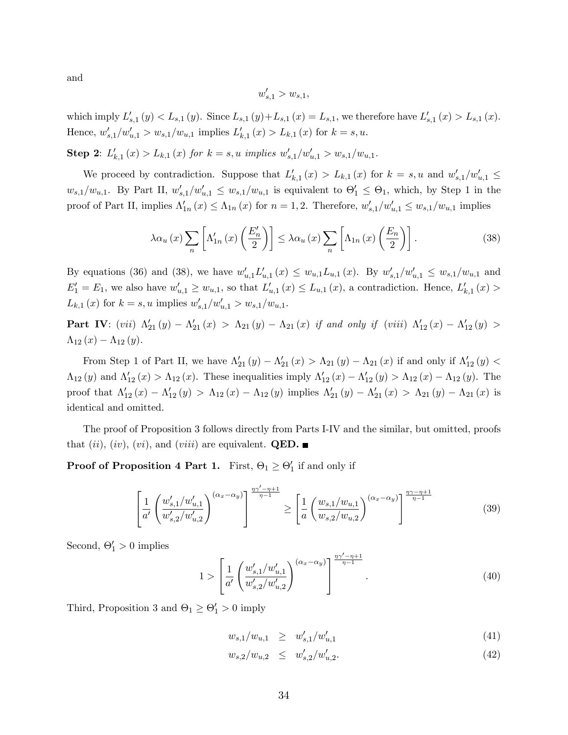and

$$w'_{s,1} > w_{s,1},$$

which imply $L'_{s,1}(y) < L_{s,1}(y)$. Since $L_{s,1}(y) + L_{s,1}(x) = L_{s,1}$, we therefore have $L'_{s,1}(x) > L_{s,1}(x)$. Hence, $w'_{s,1}/w'_{u,1} > w_{s,1}/w_{u,1}$ implies $L'_{k,1}(x) > L_{k,1}(x)$ for $k = s, u$.

**Step 2**: *$L'_{k,1}(x) > L_{k,1}(x)$ for $k = s, u$ implies $w'_{s,1}/w'_{u,1} > w_{s,1}/w_{u,1}$.*

We proceed by contradiction. Suppose that $L'_{k,1}(x) > L_{k,1}(x)$ for $k = s, u$ and $w'_{s,1}/w'_{u,1} \leq w_{s,1}/w_{u,1}$. By Part II, $w'_{s,1}/w'_{u,1} \leq w_{s,1}/w_{u,1}$ is equivalent to $\Theta'_1 \leq \Theta_1$, which, by Step 1 in the proof of Part II, implies $\Lambda'_{1n}(x) \leq \Lambda_{1n}(x)$ for $n = 1, 2$. Therefore, $w'_{s,1}/w'_{u,1} \leq w_{s,1}/w_{u,1}$ implies

$$\lambda \alpha_u(x) \sum_n \left[ \Lambda'_{1n}(x) \left( \frac{E'_n}{2} \right) \right] \leq \lambda \alpha_u(x) \sum_n \left[ \Lambda_{1n}(x) \left( \frac{E_n}{2} \right) \right]. \tag{38}$$

By equations (36) and (38), we have $w'_{u,1} L'_{u,1}(x) \leq w_{u,1} L_{u,1}(x)$. By $w'_{s,1}/w'_{u,1} \leq w_{s,1}/w_{u,1}$ and $E'_1 = E_1$, we also have $w'_{u,1} \geq w_{u,1}$, so that $L'_{u,1}(x) \leq L_{u,1}(x)$, a contradiction. Hence, $L'_{k,1}(x) > L_{k,1}(x)$ for $k = s, u$ implies $w'_{s,1}/w'_{u,1} > w_{s,1}/w_{u,1}$.

**Part IV**: *(vii) $\Lambda'_{21}(y) - \Lambda'_{21}(x) > \Lambda_{21}(y) - \Lambda_{21}(x)$ if and only if (viii) $\Lambda'_{12}(x) - \Lambda'_{12}(y) > \Lambda_{12}(x) - \Lambda_{12}(y)$.*

From Step 1 of Part II, we have $\Lambda'_{21}(y) - \Lambda'_{21}(x) > \Lambda_{21}(y) - \Lambda_{21}(x)$ if and only if $\Lambda'_{12}(y) < \Lambda_{12}(y)$ and $\Lambda'_{12}(x) > \Lambda_{12}(x)$. These inequalities imply $\Lambda'_{12}(x) - \Lambda'_{12}(y) > \Lambda_{12}(x) - \Lambda_{12}(y)$. The proof that $\Lambda'_{12}(x) - \Lambda'_{12}(y) > \Lambda_{12}(x) - \Lambda_{12}(y)$ implies $\Lambda'_{21}(y) - \Lambda'_{21}(x) > \Lambda_{21}(y) - \Lambda_{21}(x)$ is identical and omitted.

The proof of Proposition 3 follows directly from Parts I-IV and the similar, but omitted, proofs that *(ii)*, *(iv)*, *(vi)*, and *(viii)* are equivalent. **QED.** ■

**Proof of Proposition 4 Part 1.** First, $\Theta_1 \geq \Theta'_1$ if and only if

$$\left[ \frac{1}{a'} \left( \frac{w'_{s,1}/w'_{u,1}}{w'_{s,2}/w'_{u,2}} \right)^{(\alpha_x - \alpha_y)} \right]^{\frac{\eta\gamma' - \eta + 1}{\eta - 1}} \geq \left[ \frac{1}{a} \left( \frac{w_{s,1}/w_{u,1}}{w_{s,2}/w_{u,2}} \right)^{(\alpha_x - \alpha_y)} \right]^{\frac{\eta\gamma - \eta + 1}{\eta - 1}} \tag{39}$$

Second, $\Theta'_1 > 0$ implies

$$1 > \left[ \frac{1}{a'} \left( \frac{w'_{s,1}/w'_{u,1}}{w'_{s,2}/w'_{u,2}} \right)^{(\alpha_x - \alpha_y)} \right]^{\frac{\eta\gamma' - \eta + 1}{\eta - 1}}. \tag{40}$$

Third, Proposition 3 and $\Theta_1 \geq \Theta'_1 > 0$ imply

$$w_{s,1}/w_{u,1} \geq w'_{s,1}/w'_{u,1} \tag{41}$$

$$w_{s,2}/w_{u,2} \leq w'_{s,2}/w'_{u,2}. \tag{42}$$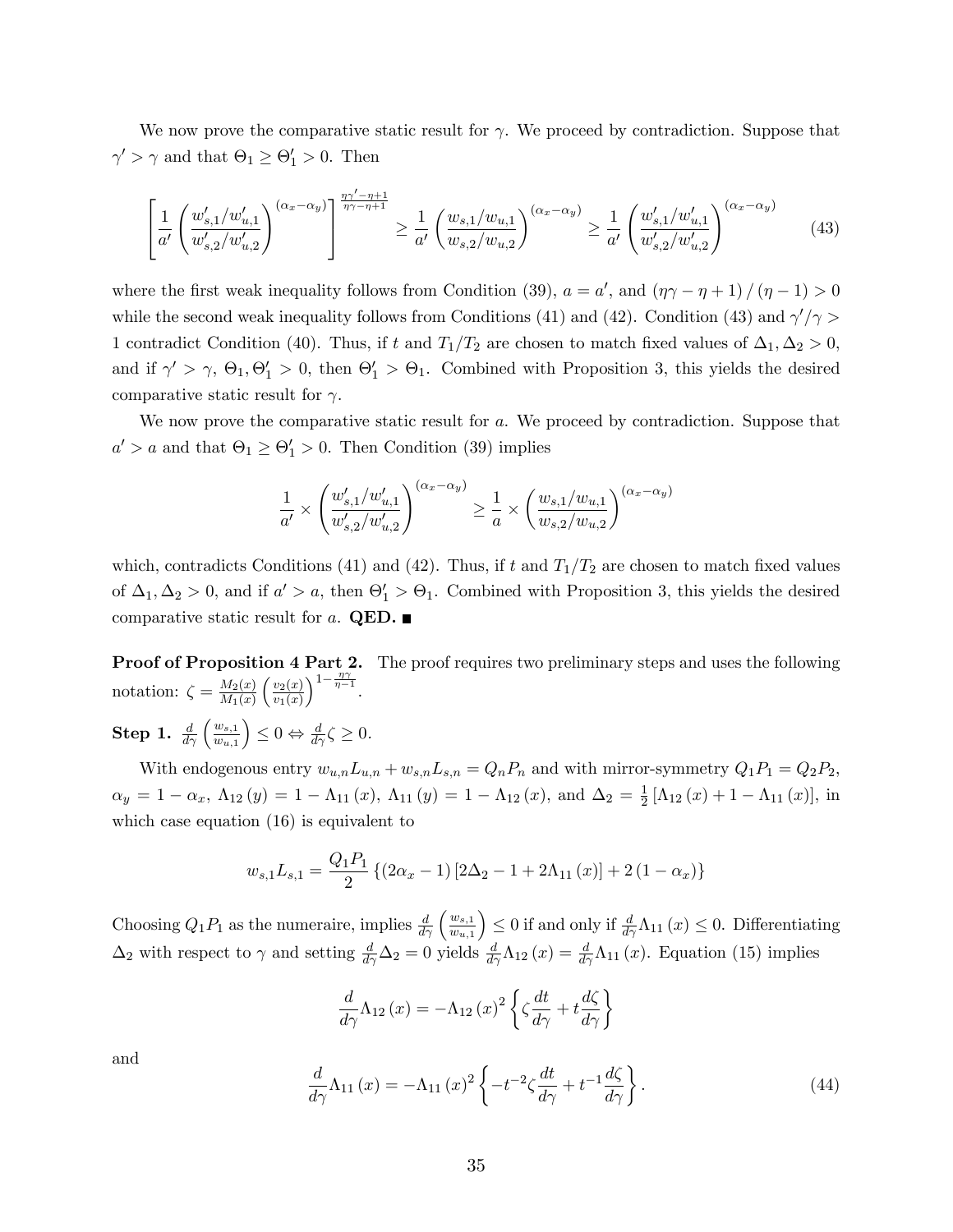We now prove the comparative static result for $\gamma$. We proceed by contradiction. Suppose that $\gamma' > \gamma$ and that $\Theta_1 \geq \Theta_1' > 0$. Then

$$\left[\frac{1}{a'}\left(\frac{w_{s,1}'/w_{u,1}'}{w_{s,2}'/w_{u,2}'}\right)^{(\alpha_x-\alpha_y)}\right]^{\frac{\eta\gamma'-\eta+1}{\eta\gamma-\eta+1}} \geq \frac{1}{a'}\left(\frac{w_{s,1}/w_{u,1}}{w_{s,2}/w_{u,2}}\right)^{(\alpha_x-\alpha_y)} \geq \frac{1}{a'}\left(\frac{w_{s,1}'/w_{u,1}'}{w_{s,2}'/w_{u,2}'}\right)^{(\alpha_x-\alpha_y)} \tag{43}$$

where the first weak inequality follows from Condition (39), $a = a'$, and $(\eta\gamma - \eta + 1)/(\eta - 1) > 0$ while the second weak inequality follows from Conditions (41) and (42). Condition (43) and $\gamma'/\gamma > 1$ contradict Condition (40). Thus, if $t$ and $T_1/T_2$ are chosen to match fixed values of $\Delta_1, \Delta_2 > 0$, and if $\gamma' > \gamma$, $\Theta_1, \Theta_1' > 0$, then $\Theta_1' > \Theta_1$. Combined with Proposition 3, this yields the desired comparative static result for $\gamma$.

We now prove the comparative static result for $a$. We proceed by contradiction. Suppose that $a' > a$ and that $\Theta_1 \geq \Theta_1' > 0$. Then Condition (39) implies

$$\frac{1}{a'} \times \left(\frac{w_{s,1}'/w_{u,1}'}{w_{s,2}'/w_{u,2}'}\right)^{(\alpha_x-\alpha_y)} \geq \frac{1}{a} \times \left(\frac{w_{s,1}/w_{u,1}}{w_{s,2}/w_{u,2}}\right)^{(\alpha_x-\alpha_y)}$$

which, contradicts Conditions (41) and (42). Thus, if $t$ and $T_1/T_2$ are chosen to match fixed values of $\Delta_1, \Delta_2 > 0$, and if $a' > a$, then $\Theta_1' > \Theta_1$. Combined with Proposition 3, this yields the desired comparative static result for $a$. **QED.** ■

**Proof of Proposition 4 Part 2.** The proof requires two preliminary steps and uses the following notation: $\zeta = \frac{M_2(x)}{M_1(x)}\left(\frac{v_2(x)}{v_1(x)}\right)^{1-\frac{\eta\gamma}{\eta-1}}$.

**Step 1.** $\frac{d}{d\gamma}\left(\frac{w_{s,1}}{w_{u,1}}\right) \leq 0 \Leftrightarrow \frac{d}{d\gamma}\zeta \geq 0$.

With endogenous entry $w_{u,n}L_{u,n} + w_{s,n}L_{s,n} = Q_n P_n$ and with mirror-symmetry $Q_1P_1 = Q_2P_2$, $\alpha_y = 1 - \alpha_x$, $\Lambda_{12}(y) = 1 - \Lambda_{11}(x)$, $\Lambda_{11}(y) = 1 - \Lambda_{12}(x)$, and $\Delta_2 = \frac{1}{2}[\Lambda_{12}(x) + 1 - \Lambda_{11}(x)]$, in which case equation (16) is equivalent to

$$w_{s,1}L_{s,1} = \frac{Q_1P_1}{2}\left\{(2\alpha_x - 1)[2\Delta_2 - 1 + 2\Lambda_{11}(x)] + 2(1-\alpha_x)\right\}$$

Choosing $Q_1P_1$ as the numeraire, implies $\frac{d}{d\gamma}\left(\frac{w_{s,1}}{w_{u,1}}\right) \leq 0$ if and only if $\frac{d}{d\gamma}\Lambda_{11}(x) \leq 0$. Differentiating $\Delta_2$ with respect to $\gamma$ and setting $\frac{d}{d\gamma}\Delta_2 = 0$ yields $\frac{d}{d\gamma}\Lambda_{12}(x) = \frac{d}{d\gamma}\Lambda_{11}(x)$. Equation (15) implies

$$\frac{d}{d\gamma}\Lambda_{12}(x) = -\Lambda_{12}(x)^2\left\{\zeta\frac{dt}{d\gamma} + t\frac{d\zeta}{d\gamma}\right\}$$

and

$$\frac{d}{d\gamma}\Lambda_{11}(x) = -\Lambda_{11}(x)^2\left\{-t^{-2}\zeta\frac{dt}{d\gamma} + t^{-1}\frac{d\zeta}{d\gamma}\right\}. \tag{44}$$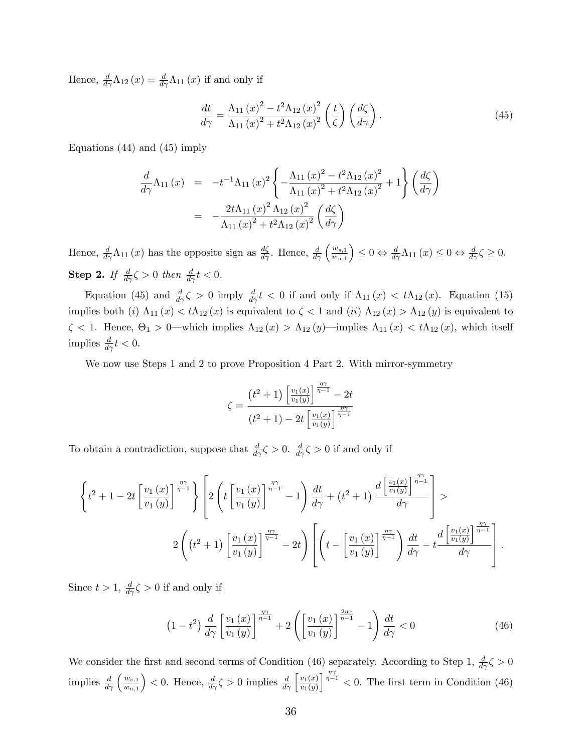Hence, $\frac{d}{d\gamma}\Lambda_{12}(x) = \frac{d}{d\gamma}\Lambda_{11}(x)$ if and only if

$$\frac{dt}{d\gamma} = \frac{\Lambda_{11}(x)^2 - t^2\Lambda_{12}(x)^2}{\Lambda_{11}(x)^2 + t^2\Lambda_{12}(x)^2}\left(\frac{t}{\zeta}\right)\left(\frac{d\zeta}{d\gamma}\right). \tag{45}$$

Equations (44) and (45) imply

$$\begin{aligned}
\frac{d}{d\gamma}\Lambda_{11}(x) &= -t^{-1}\Lambda_{11}(x)^2\left\{-\frac{\Lambda_{11}(x)^2 - t^2\Lambda_{12}(x)^2}{\Lambda_{11}(x)^2 + t^2\Lambda_{12}(x)^2} + 1\right\}\left(\frac{d\zeta}{d\gamma}\right) \\
&= -\frac{2t\Lambda_{11}(x)^2\Lambda_{12}(x)^2}{\Lambda_{11}(x)^2 + t^2\Lambda_{12}(x)^2}\left(\frac{d\zeta}{d\gamma}\right)
\end{aligned}$$

Hence, $\frac{d}{d\gamma}\Lambda_{11}(x)$ has the opposite sign as $\frac{d\zeta}{d\gamma}$. Hence, $\frac{d}{d\gamma}\left(\frac{w_{s,1}}{w_{u,1}}\right) \leq 0 \Leftrightarrow \frac{d}{d\gamma}\Lambda_{11}(x) \leq 0 \Leftrightarrow \frac{d}{d\gamma}\zeta \geq 0$.

**Step 2.** *If $\frac{d}{d\gamma}\zeta > 0$ then $\frac{d}{d\gamma}t < 0$.*

Equation (45) and $\frac{d}{d\gamma}\zeta > 0$ imply $\frac{d}{d\gamma}t < 0$ if and only if $\Lambda_{11}(x) < t\Lambda_{12}(x)$. Equation (15) implies both (*i*) $\Lambda_{11}(x) < t\Lambda_{12}(x)$ is equivalent to $\zeta < 1$ and (*ii*) $\Lambda_{12}(x) > \Lambda_{12}(y)$ is equivalent to $\zeta < 1$. Hence, $\Theta_1 > 0$—which implies $\Lambda_{12}(x) > \Lambda_{12}(y)$—implies $\Lambda_{11}(x) < t\Lambda_{12}(x)$, which itself implies $\frac{d}{d\gamma}t < 0$.

We now use Steps 1 and 2 to prove Proposition 4 Part 2. With mirror-symmetry

$$\zeta = \frac{\left(t^2+1\right)\left[\frac{v_1(x)}{v_1(y)}\right]^{\frac{\eta\gamma}{\eta-1}} - 2t}{\left(t^2+1\right) - 2t\left[\frac{v_1(x)}{v_1(y)}\right]^{\frac{\eta\gamma}{\eta-1}}}$$

To obtain a contradiction, suppose that $\frac{d}{d\gamma}\zeta > 0$. $\frac{d}{d\gamma}\zeta > 0$ if and only if

$$\left\{t^2 + 1 - 2t\left[\frac{v_1(x)}{v_1(y)}\right]^{\frac{\eta\gamma}{\eta-1}}\right\}\left[2\left(t\left[\frac{v_1(x)}{v_1(y)}\right]^{\frac{\eta\gamma}{\eta-1}} - 1\right)\frac{dt}{d\gamma} + \left(t^2+1\right)\frac{d\left[\frac{v_1(x)}{v_1(y)}\right]^{\frac{\eta\gamma}{\eta-1}}}{d\gamma}\right] >$$
$$2\left(\left(t^2+1\right)\left[\frac{v_1(x)}{v_1(y)}\right]^{\frac{\eta\gamma}{\eta-1}} - 2t\right)\left[\left(t - \left[\frac{v_1(x)}{v_1(y)}\right]^{\frac{\eta\gamma}{\eta-1}}\right)\frac{dt}{d\gamma} - t\frac{d\left[\frac{v_1(x)}{v_1(y)}\right]^{\frac{\eta\gamma}{\eta-1}}}{d\gamma}\right].$$

Since $t > 1$, $\frac{d}{d\gamma}\zeta > 0$ if and only if

$$\left(1-t^2\right)\frac{d}{d\gamma}\left[\frac{v_1(x)}{v_1(y)}\right]^{\frac{\eta\gamma}{\eta-1}} + 2\left(\left[\frac{v_1(x)}{v_1(y)}\right]^{\frac{2\eta\gamma}{\eta-1}} - 1\right)\frac{dt}{d\gamma} < 0 \tag{46}$$

We consider the first and second terms of Condition (46) separately. According to Step 1, $\frac{d}{d\gamma}\zeta > 0$ implies $\frac{d}{d\gamma}\left(\frac{w_{s,1}}{w_{u,1}}\right) < 0$. Hence, $\frac{d}{d\gamma}\zeta > 0$ implies $\frac{d}{d\gamma}\left[\frac{v_1(x)}{v_1(y)}\right]^{\frac{\eta\gamma}{\eta-1}} < 0$. The first term in Condition (46)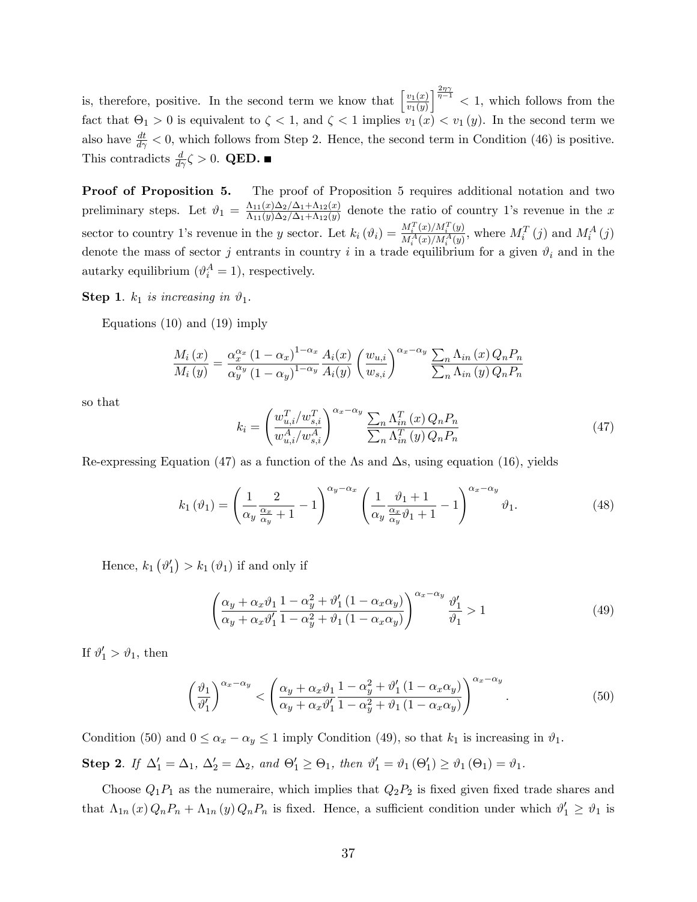is, therefore, positive. In the second term we know that $\left[\frac{v_1(x)}{v_1(y)}\right]^{\frac{2\eta\gamma}{\eta-1}} < 1$, which follows from the fact that $\Theta_1 > 0$ is equivalent to $\zeta < 1$, and $\zeta < 1$ implies $v_1(x) < v_1(y)$. In the second term we also have $\frac{dt}{d\gamma} < 0$, which follows from Step 2. Hence, the second term in Condition (46) is positive. This contradicts $\frac{d}{d\gamma}\zeta > 0$. **QED.** ■

**Proof of Proposition 5.** The proof of Proposition 5 requires additional notation and two preliminary steps. Let $\vartheta_1 = \frac{\Lambda_{11}(x)\Delta_2/\Delta_1 + \Lambda_{12}(x)}{\Lambda_{11}(y)\Delta_2/\Delta_1 + \Lambda_{12}(y)}$ denote the ratio of country 1's revenue in the $x$ sector to country 1's revenue in the $y$ sector. Let $k_i(\vartheta_i) = \frac{M_i^T(x)/M_i^T(y)}{M_i^A(x)/M_i^A(y)}$, where $M_i^T(j)$ and $M_i^A(j)$ denote the mass of sector $j$ entrants in country $i$ in a trade equilibrium for a given $\vartheta_i$ and in the autarky equilibrium ($\vartheta_i^A = 1$), respectively.

**Step 1**. *$k_1$ is increasing in $\vartheta_1$.*

Equations (10) and (19) imply

$$\frac{M_i(x)}{M_i(y)} = \frac{\alpha_x^{\alpha_x}(1-\alpha_x)^{1-\alpha_x}}{\alpha_y^{\alpha_y}(1-\alpha_y)^{1-\alpha_y}}\frac{A_i(x)}{A_i(y)}\left(\frac{w_{u,i}}{w_{s,i}}\right)^{\alpha_x-\alpha_y}\frac{\sum_n \Lambda_{in}(x)Q_nP_n}{\sum_n \Lambda_{in}(y)Q_nP_n}$$

so that

$$k_i = \left(\frac{w_{u,i}^T/w_{s,i}^T}{w_{u,i}^A/w_{s,i}^A}\right)^{\alpha_x-\alpha_y}\frac{\sum_n \Lambda_{in}^T(x)Q_nP_n}{\sum_n \Lambda_{in}^T(y)Q_nP_n} \tag{47}$$

Re-expressing Equation (47) as a function of the $\Lambda$s and $\Delta$s, using equation (16), yields

$$k_1(\vartheta_1) = \left(\frac{1}{\alpha_y}\frac{2}{\frac{\alpha_x}{\alpha_y}+1} - 1\right)^{\alpha_y-\alpha_x}\left(\frac{1}{\alpha_y}\frac{\vartheta_1+1}{\frac{\alpha_x}{\alpha_y}\vartheta_1+1} - 1\right)^{\alpha_x-\alpha_y}\vartheta_1. \tag{48}$$

Hence, $k_1(\vartheta_1') > k_1(\vartheta_1)$ if and only if

$$\left(\frac{\alpha_y + \alpha_x\vartheta_1}{\alpha_y + \alpha_x\vartheta_1'}\frac{1-\alpha_y^2 + \vartheta_1'(1-\alpha_x\alpha_y)}{1-\alpha_y^2 + \vartheta_1(1-\alpha_x\alpha_y)}\right)^{\alpha_x-\alpha_y}\frac{\vartheta_1'}{\vartheta_1} > 1 \tag{49}$$

If $\vartheta_1' > \vartheta_1$, then

$$\left(\frac{\vartheta_1}{\vartheta_1'}\right)^{\alpha_x-\alpha_y} < \left(\frac{\alpha_y + \alpha_x\vartheta_1}{\alpha_y + \alpha_x\vartheta_1'}\frac{1-\alpha_y^2 + \vartheta_1'(1-\alpha_x\alpha_y)}{1-\alpha_y^2 + \vartheta_1(1-\alpha_x\alpha_y)}\right)^{\alpha_x-\alpha_y}. \tag{50}$$

Condition (50) and $0 \le \alpha_x - \alpha_y \le 1$ imply Condition (49), so that $k_1$ is increasing in $\vartheta_1$.

**Step 2**. *If $\Delta_1' = \Delta_1$, $\Delta_2' = \Delta_2$, and $\Theta_1' \ge \Theta_1$, then $\vartheta_1' = \vartheta_1(\Theta_1') \ge \vartheta_1(\Theta_1) = \vartheta_1$.*

Choose $Q_1P_1$ as the numeraire, which implies that $Q_2P_2$ is fixed given fixed trade shares and that $\Lambda_{1n}(x)Q_nP_n + \Lambda_{1n}(y)Q_nP_n$ is fixed. Hence, a sufficient condition under which $\vartheta_1' \ge \vartheta_1$ is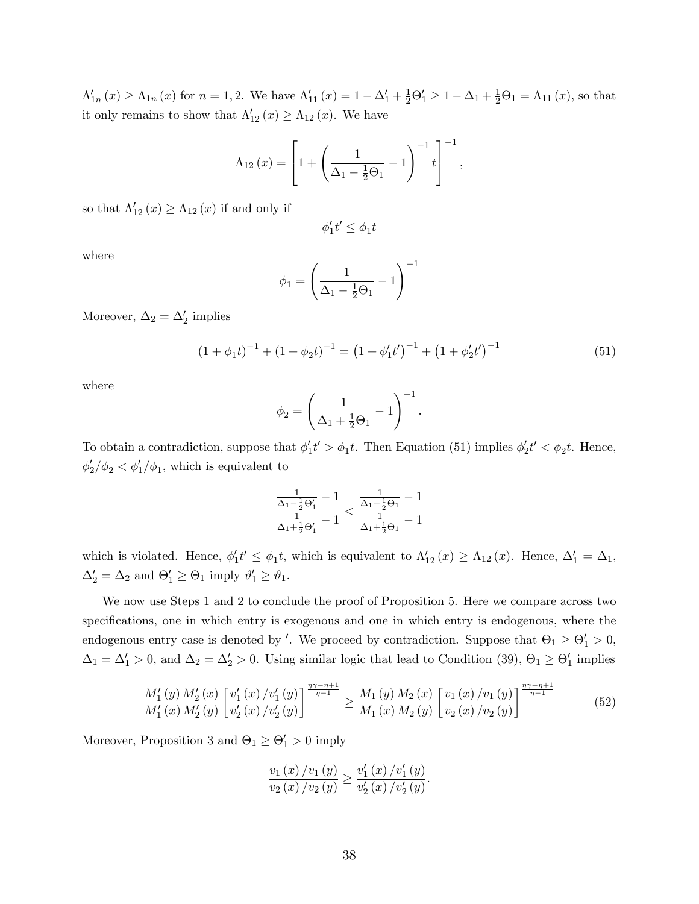$\Lambda'_{1n}(x) \geq \Lambda_{1n}(x)$ for $n = 1, 2$. We have $\Lambda'_{11}(x) = 1 - \Delta'_1 + \frac{1}{2}\Theta'_1 \geq 1 - \Delta_1 + \frac{1}{2}\Theta_1 = \Lambda_{11}(x)$, so that it only remains to show that $\Lambda'_{12}(x) \geq \Lambda_{12}(x)$. We have

$$\Lambda_{12}(x) = \left[1 + \left(\frac{1}{\Delta_1 - \frac{1}{2}\Theta_1} - 1\right)^{-1} t\right]^{-1},$$

so that $\Lambda'_{12}(x) \geq \Lambda_{12}(x)$ if and only if

$$\phi'_1 t' \leq \phi_1 t$$

where

$$\phi_1 = \left(\frac{1}{\Delta_1 - \frac{1}{2}\Theta_1} - 1\right)^{-1}$$

Moreover, $\Delta_2 = \Delta'_2$ implies

$$(1 + \phi_1 t)^{-1} + (1 + \phi_2 t)^{-1} = \left(1 + \phi'_1 t'\right)^{-1} + \left(1 + \phi'_2 t'\right)^{-1} \tag{51}$$

where

$$\phi_2 = \left(\frac{1}{\Delta_1 + \frac{1}{2}\Theta_1} - 1\right)^{-1}.$$

To obtain a contradiction, suppose that $\phi'_1 t' > \phi_1 t$. Then Equation (51) implies $\phi'_2 t' < \phi_2 t$. Hence, $\phi'_2/\phi_2 < \phi'_1/\phi_1$, which is equivalent to

$$\frac{\frac{1}{\Delta_1 - \frac{1}{2}\Theta'_1} - 1}{\frac{1}{\Delta_1 + \frac{1}{2}\Theta'_1} - 1} < \frac{\frac{1}{\Delta_1 - \frac{1}{2}\Theta_1} - 1}{\frac{1}{\Delta_1 + \frac{1}{2}\Theta_1} - 1}$$

which is violated. Hence, $\phi'_1 t' \leq \phi_1 t$, which is equivalent to $\Lambda'_{12}(x) \geq \Lambda_{12}(x)$. Hence, $\Delta'_1 = \Delta_1$, $\Delta'_2 = \Delta_2$ and $\Theta'_1 \geq \Theta_1$ imply $\vartheta'_1 \geq \vartheta_1$.

We now use Steps 1 and 2 to conclude the proof of Proposition 5. Here we compare across two specifications, one in which entry is exogenous and one in which entry is endogenous, where the endogenous entry case is denoted by $'$. We proceed by contradiction. Suppose that $\Theta_1 \geq \Theta'_1 > 0$, $\Delta_1 = \Delta'_1 > 0$, and $\Delta_2 = \Delta'_2 > 0$. Using similar logic that lead to Condition (39), $\Theta_1 \geq \Theta'_1$ implies

$$\frac{M'_1(y)\, M'_2(x)}{M'_1(x)\, M'_2(y)} \left[\frac{v'_1(x)/v'_1(y)}{v'_2(x)/v'_2(y)}\right]^{\frac{\eta\gamma - \eta + 1}{\eta - 1}} \geq \frac{M_1(y)\, M_2(x)}{M_1(x)\, M_2(y)} \left[\frac{v_1(x)/v_1(y)}{v_2(x)/v_2(y)}\right]^{\frac{\eta\gamma - \eta + 1}{\eta - 1}} \tag{52}$$

Moreover, Proposition 3 and $\Theta_1 \geq \Theta'_1 > 0$ imply

$$\frac{v_1(x)/v_1(y)}{v_2(x)/v_2(y)} \geq \frac{v'_1(x)/v'_1(y)}{v'_2(x)/v'_2(y)}.$$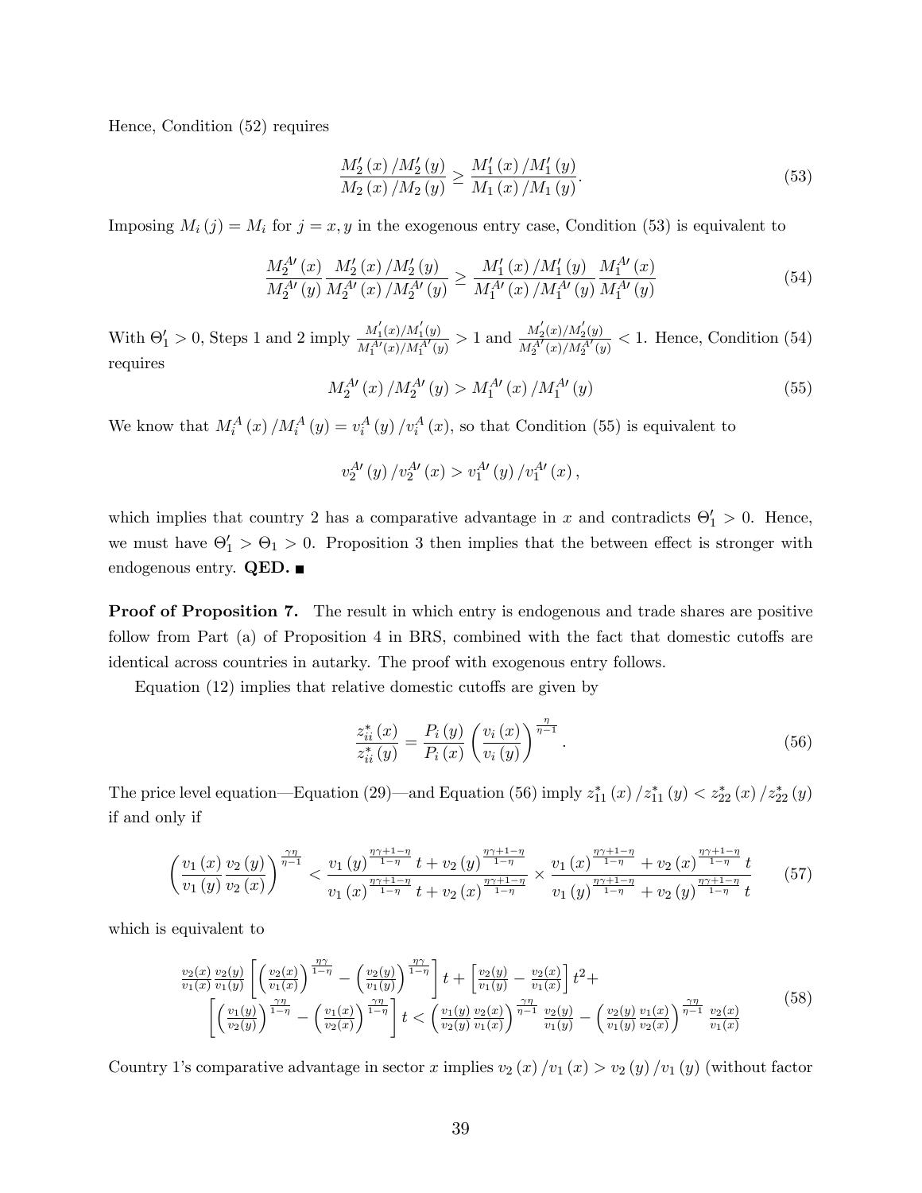Hence, Condition (52) requires

$$\frac{M_2'(x)/M_2'(y)}{M_2(x)/M_2(y)} \geq \frac{M_1'(x)/M_1'(y)}{M_1(x)/M_1(y)}. \tag{53}$$

Imposing $M_i(j) = M_i$ for $j = x, y$ in the exogenous entry case, Condition (53) is equivalent to

$$\frac{M_2^{A\prime}(x)}{M_2^{A\prime}(y)} \frac{M_2'(x)/M_2'(y)}{M_2^{A\prime}(x)/M_2^{A\prime}(y)} \geq \frac{M_1'(x)/M_1'(y)}{M_1^{A\prime}(x)/M_1^{A\prime}(y)} \frac{M_1^{A\prime}(x)}{M_1^{A\prime}(y)} \tag{54}$$

With $\Theta_1' > 0$, Steps 1 and 2 imply $\frac{M_1'(x)/M_1'(y)}{M_1^{A\prime}(x)/M_1^{A\prime}(y)} > 1$ and $\frac{M_2'(x)/M_2'(y)}{M_2^{A\prime}(x)/M_2^{A\prime}(y)} < 1$. Hence, Condition (54) requires

$$M_2^{A\prime}(x)/M_2^{A\prime}(y) > M_1^{A\prime}(x)/M_1^{A\prime}(y) \tag{55}$$

We know that $M_i^A(x)/M_i^A(y) = v_i^A(y)/v_i^A(x)$, so that Condition (55) is equivalent to

$$v_2^{A\prime}(y)/v_2^{A\prime}(x) > v_1^{A\prime}(y)/v_1^{A\prime}(x),$$

which implies that country 2 has a comparative advantage in $x$ and contradicts $\Theta_1' > 0$. Hence, we must have $\Theta_1' > \Theta_1 > 0$. Proposition 3 then implies that the between effect is stronger with endogenous entry. **QED.** ■

**Proof of Proposition 7.** The result in which entry is endogenous and trade shares are positive follow from Part (a) of Proposition 4 in BRS, combined with the fact that domestic cutoffs are identical across countries in autarky. The proof with exogenous entry follows.

Equation (12) implies that relative domestic cutoffs are given by

$$\frac{z_{ii}^*(x)}{z_{ii}^*(y)} = \frac{P_i(y)}{P_i(x)} \left(\frac{v_i(x)}{v_i(y)}\right)^{\frac{\eta}{\eta-1}}. \tag{56}$$

The price level equation—Equation (29)—and Equation (56) imply $z_{11}^*(x)/z_{11}^*(y) < z_{22}^*(x)/z_{22}^*(y)$ if and only if

$$\left(\frac{v_1(x)}{v_1(y)}\frac{v_2(y)}{v_2(x)}\right)^{\frac{\gamma\eta}{\eta-1}} < \frac{v_1(y)^{\frac{\eta\gamma+1-\eta}{1-\eta}}t + v_2(y)^{\frac{\eta\gamma+1-\eta}{1-\eta}}}{v_1(x)^{\frac{\eta\gamma+1-\eta}{1-\eta}}t + v_2(x)^{\frac{\eta\gamma+1-\eta}{1-\eta}}} \times \frac{v_1(x)^{\frac{\eta\gamma+1-\eta}{1-\eta}} + v_2(x)^{\frac{\eta\gamma+1-\eta}{1-\eta}}t}{v_1(y)^{\frac{\eta\gamma+1-\eta}{1-\eta}} + v_2(y)^{\frac{\eta\gamma+1-\eta}{1-\eta}}t} \tag{57}$$

which is equivalent to

$$\begin{gathered}
\frac{v_2(x)}{v_1(x)}\frac{v_2(y)}{v_1(y)}\left[\left(\frac{v_2(x)}{v_1(x)}\right)^{\frac{\eta\gamma}{1-\eta}} - \left(\frac{v_2(y)}{v_1(y)}\right)^{\frac{\eta\gamma}{1-\eta}}\right]t + \left[\frac{v_2(y)}{v_1(y)} - \frac{v_2(x)}{v_1(x)}\right]t^2 + \\
\left[\left(\frac{v_1(y)}{v_2(y)}\right)^{\frac{\gamma\eta}{1-\eta}} - \left(\frac{v_1(x)}{v_2(x)}\right)^{\frac{\gamma\eta}{1-\eta}}\right]t < \left(\frac{v_1(y)}{v_2(y)}\frac{v_2(x)}{v_1(x)}\right)^{\frac{\gamma\eta}{\eta-1}}\frac{v_2(y)}{v_1(y)} - \left(\frac{v_2(y)}{v_1(y)}\frac{v_1(x)}{v_2(x)}\right)^{\frac{\gamma\eta}{\eta-1}}\frac{v_2(x)}{v_1(x)}
\end{gathered} \tag{58}$$

Country 1's comparative advantage in sector $x$ implies $v_2(x)/v_1(x) > v_2(y)/v_1(y)$ (without factor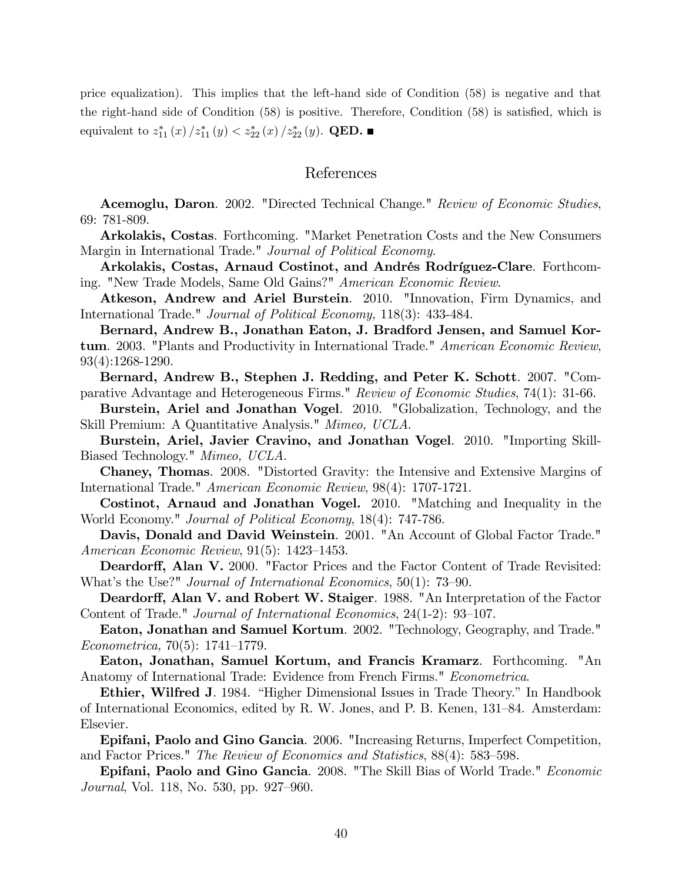price equalization). This implies that the left-hand side of Condition (58) is negative and that the right-hand side of Condition (58) is positive. Therefore, Condition (58) is satisfied, which is equivalent to $z^*_{11}(x)/z^*_{11}(y) < z^*_{22}(x)/z^*_{22}(y)$. **QED.** ■

## References

**Acemoglu, Daron**. 2002. "Directed Technical Change." *Review of Economic Studies*, 69: 781-809.

**Arkolakis, Costas**. Forthcoming. "Market Penetration Costs and the New Consumers Margin in International Trade." *Journal of Political Economy*.

**Arkolakis, Costas, Arnaud Costinot, and Andrés Rodríguez-Clare**. Forthcoming. "New Trade Models, Same Old Gains?" *American Economic Review*.

**Atkeson, Andrew and Ariel Burstein**. 2010. "Innovation, Firm Dynamics, and International Trade." *Journal of Political Economy,* 118(3): 433-484.

**Bernard, Andrew B., Jonathan Eaton, J. Bradford Jensen, and Samuel Kortum**. 2003. "Plants and Productivity in International Trade." *American Economic Review*, 93(4):1268-1290.

**Bernard, Andrew B., Stephen J. Redding, and Peter K. Schott**. 2007. "Comparative Advantage and Heterogeneous Firms." *Review of Economic Studies*, 74(1): 31-66.

**Burstein, Ariel and Jonathan Vogel**. 2010. "Globalization, Technology, and the Skill Premium: A Quantitative Analysis." *Mimeo, UCLA*.

**Burstein, Ariel, Javier Cravino, and Jonathan Vogel**. 2010. "Importing Skill-Biased Technology." *Mimeo, UCLA*.

**Chaney, Thomas**. 2008. "Distorted Gravity: the Intensive and Extensive Margins of International Trade." *American Economic Review*, 98(4): 1707-1721.

**Costinot, Arnaud and Jonathan Vogel.** 2010. "Matching and Inequality in the World Economy." *Journal of Political Economy*, 18(4): 747-786.

**Davis, Donald and David Weinstein**. 2001. "An Account of Global Factor Trade." *American Economic Review*, 91(5): 1423–1453.

**Deardorff, Alan V.** 2000. "Factor Prices and the Factor Content of Trade Revisited: What's the Use?" *Journal of International Economics*, 50(1): 73–90.

**Deardorff, Alan V. and Robert W. Staiger**. 1988. "An Interpretation of the Factor Content of Trade." *Journal of International Economics*, 24(1-2): 93–107.

**Eaton, Jonathan and Samuel Kortum**. 2002. "Technology, Geography, and Trade." *Econometrica,* 70(5): 1741–1779.

**Eaton, Jonathan, Samuel Kortum, and Francis Kramarz**. Forthcoming. "An Anatomy of International Trade: Evidence from French Firms." *Econometrica*.

**Ethier, Wilfred J**. 1984. "Higher Dimensional Issues in Trade Theory." In Handbook of International Economics, edited by R. W. Jones, and P. B. Kenen, 131–84. Amsterdam: Elsevier.

**Epifani, Paolo and Gino Gancia**. 2006. "Increasing Returns, Imperfect Competition, and Factor Prices." *The Review of Economics and Statistics*, 88(4): 583–598.

**Epifani, Paolo and Gino Gancia**. 2008. "The Skill Bias of World Trade." *Economic Journal*, Vol. 118, No. 530, pp. 927–960.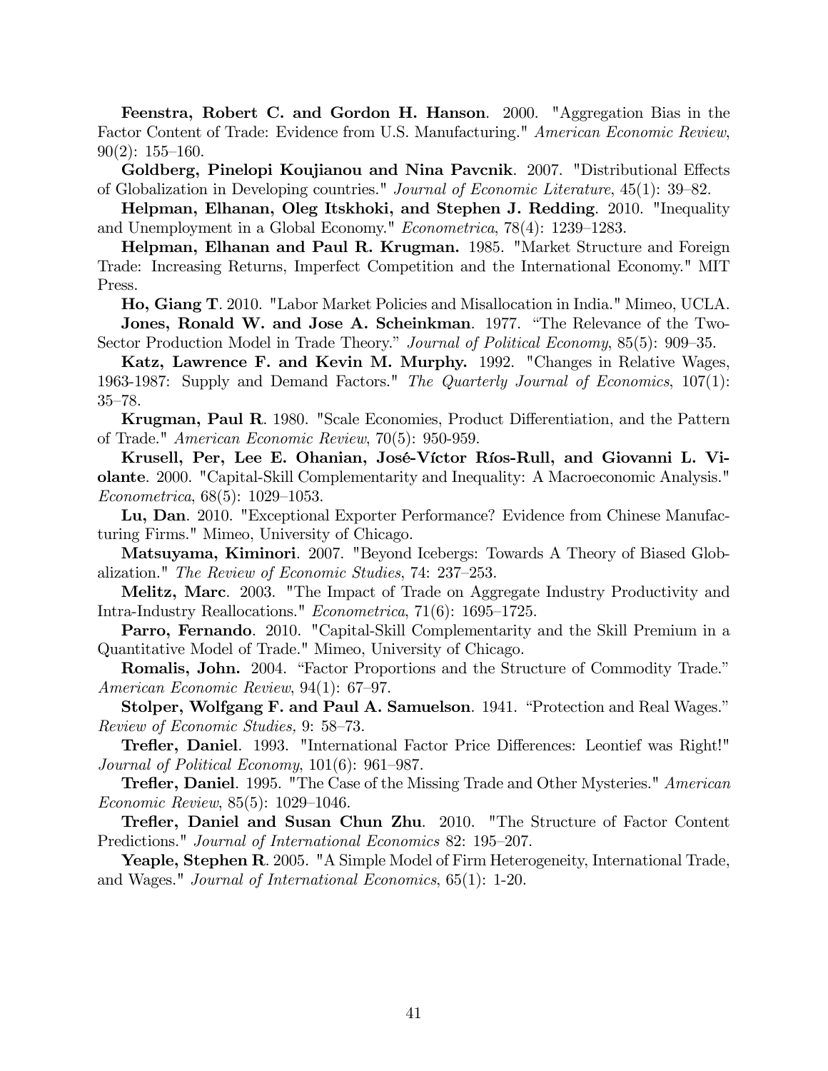**Feenstra, Robert C. and Gordon H. Hanson**. 2000. "Aggregation Bias in the Factor Content of Trade: Evidence from U.S. Manufacturing." *American Economic Review*, 90(2): 155–160.

**Goldberg, Pinelopi Koujianou and Nina Pavcnik**. 2007. "Distributional Effects of Globalization in Developing countries." *Journal of Economic Literature*, 45(1): 39–82.

**Helpman, Elhanan, Oleg Itskhoki, and Stephen J. Redding**. 2010. "Inequality and Unemployment in a Global Economy." *Econometrica*, 78(4): 1239–1283.

**Helpman, Elhanan and Paul R. Krugman.** 1985. "Market Structure and Foreign Trade: Increasing Returns, Imperfect Competition and the International Economy." MIT Press.

**Ho, Giang T**. 2010. "Labor Market Policies and Misallocation in India." Mimeo, UCLA.

**Jones, Ronald W. and Jose A. Scheinkman**. 1977. "The Relevance of the Two-Sector Production Model in Trade Theory." *Journal of Political Economy*, 85(5): 909–35.

**Katz, Lawrence F. and Kevin M. Murphy.** 1992. "Changes in Relative Wages, 1963-1987: Supply and Demand Factors." *The Quarterly Journal of Economics*, 107(1): 35–78.

**Krugman, Paul R**. 1980. "Scale Economies, Product Differentiation, and the Pattern of Trade." *American Economic Review*, 70(5): 950-959.

**Krusell, Per, Lee E. Ohanian, José-Víctor Ríos-Rull, and Giovanni L. Violante**. 2000. "Capital-Skill Complementarity and Inequality: A Macroeconomic Analysis." *Econometrica*, 68(5): 1029–1053.

**Lu, Dan**. 2010. "Exceptional Exporter Performance? Evidence from Chinese Manufacturing Firms." Mimeo, University of Chicago.

**Matsuyama, Kiminori**. 2007. "Beyond Icebergs: Towards A Theory of Biased Globalization." *The Review of Economic Studies*, 74: 237–253.

**Melitz, Marc**. 2003. "The Impact of Trade on Aggregate Industry Productivity and Intra-Industry Reallocations." *Econometrica*, 71(6): 1695–1725.

**Parro, Fernando**. 2010. "Capital-Skill Complementarity and the Skill Premium in a Quantitative Model of Trade." Mimeo, University of Chicago.

**Romalis, John.** 2004. "Factor Proportions and the Structure of Commodity Trade." *American Economic Review*, 94(1): 67–97.

**Stolper, Wolfgang F. and Paul A. Samuelson**. 1941. "Protection and Real Wages." *Review of Economic Studies,* 9: 58–73.

**Trefler, Daniel**. 1993. "International Factor Price Differences: Leontief was Right!" *Journal of Political Economy*, 101(6): 961–987.

**Trefler, Daniel**. 1995. "The Case of the Missing Trade and Other Mysteries." *American Economic Review*, 85(5): 1029–1046.

**Trefler, Daniel and Susan Chun Zhu**. 2010. "The Structure of Factor Content Predictions." *Journal of International Economics* 82: 195–207.

**Yeaple, Stephen R**. 2005. "A Simple Model of Firm Heterogeneity, International Trade, and Wages." *Journal of International Economics*, 65(1): 1-20.